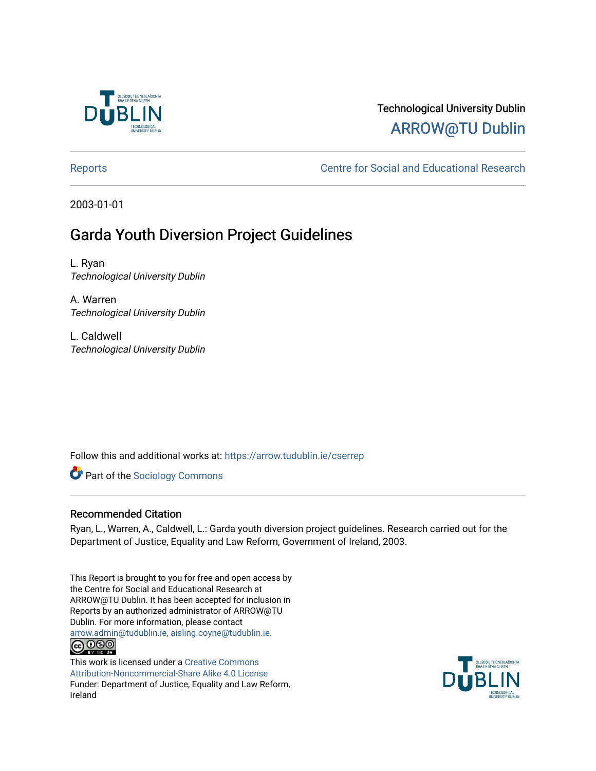Technological University Dublin

ARROW@TU Dublin

Reports

Centre for Social and Educational Research

2003-01-01

# Garda Youth Diversion Project Guidelines

L. Ryan
*Technological University Dublin*

A. Warren
*Technological University Dublin*

L. Caldwell
*Technological University Dublin*

Follow this and additional works at: https://arrow.tudublin.ie/cserrep

Part of the Sociology Commons

## Recommended Citation

Ryan, L., Warren, A., Caldwell, L.: Garda youth diversion project guidelines. Research carried out for the Department of Justice, Equality and Law Reform, Government of Ireland, 2003.

This Report is brought to you for free and open access by the Centre for Social and Educational Research at ARROW@TU Dublin. It has been accepted for inclusion in Reports by an authorized administrator of ARROW@TU Dublin. For more information, please contact arrow.admin@tudublin.ie, aisling.coyne@tudublin.ie.

This work is licensed under a Creative Commons Attribution-Noncommercial-Share Alike 4.0 License
Funder: Department of Justice, Equality and Law Reform, Ireland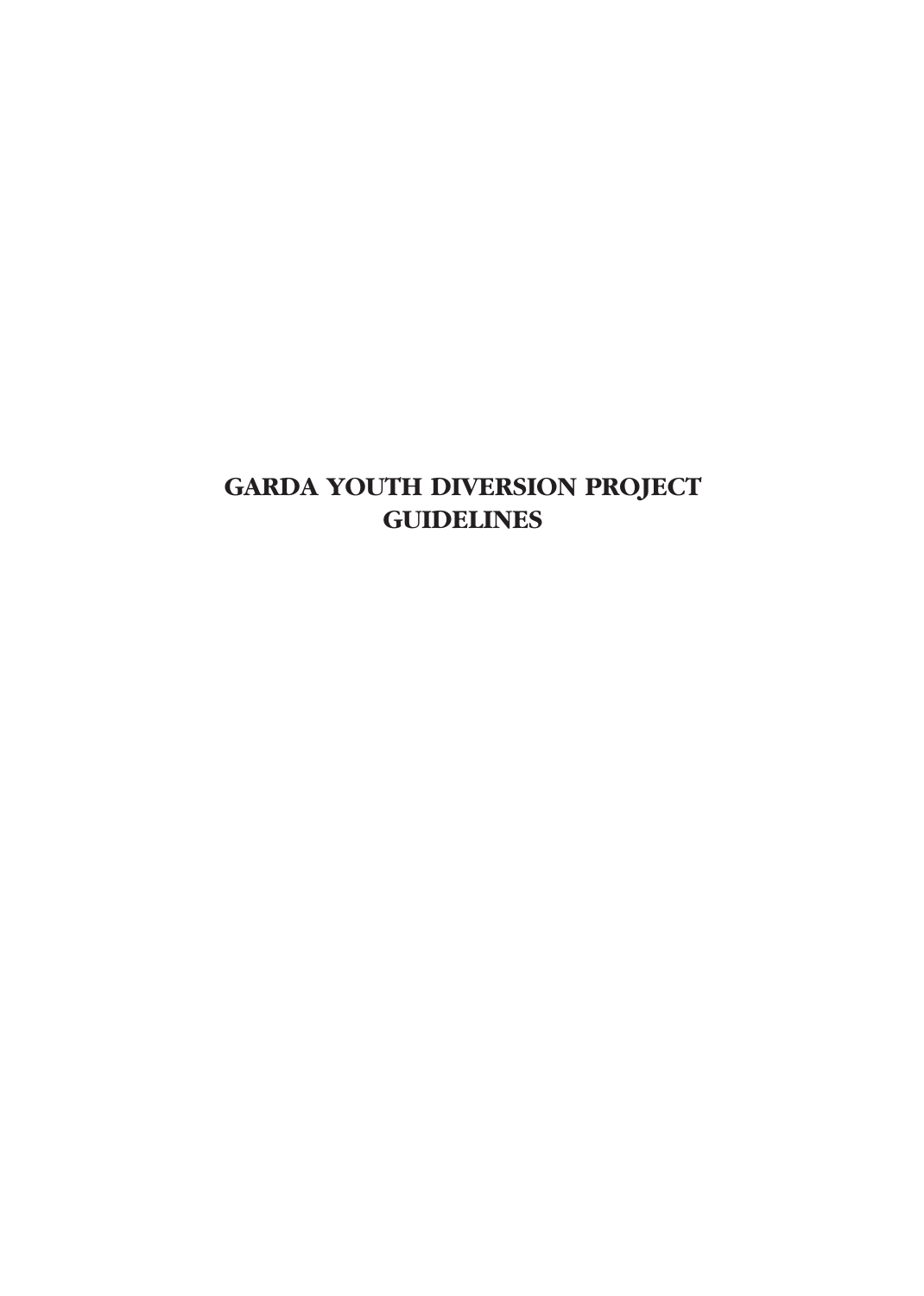# GARDA YOUTH DIVERSION PROJECT GUIDELINES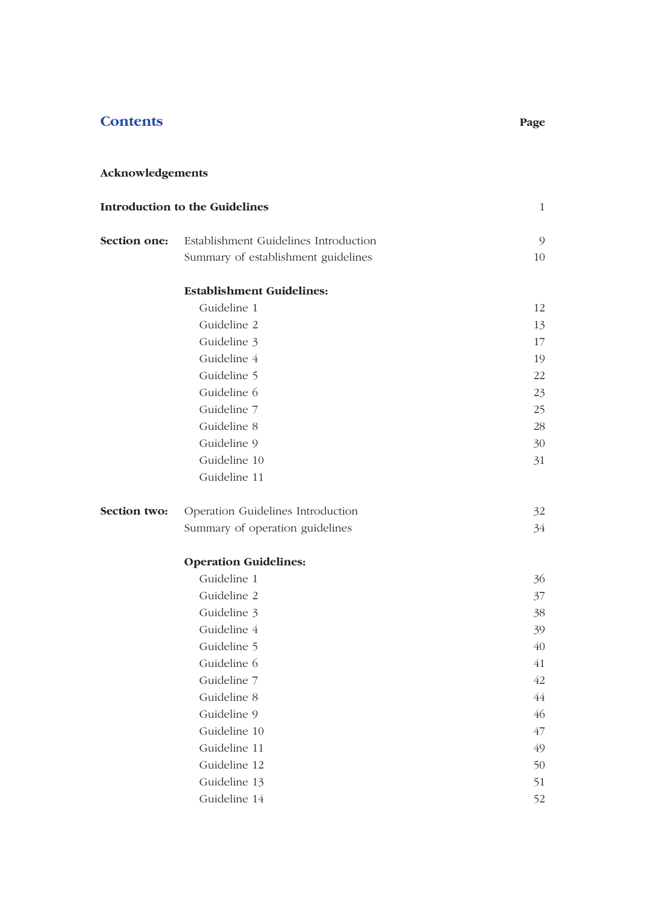# Contents

| | | Page |
|---|---|---|
| **Acknowledgements** | | |
| **Introduction to the Guidelines** | | 1 |
| **Section one:** | Establishment Guidelines Introduction | 9 |
| | Summary of establishment guidelines | 10 |
| | **Establishment Guidelines:** | |
| | Guideline 1 | 12 |
| | Guideline 2 | 13 |
| | Guideline 3 | 17 |
| | Guideline 4 | 19 |
| | Guideline 5 | 22 |
| | Guideline 6 | 23 |
| | Guideline 7 | 25 |
| | Guideline 8 | 28 |
| | Guideline 9 | 30 |
| | Guideline 10 | 31 |
| | Guideline 11 | |
| **Section two:** | Operation Guidelines Introduction | 32 |
| | Summary of operation guidelines | 34 |
| | **Operation Guidelines:** | |
| | Guideline 1 | 36 |
| | Guideline 2 | 37 |
| | Guideline 3 | 38 |
| | Guideline 4 | 39 |
| | Guideline 5 | 40 |
| | Guideline 6 | 41 |
| | Guideline 7 | 42 |
| | Guideline 8 | 44 |
| | Guideline 9 | 46 |
| | Guideline 10 | 47 |
| | Guideline 11 | 49 |
| | Guideline 12 | 50 |
| | Guideline 13 | 51 |
| | Guideline 14 | 52 |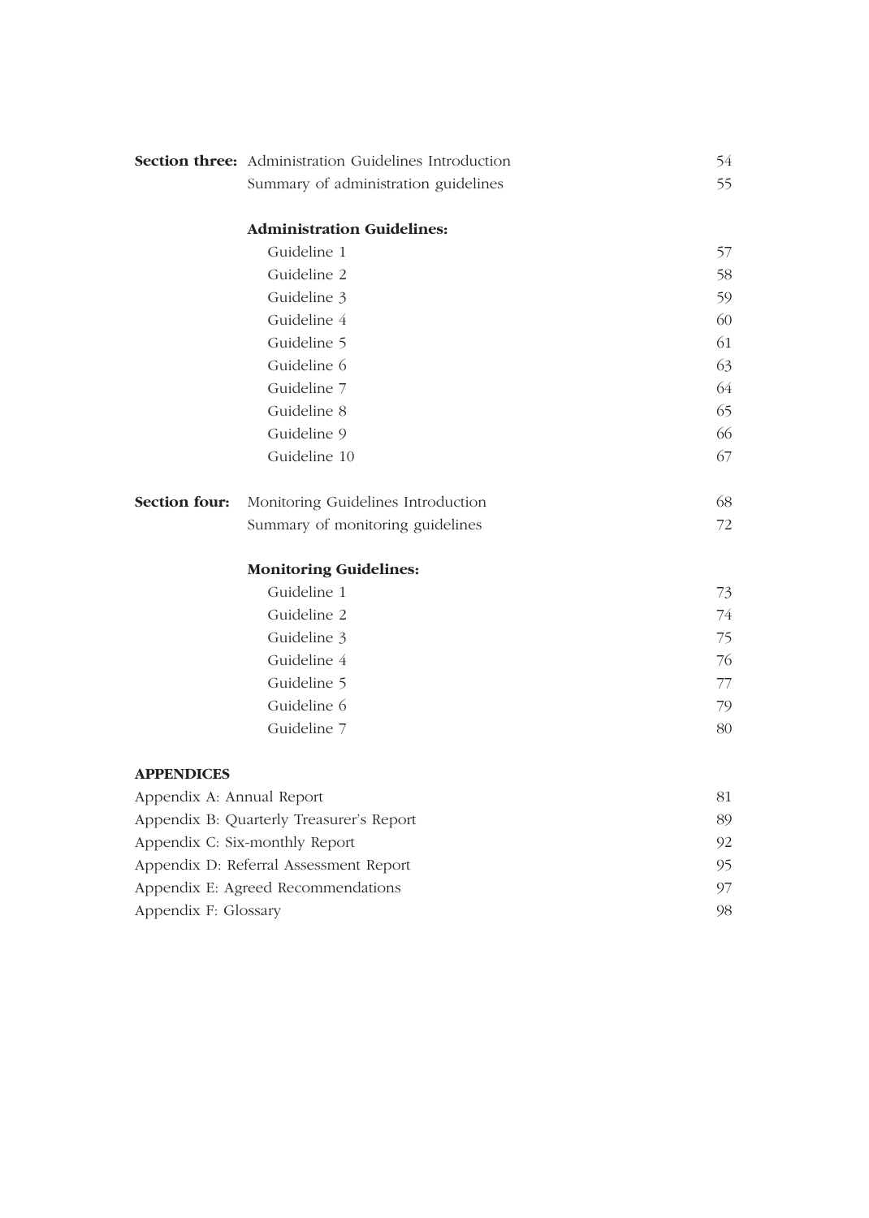| | | |
|---|---|---|
| **Section three:** | Administration Guidelines Introduction | 54 |
| | Summary of administration guidelines | 55 |
| | **Administration Guidelines:** | |
| | Guideline 1 | 57 |
| | Guideline 2 | 58 |
| | Guideline 3 | 59 |
| | Guideline 4 | 60 |
| | Guideline 5 | 61 |
| | Guideline 6 | 63 |
| | Guideline 7 | 64 |
| | Guideline 8 | 65 |
| | Guideline 9 | 66 |
| | Guideline 10 | 67 |
| **Section four:** | Monitoring Guidelines Introduction | 68 |
| | Summary of monitoring guidelines | 72 |
| | **Monitoring Guidelines:** | |
| | Guideline 1 | 73 |
| | Guideline 2 | 74 |
| | Guideline 3 | 75 |
| | Guideline 4 | 76 |
| | Guideline 5 | 77 |
| | Guideline 6 | 79 |
| | Guideline 7 | 80 |

**APPENDICES**

| | |
|---|---|
| Appendix A: Annual Report | 81 |
| Appendix B: Quarterly Treasurer's Report | 89 |
| Appendix C: Six-monthly Report | 92 |
| Appendix D: Referral Assessment Report | 95 |
| Appendix E: Agreed Recommendations | 97 |
| Appendix F: Glossary | 98 |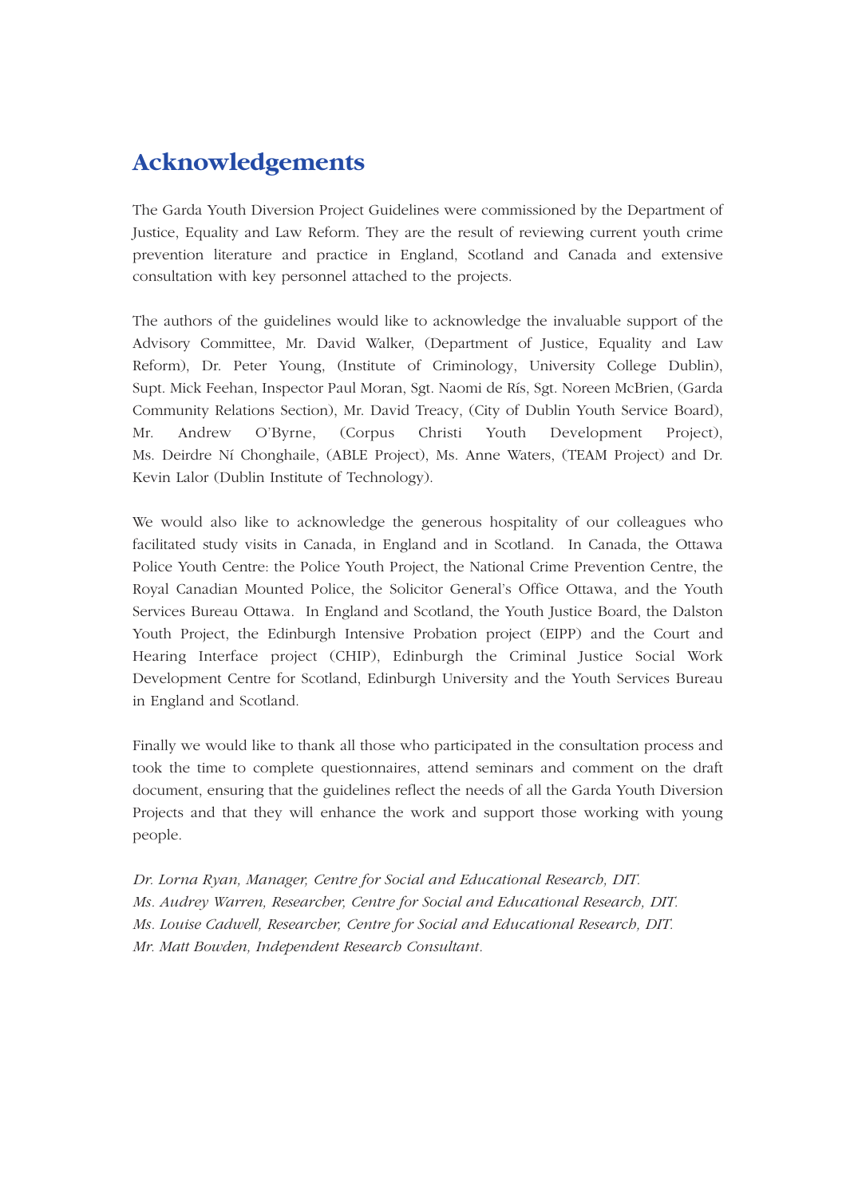# Acknowledgements

The Garda Youth Diversion Project Guidelines were commissioned by the Department of Justice, Equality and Law Reform. They are the result of reviewing current youth crime prevention literature and practice in England, Scotland and Canada and extensive consultation with key personnel attached to the projects.

The authors of the guidelines would like to acknowledge the invaluable support of the Advisory Committee, Mr. David Walker, (Department of Justice, Equality and Law Reform), Dr. Peter Young, (Institute of Criminology, University College Dublin), Supt. Mick Feehan, Inspector Paul Moran, Sgt. Naomi de Rís, Sgt. Noreen McBrien, (Garda Community Relations Section), Mr. David Treacy, (City of Dublin Youth Service Board), Mr. Andrew O'Byrne, (Corpus Christi Youth Development Project), Ms. Deirdre Ní Chonghaile, (ABLE Project), Ms. Anne Waters, (TEAM Project) and Dr. Kevin Lalor (Dublin Institute of Technology).

We would also like to acknowledge the generous hospitality of our colleagues who facilitated study visits in Canada, in England and in Scotland. In Canada, the Ottawa Police Youth Centre: the Police Youth Project, the National Crime Prevention Centre, the Royal Canadian Mounted Police, the Solicitor General's Office Ottawa, and the Youth Services Bureau Ottawa. In England and Scotland, the Youth Justice Board, the Dalston Youth Project, the Edinburgh Intensive Probation project (EIPP) and the Court and Hearing Interface project (CHIP), Edinburgh the Criminal Justice Social Work Development Centre for Scotland, Edinburgh University and the Youth Services Bureau in England and Scotland.

Finally we would like to thank all those who participated in the consultation process and took the time to complete questionnaires, attend seminars and comment on the draft document, ensuring that the guidelines reflect the needs of all the Garda Youth Diversion Projects and that they will enhance the work and support those working with young people.

*Dr. Lorna Ryan, Manager, Centre for Social and Educational Research, DIT.*
*Ms. Audrey Warren, Researcher, Centre for Social and Educational Research, DIT.*
*Ms. Louise Cadwell, Researcher, Centre for Social and Educational Research, DIT.*
*Mr. Matt Bowden, Independent Research Consultant.*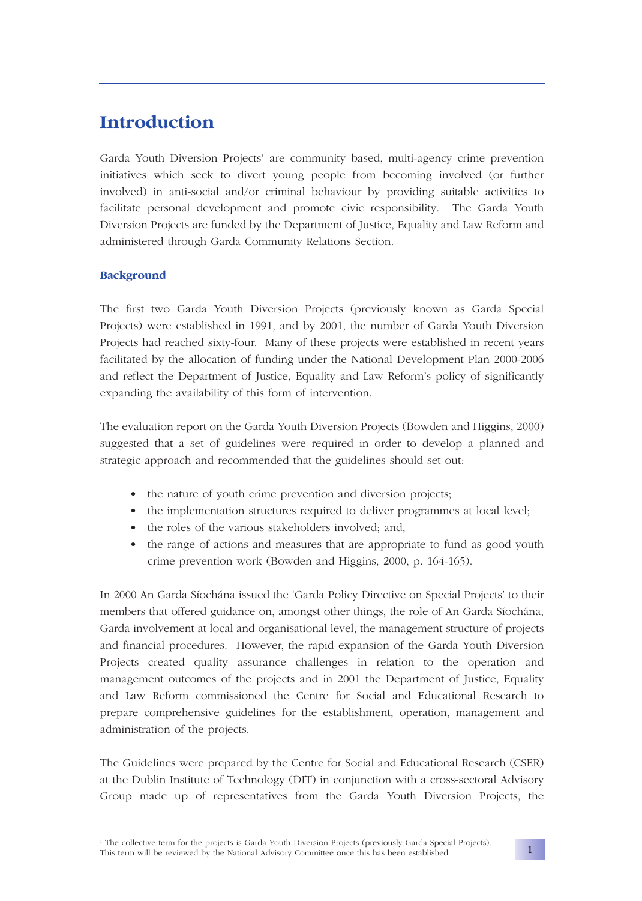# Introduction

Garda Youth Diversion Projects[1] are community based, multi-agency crime prevention initiatives which seek to divert young people from becoming involved (or further involved) in anti-social and/or criminal behaviour by providing suitable activities to facilitate personal development and promote civic responsibility. The Garda Youth Diversion Projects are funded by the Department of Justice, Equality and Law Reform and administered through Garda Community Relations Section.

## Background

The first two Garda Youth Diversion Projects (previously known as Garda Special Projects) were established in 1991, and by 2001, the number of Garda Youth Diversion Projects had reached sixty-four. Many of these projects were established in recent years facilitated by the allocation of funding under the National Development Plan 2000-2006 and reflect the Department of Justice, Equality and Law Reform's policy of significantly expanding the availability of this form of intervention.

The evaluation report on the Garda Youth Diversion Projects (Bowden and Higgins, 2000) suggested that a set of guidelines were required in order to develop a planned and strategic approach and recommended that the guidelines should set out:

- the nature of youth crime prevention and diversion projects;
- the implementation structures required to deliver programmes at local level;
- the roles of the various stakeholders involved; and,
- the range of actions and measures that are appropriate to fund as good youth crime prevention work (Bowden and Higgins, 2000, p. 164-165).

In 2000 An Garda Síochána issued the 'Garda Policy Directive on Special Projects' to their members that offered guidance on, amongst other things, the role of An Garda Síochána, Garda involvement at local and organisational level, the management structure of projects and financial procedures. However, the rapid expansion of the Garda Youth Diversion Projects created quality assurance challenges in relation to the operation and management outcomes of the projects and in 2001 the Department of Justice, Equality and Law Reform commissioned the Centre for Social and Educational Research to prepare comprehensive guidelines for the establishment, operation, management and administration of the projects.

The Guidelines were prepared by the Centre for Social and Educational Research (CSER) at the Dublin Institute of Technology (DIT) in conjunction with a cross-sectoral Advisory Group made up of representatives from the Garda Youth Diversion Projects, the

[1] The collective term for the projects is Garda Youth Diversion Projects (previously Garda Special Projects). This term will be reviewed by the National Advisory Committee once this has been established.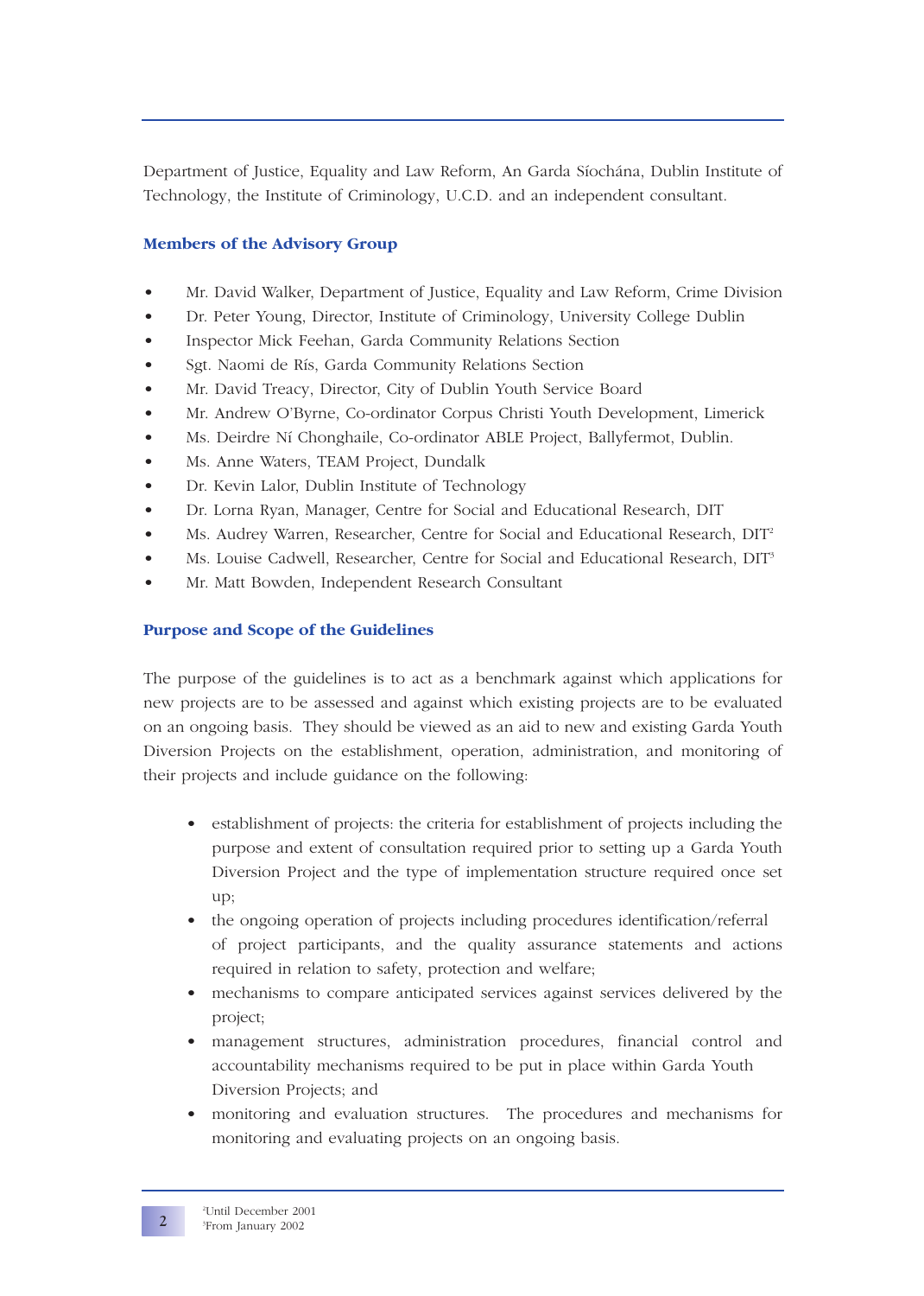Department of Justice, Equality and Law Reform, An Garda Síochána, Dublin Institute of Technology, the Institute of Criminology, U.C.D. and an independent consultant.

### Members of the Advisory Group

- Mr. David Walker, Department of Justice, Equality and Law Reform, Crime Division
- Dr. Peter Young, Director, Institute of Criminology, University College Dublin
- Inspector Mick Feehan, Garda Community Relations Section
- Sgt. Naomi de Rís, Garda Community Relations Section
- Mr. David Treacy, Director, City of Dublin Youth Service Board
- Mr. Andrew O'Byrne, Co-ordinator Corpus Christi Youth Development, Limerick
- Ms. Deirdre Ní Chonghaile, Co-ordinator ABLE Project, Ballyfermot, Dublin.
- Ms. Anne Waters, TEAM Project, Dundalk
- Dr. Kevin Lalor, Dublin Institute of Technology
- Dr. Lorna Ryan, Manager, Centre for Social and Educational Research, DIT
- Ms. Audrey Warren, Researcher, Centre for Social and Educational Research, DIT[2]
- Ms. Louise Cadwell, Researcher, Centre for Social and Educational Research, DIT[3]
- Mr. Matt Bowden, Independent Research Consultant

### Purpose and Scope of the Guidelines

The purpose of the guidelines is to act as a benchmark against which applications for new projects are to be assessed and against which existing projects are to be evaluated on an ongoing basis. They should be viewed as an aid to new and existing Garda Youth Diversion Projects on the establishment, operation, administration, and monitoring of their projects and include guidance on the following:

- establishment of projects: the criteria for establishment of projects including the purpose and extent of consultation required prior to setting up a Garda Youth Diversion Project and the type of implementation structure required once set up;
- the ongoing operation of projects including procedures identification/referral of project participants, and the quality assurance statements and actions required in relation to safety, protection and welfare;
- mechanisms to compare anticipated services against services delivered by the project;
- management structures, administration procedures, financial control and accountability mechanisms required to be put in place within Garda Youth Diversion Projects; and
- monitoring and evaluation structures. The procedures and mechanisms for monitoring and evaluating projects on an ongoing basis.

[2] Until December 2001
[3] From January 2002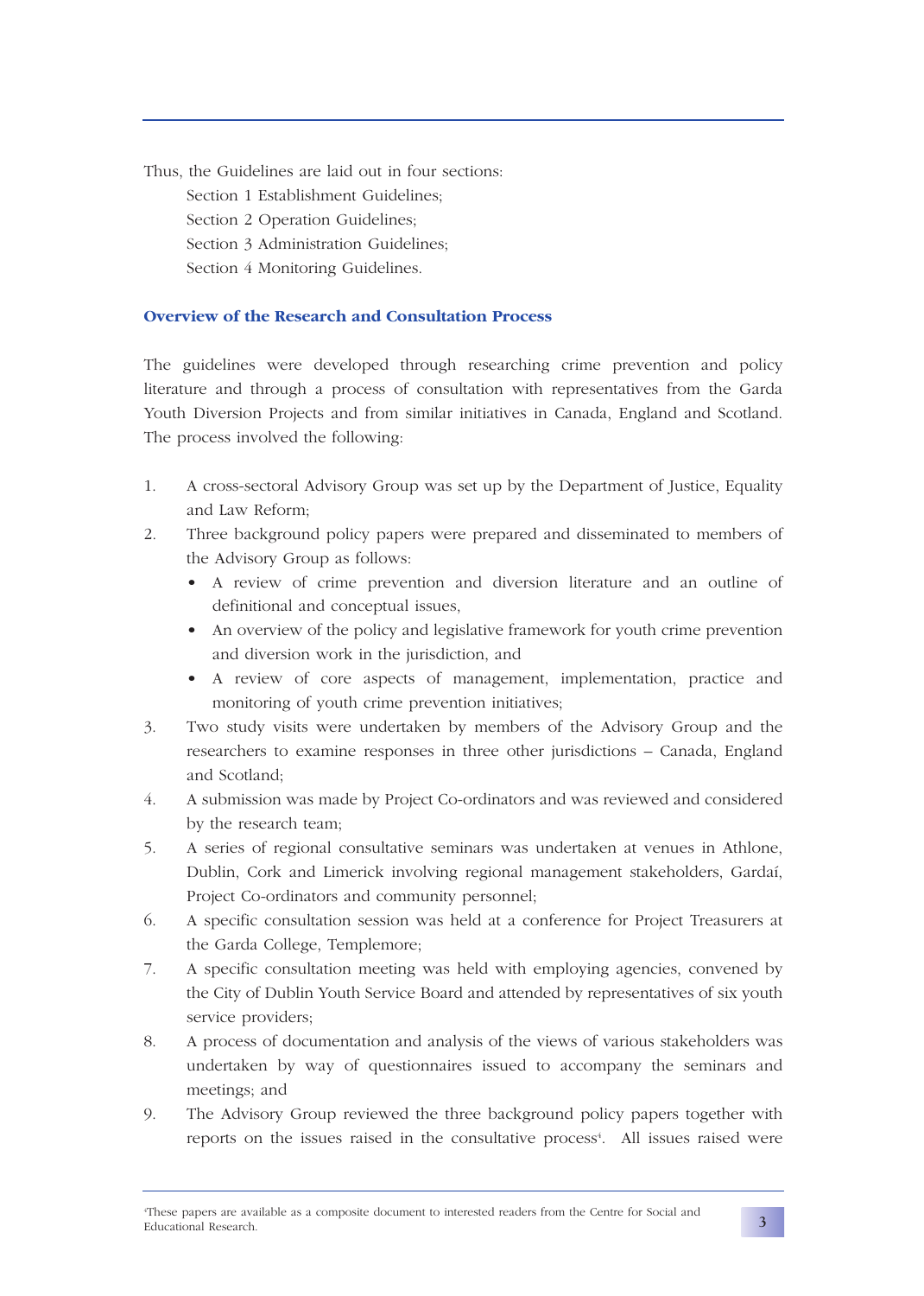Thus, the Guidelines are laid out in four sections:

Section 1 Establishment Guidelines;
Section 2 Operation Guidelines;
Section 3 Administration Guidelines;
Section 4 Monitoring Guidelines.

### Overview of the Research and Consultation Process

The guidelines were developed through researching crime prevention and policy literature and through a process of consultation with representatives from the Garda Youth Diversion Projects and from similar initiatives in Canada, England and Scotland. The process involved the following:

1. A cross-sectoral Advisory Group was set up by the Department of Justice, Equality and Law Reform;
2. Three background policy papers were prepared and disseminated to members of the Advisory Group as follows:
   - A review of crime prevention and diversion literature and an outline of definitional and conceptual issues,
   - An overview of the policy and legislative framework for youth crime prevention and diversion work in the jurisdiction, and
   - A review of core aspects of management, implementation, practice and monitoring of youth crime prevention initiatives;
3. Two study visits were undertaken by members of the Advisory Group and the researchers to examine responses in three other jurisdictions – Canada, England and Scotland;
4. A submission was made by Project Co-ordinators and was reviewed and considered by the research team;
5. A series of regional consultative seminars was undertaken at venues in Athlone, Dublin, Cork and Limerick involving regional management stakeholders, Gardaí, Project Co-ordinators and community personnel;
6. A specific consultation session was held at a conference for Project Treasurers at the Garda College, Templemore;
7. A specific consultation meeting was held with employing agencies, convened by the City of Dublin Youth Service Board and attended by representatives of six youth service providers;
8. A process of documentation and analysis of the views of various stakeholders was undertaken by way of questionnaires issued to accompany the seminars and meetings; and
9. The Advisory Group reviewed the three background policy papers together with reports on the issues raised in the consultative process[4]. All issues raised were

[4] These papers are available as a composite document to interested readers from the Centre for Social and Educational Research.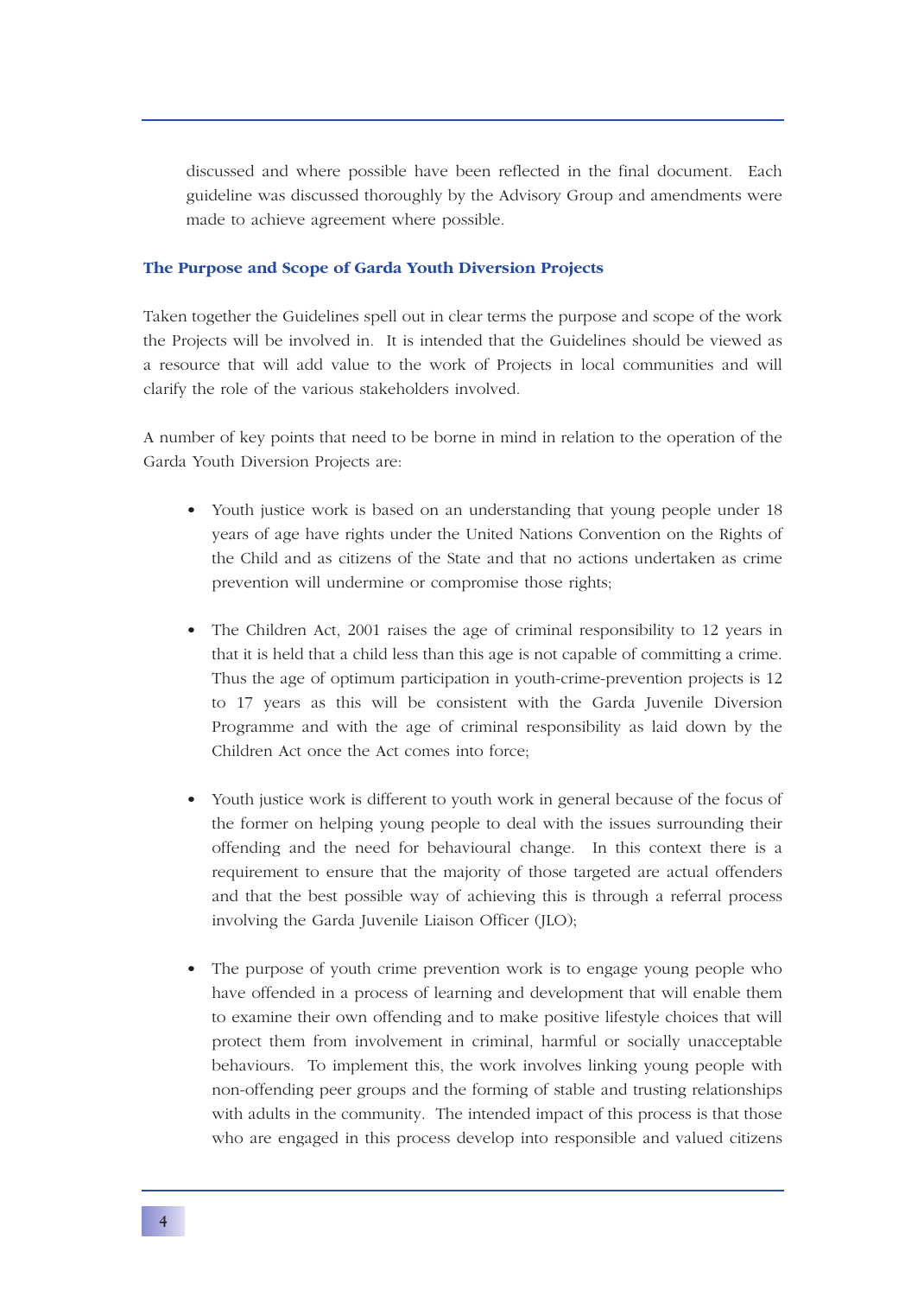discussed and where possible have been reflected in the final document. Each guideline was discussed thoroughly by the Advisory Group and amendments were made to achieve agreement where possible.

### The Purpose and Scope of Garda Youth Diversion Projects

Taken together the Guidelines spell out in clear terms the purpose and scope of the work the Projects will be involved in. It is intended that the Guidelines should be viewed as a resource that will add value to the work of Projects in local communities and will clarify the role of the various stakeholders involved.

A number of key points that need to be borne in mind in relation to the operation of the Garda Youth Diversion Projects are:

- Youth justice work is based on an understanding that young people under 18 years of age have rights under the United Nations Convention on the Rights of the Child and as citizens of the State and that no actions undertaken as crime prevention will undermine or compromise those rights;

- The Children Act, 2001 raises the age of criminal responsibility to 12 years in that it is held that a child less than this age is not capable of committing a crime. Thus the age of optimum participation in youth-crime-prevention projects is 12 to 17 years as this will be consistent with the Garda Juvenile Diversion Programme and with the age of criminal responsibility as laid down by the Children Act once the Act comes into force;

- Youth justice work is different to youth work in general because of the focus of the former on helping young people to deal with the issues surrounding their offending and the need for behavioural change. In this context there is a requirement to ensure that the majority of those targeted are actual offenders and that the best possible way of achieving this is through a referral process involving the Garda Juvenile Liaison Officer (JLO);

- The purpose of youth crime prevention work is to engage young people who have offended in a process of learning and development that will enable them to examine their own offending and to make positive lifestyle choices that will protect them from involvement in criminal, harmful or socially unacceptable behaviours. To implement this, the work involves linking young people with non-offending peer groups and the forming of stable and trusting relationships with adults in the community. The intended impact of this process is that those who are engaged in this process develop into responsible and valued citizens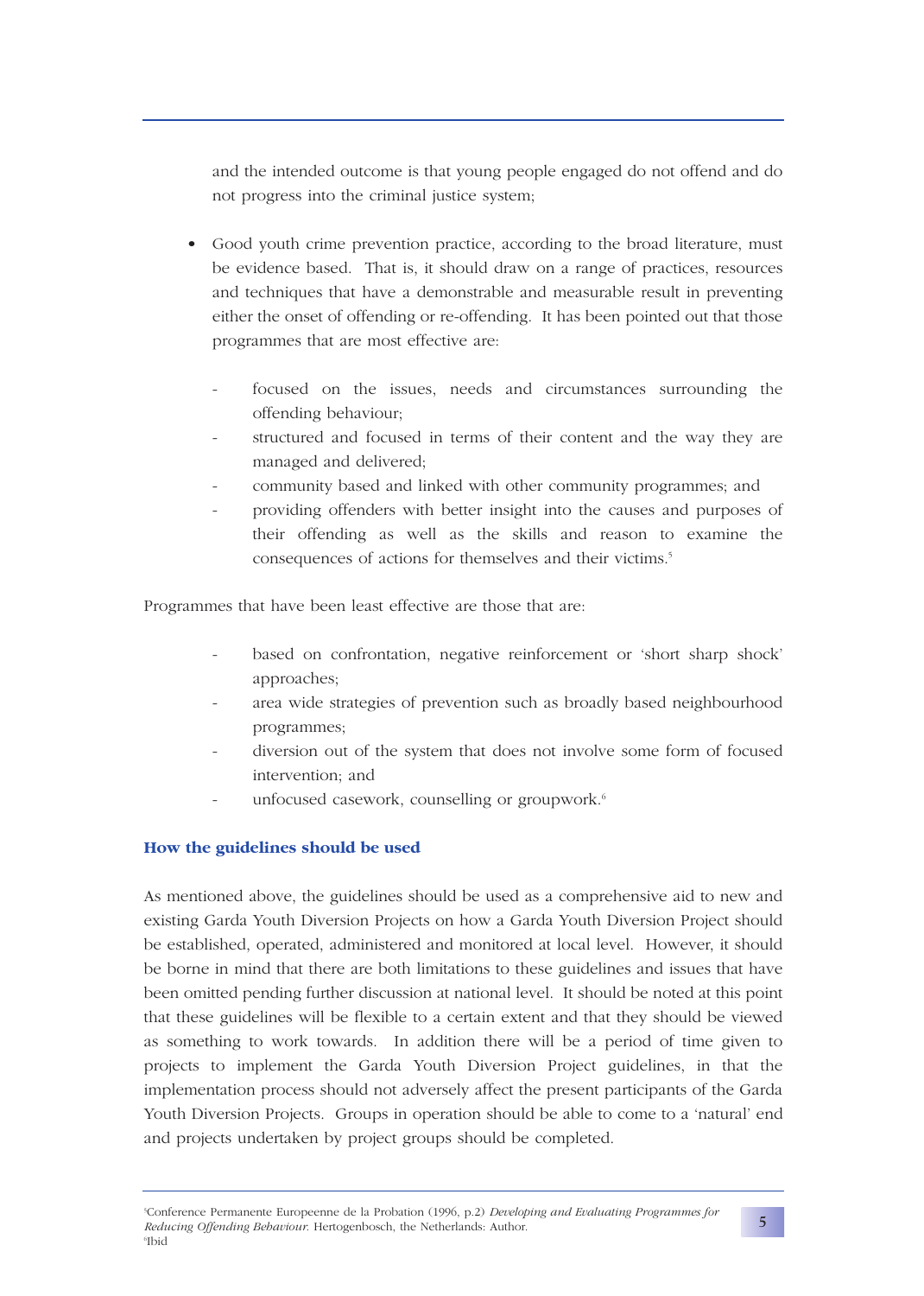and the intended outcome is that young people engaged do not offend and do not progress into the criminal justice system;

- Good youth crime prevention practice, according to the broad literature, must be evidence based. That is, it should draw on a range of practices, resources and techniques that have a demonstrable and measurable result in preventing either the onset of offending or re-offending. It has been pointed out that those programmes that are most effective are:

  - focused on the issues, needs and circumstances surrounding the offending behaviour;
  - structured and focused in terms of their content and the way they are managed and delivered;
  - community based and linked with other community programmes; and
  - providing offenders with better insight into the causes and purposes of their offending as well as the skills and reason to examine the consequences of actions for themselves and their victims.[5]

Programmes that have been least effective are those that are:

- based on confrontation, negative reinforcement or 'short sharp shock' approaches;
- area wide strategies of prevention such as broadly based neighbourhood programmes;
- diversion out of the system that does not involve some form of focused intervention; and
- unfocused casework, counselling or groupwork.[6]

### How the guidelines should be used

As mentioned above, the guidelines should be used as a comprehensive aid to new and existing Garda Youth Diversion Projects on how a Garda Youth Diversion Project should be established, operated, administered and monitored at local level. However, it should be borne in mind that there are both limitations to these guidelines and issues that have been omitted pending further discussion at national level. It should be noted at this point that these guidelines will be flexible to a certain extent and that they should be viewed as something to work towards. In addition there will be a period of time given to projects to implement the Garda Youth Diversion Project guidelines, in that the implementation process should not adversely affect the present participants of the Garda Youth Diversion Projects. Groups in operation should be able to come to a 'natural' end and projects undertaken by project groups should be completed.

[5] Conference Permanente Europeenne de la Probation (1996, p.2) *Developing and Evaluating Programmes for Reducing Offending Behaviour.* Hertogenbosch, the Netherlands: Author.
[6] Ibid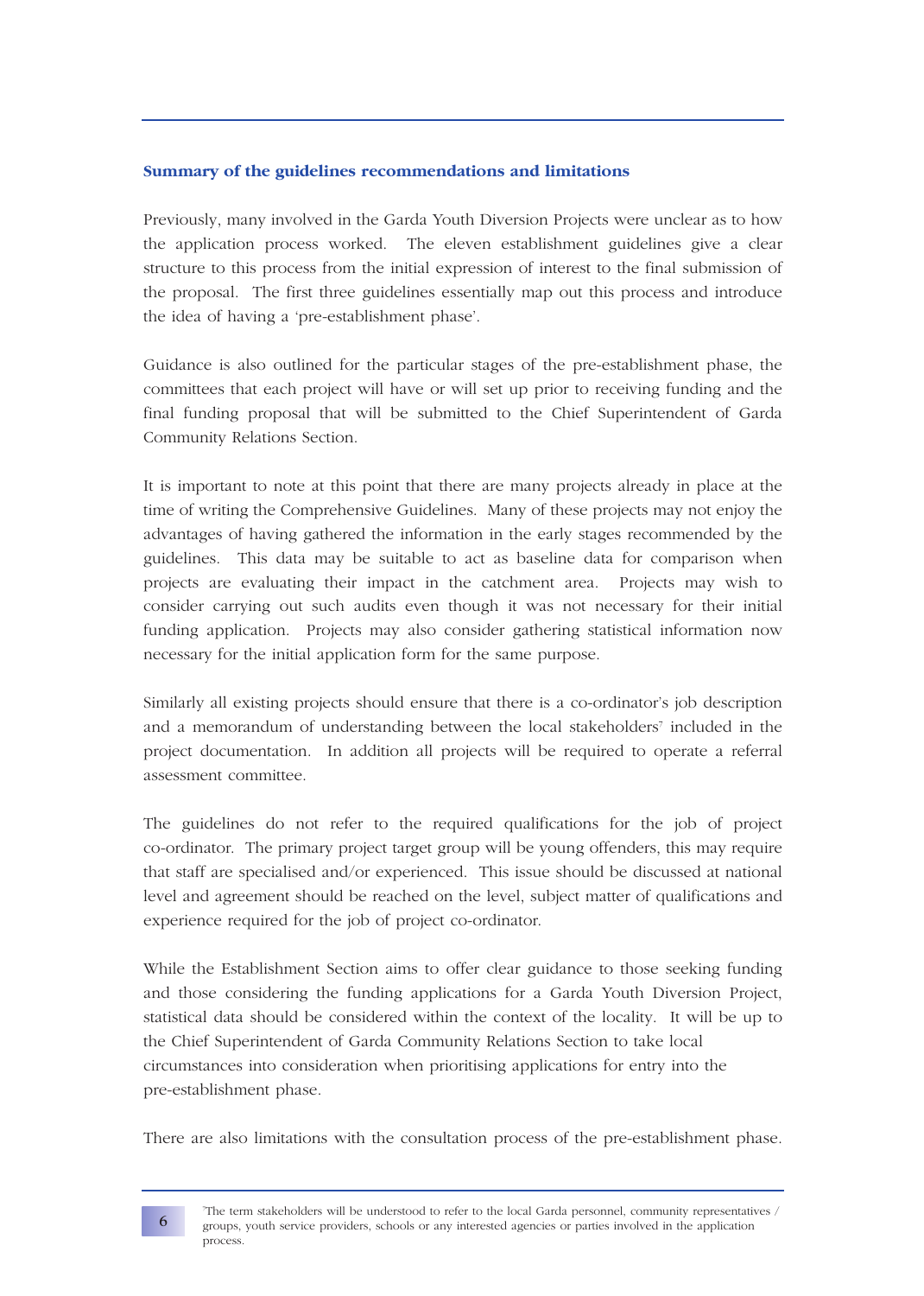### Summary of the guidelines recommendations and limitations

Previously, many involved in the Garda Youth Diversion Projects were unclear as to how the application process worked. The eleven establishment guidelines give a clear structure to this process from the initial expression of interest to the final submission of the proposal. The first three guidelines essentially map out this process and introduce the idea of having a 'pre-establishment phase'.

Guidance is also outlined for the particular stages of the pre-establishment phase, the committees that each project will have or will set up prior to receiving funding and the final funding proposal that will be submitted to the Chief Superintendent of Garda Community Relations Section.

It is important to note at this point that there are many projects already in place at the time of writing the Comprehensive Guidelines. Many of these projects may not enjoy the advantages of having gathered the information in the early stages recommended by the guidelines. This data may be suitable to act as baseline data for comparison when projects are evaluating their impact in the catchment area. Projects may wish to consider carrying out such audits even though it was not necessary for their initial funding application. Projects may also consider gathering statistical information now necessary for the initial application form for the same purpose.

Similarly all existing projects should ensure that there is a co-ordinator's job description and a memorandum of understanding between the local stakeholders[7] included in the project documentation. In addition all projects will be required to operate a referral assessment committee.

The guidelines do not refer to the required qualifications for the job of project co-ordinator. The primary project target group will be young offenders, this may require that staff are specialised and/or experienced. This issue should be discussed at national level and agreement should be reached on the level, subject matter of qualifications and experience required for the job of project co-ordinator.

While the Establishment Section aims to offer clear guidance to those seeking funding and those considering the funding applications for a Garda Youth Diversion Project, statistical data should be considered within the context of the locality. It will be up to the Chief Superintendent of Garda Community Relations Section to take local circumstances into consideration when prioritising applications for entry into the pre-establishment phase.

There are also limitations with the consultation process of the pre-establishment phase.

---

[7] The term stakeholders will be understood to refer to the local Garda personnel, community representatives / groups, youth service providers, schools or any interested agencies or parties involved in the application process.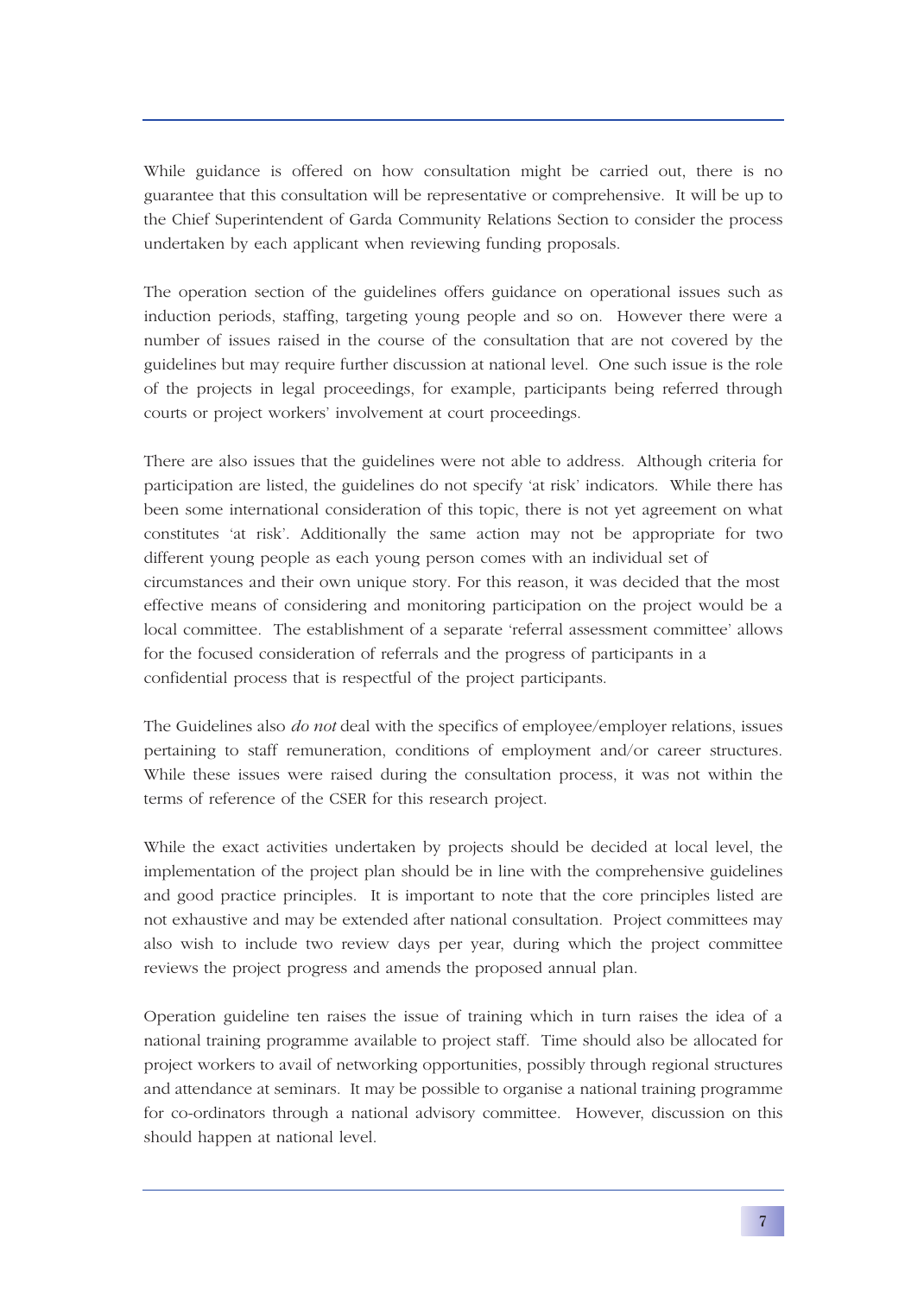While guidance is offered on how consultation might be carried out, there is no guarantee that this consultation will be representative or comprehensive. It will be up to the Chief Superintendent of Garda Community Relations Section to consider the process undertaken by each applicant when reviewing funding proposals.

The operation section of the guidelines offers guidance on operational issues such as induction periods, staffing, targeting young people and so on. However there were a number of issues raised in the course of the consultation that are not covered by the guidelines but may require further discussion at national level. One such issue is the role of the projects in legal proceedings, for example, participants being referred through courts or project workers' involvement at court proceedings.

There are also issues that the guidelines were not able to address. Although criteria for participation are listed, the guidelines do not specify 'at risk' indicators. While there has been some international consideration of this topic, there is not yet agreement on what constitutes 'at risk'. Additionally the same action may not be appropriate for two different young people as each young person comes with an individual set of circumstances and their own unique story. For this reason, it was decided that the most effective means of considering and monitoring participation on the project would be a local committee. The establishment of a separate 'referral assessment committee' allows for the focused consideration of referrals and the progress of participants in a confidential process that is respectful of the project participants.

The Guidelines also *do not* deal with the specifics of employee/employer relations, issues pertaining to staff remuneration, conditions of employment and/or career structures. While these issues were raised during the consultation process, it was not within the terms of reference of the CSER for this research project.

While the exact activities undertaken by projects should be decided at local level, the implementation of the project plan should be in line with the comprehensive guidelines and good practice principles. It is important to note that the core principles listed are not exhaustive and may be extended after national consultation. Project committees may also wish to include two review days per year, during which the project committee reviews the project progress and amends the proposed annual plan.

Operation guideline ten raises the issue of training which in turn raises the idea of a national training programme available to project staff. Time should also be allocated for project workers to avail of networking opportunities, possibly through regional structures and attendance at seminars. It may be possible to organise a national training programme for co-ordinators through a national advisory committee. However, discussion on this should happen at national level.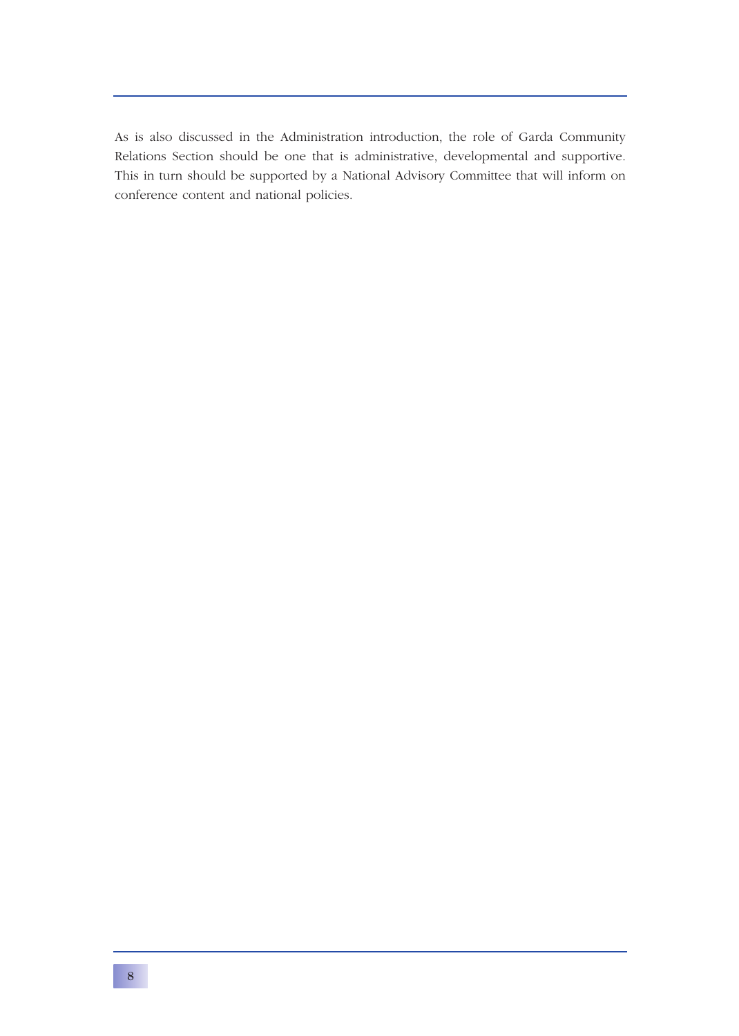As is also discussed in the Administration introduction, the role of Garda Community Relations Section should be one that is administrative, developmental and supportive. This in turn should be supported by a National Advisory Committee that will inform on conference content and national policies.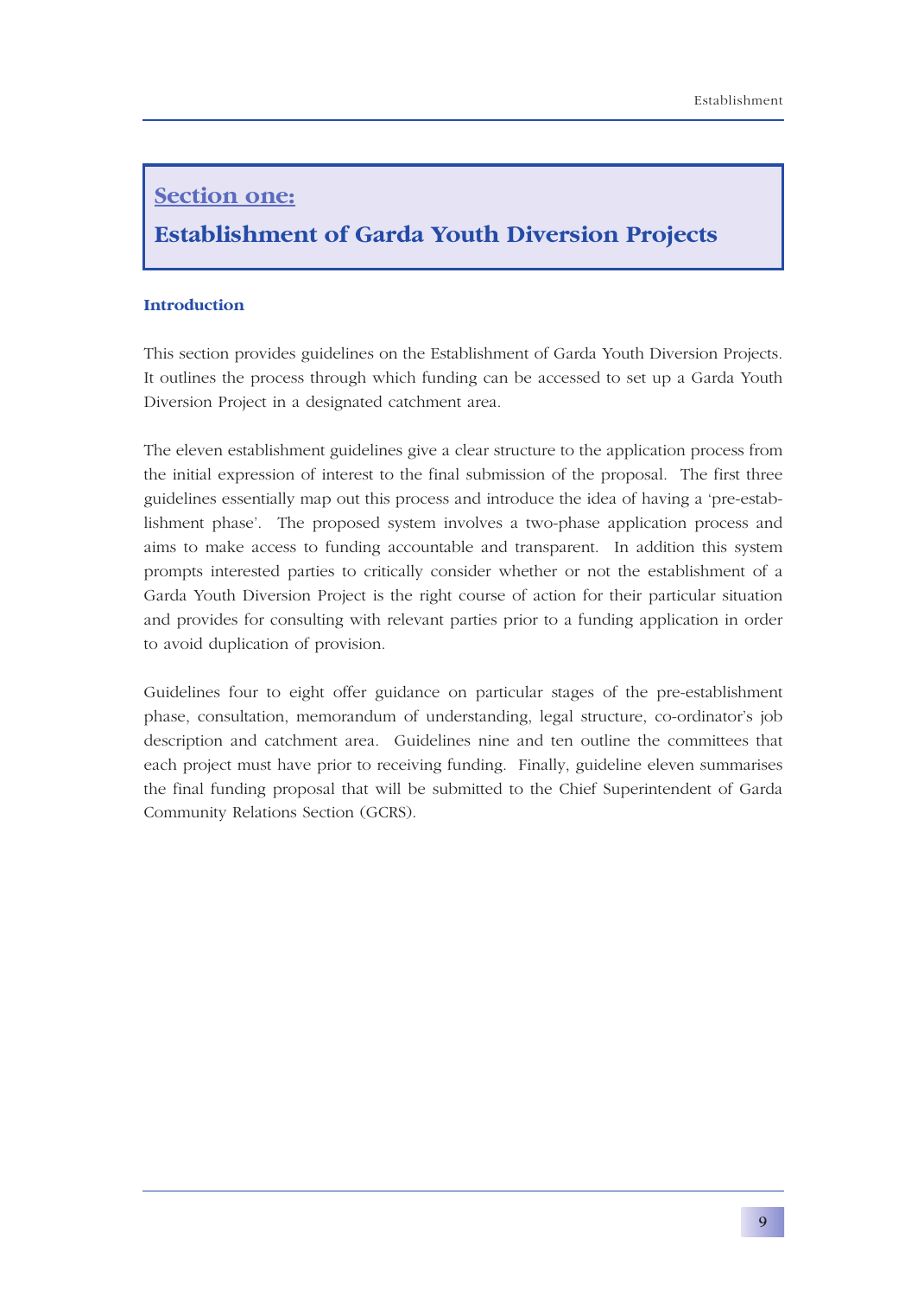# Section one:

# Establishment of Garda Youth Diversion Projects

### Introduction

This section provides guidelines on the Establishment of Garda Youth Diversion Projects. It outlines the process through which funding can be accessed to set up a Garda Youth Diversion Project in a designated catchment area.

The eleven establishment guidelines give a clear structure to the application process from the initial expression of interest to the final submission of the proposal. The first three guidelines essentially map out this process and introduce the idea of having a 'pre-establishment phase'. The proposed system involves a two-phase application process and aims to make access to funding accountable and transparent. In addition this system prompts interested parties to critically consider whether or not the establishment of a Garda Youth Diversion Project is the right course of action for their particular situation and provides for consulting with relevant parties prior to a funding application in order to avoid duplication of provision.

Guidelines four to eight offer guidance on particular stages of the pre-establishment phase, consultation, memorandum of understanding, legal structure, co-ordinator's job description and catchment area. Guidelines nine and ten outline the committees that each project must have prior to receiving funding. Finally, guideline eleven summarises the final funding proposal that will be submitted to the Chief Superintendent of Garda Community Relations Section (GCRS).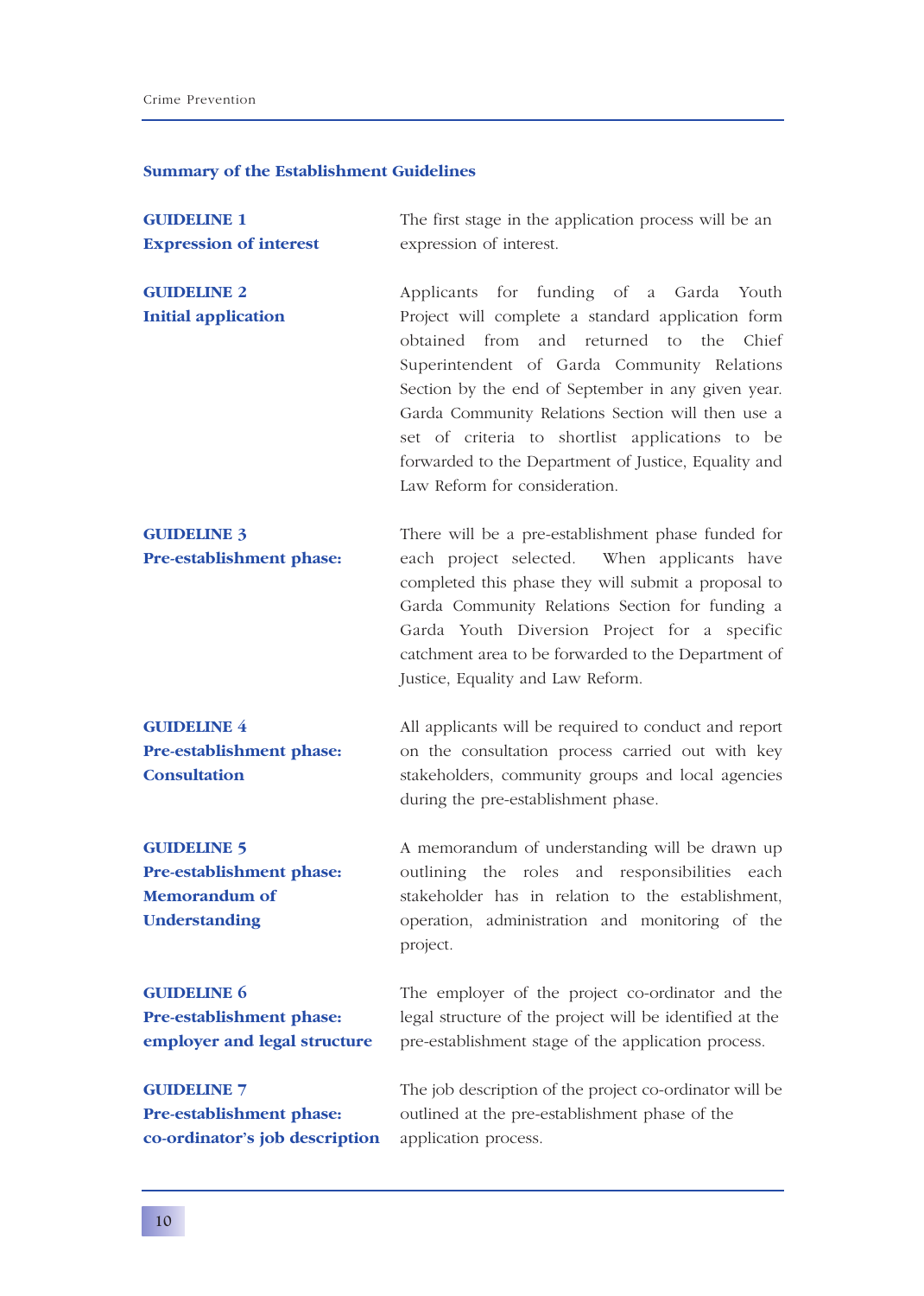## Summary of the Establishment Guidelines

**GUIDELINE 1**
**Expression of interest**

The first stage in the application process will be an expression of interest.

**GUIDELINE 2**
**Initial application**

Applicants for funding of a Garda Youth Project will complete a standard application form obtained from and returned to the Chief Superintendent of Garda Community Relations Section by the end of September in any given year. Garda Community Relations Section will then use a set of criteria to shortlist applications to be forwarded to the Department of Justice, Equality and Law Reform for consideration.

**GUIDELINE 3**
**Pre-establishment phase:**

There will be a pre-establishment phase funded for each project selected. When applicants have completed this phase they will submit a proposal to Garda Community Relations Section for funding a Garda Youth Diversion Project for a specific catchment area to be forwarded to the Department of Justice, Equality and Law Reform.

**GUIDELINE 4**
**Pre-establishment phase: Consultation**

All applicants will be required to conduct and report on the consultation process carried out with key stakeholders, community groups and local agencies during the pre-establishment phase.

**GUIDELINE 5**
**Pre-establishment phase: Memorandum of Understanding**

A memorandum of understanding will be drawn up outlining the roles and responsibilities each stakeholder has in relation to the establishment, operation, administration and monitoring of the project.

**GUIDELINE 6**
**Pre-establishment phase: employer and legal structure**

The employer of the project co-ordinator and the legal structure of the project will be identified at the pre-establishment stage of the application process.

**GUIDELINE 7**
**Pre-establishment phase: co-ordinator's job description**

The job description of the project co-ordinator will be outlined at the pre-establishment phase of the application process.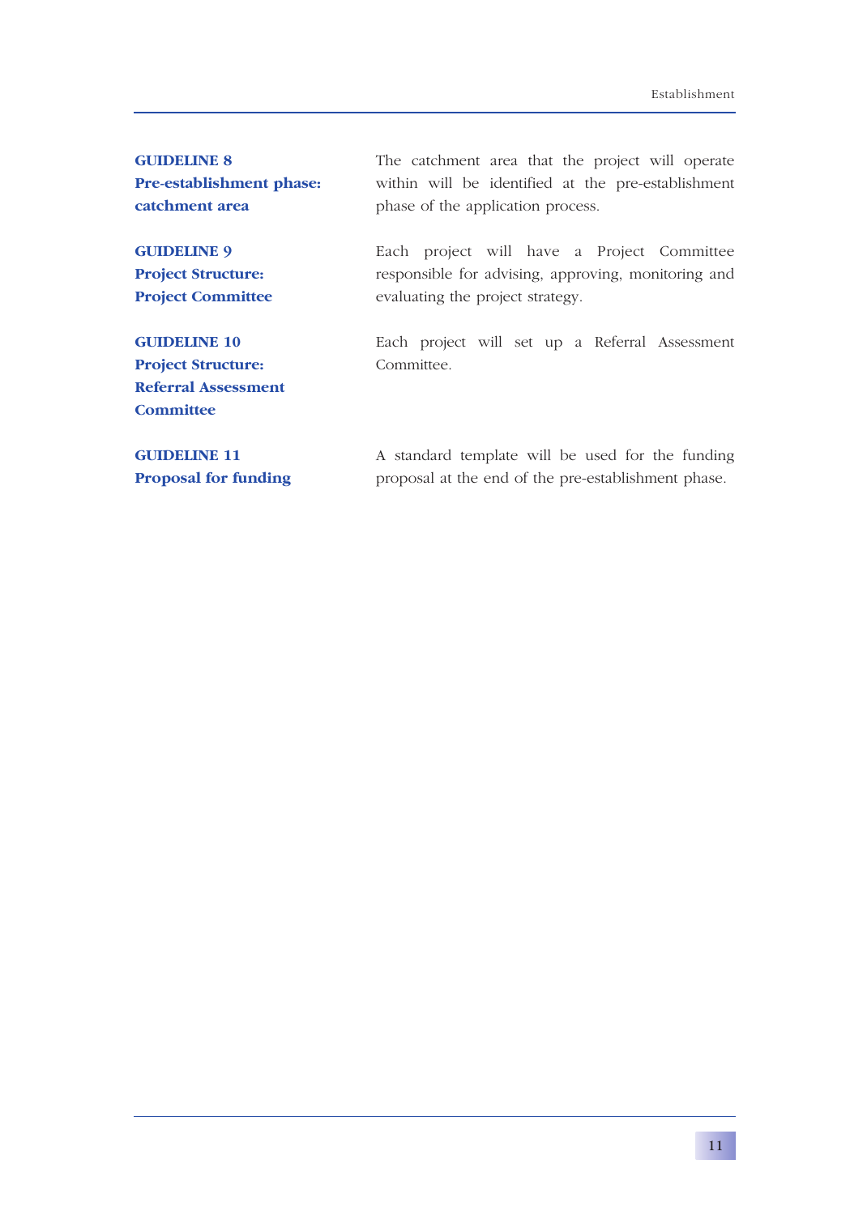**GUIDELINE 8**
**Pre-establishment phase: catchment area**

The catchment area that the project will operate within will be identified at the pre-establishment phase of the application process.

**GUIDELINE 9**
**Project Structure: Project Committee**

Each project will have a Project Committee responsible for advising, approving, monitoring and evaluating the project strategy.

**GUIDELINE 10**
**Project Structure: Referral Assessment Committee**

Each project will set up a Referral Assessment Committee.

**GUIDELINE 11**
**Proposal for funding**

A standard template will be used for the funding proposal at the end of the pre-establishment phase.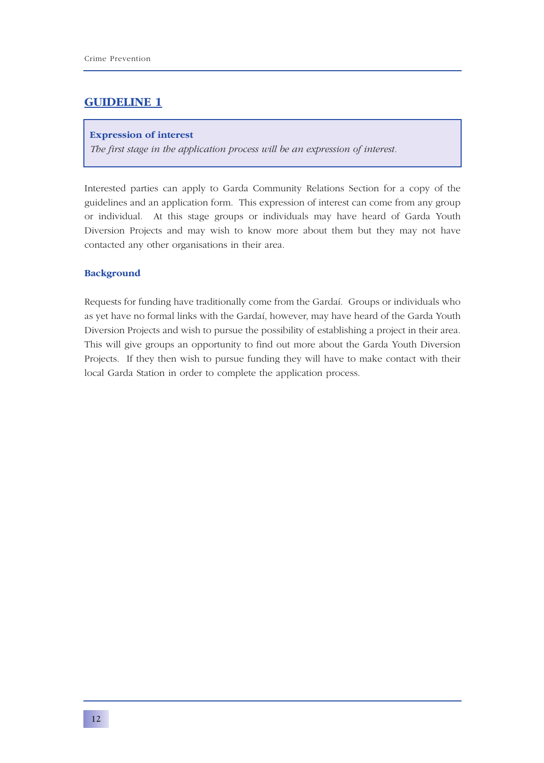## GUIDELINE 1

**Expression of interest**

*The first stage in the application process will be an expression of interest.*

Interested parties can apply to Garda Community Relations Section for a copy of the guidelines and an application form. This expression of interest can come from any group or individual. At this stage groups or individuals may have heard of Garda Youth Diversion Projects and may wish to know more about them but they may not have contacted any other organisations in their area.

### Background

Requests for funding have traditionally come from the Gardaí. Groups or individuals who as yet have no formal links with the Gardaí, however, may have heard of the Garda Youth Diversion Projects and wish to pursue the possibility of establishing a project in their area. This will give groups an opportunity to find out more about the Garda Youth Diversion Projects. If they then wish to pursue funding they will have to make contact with their local Garda Station in order to complete the application process.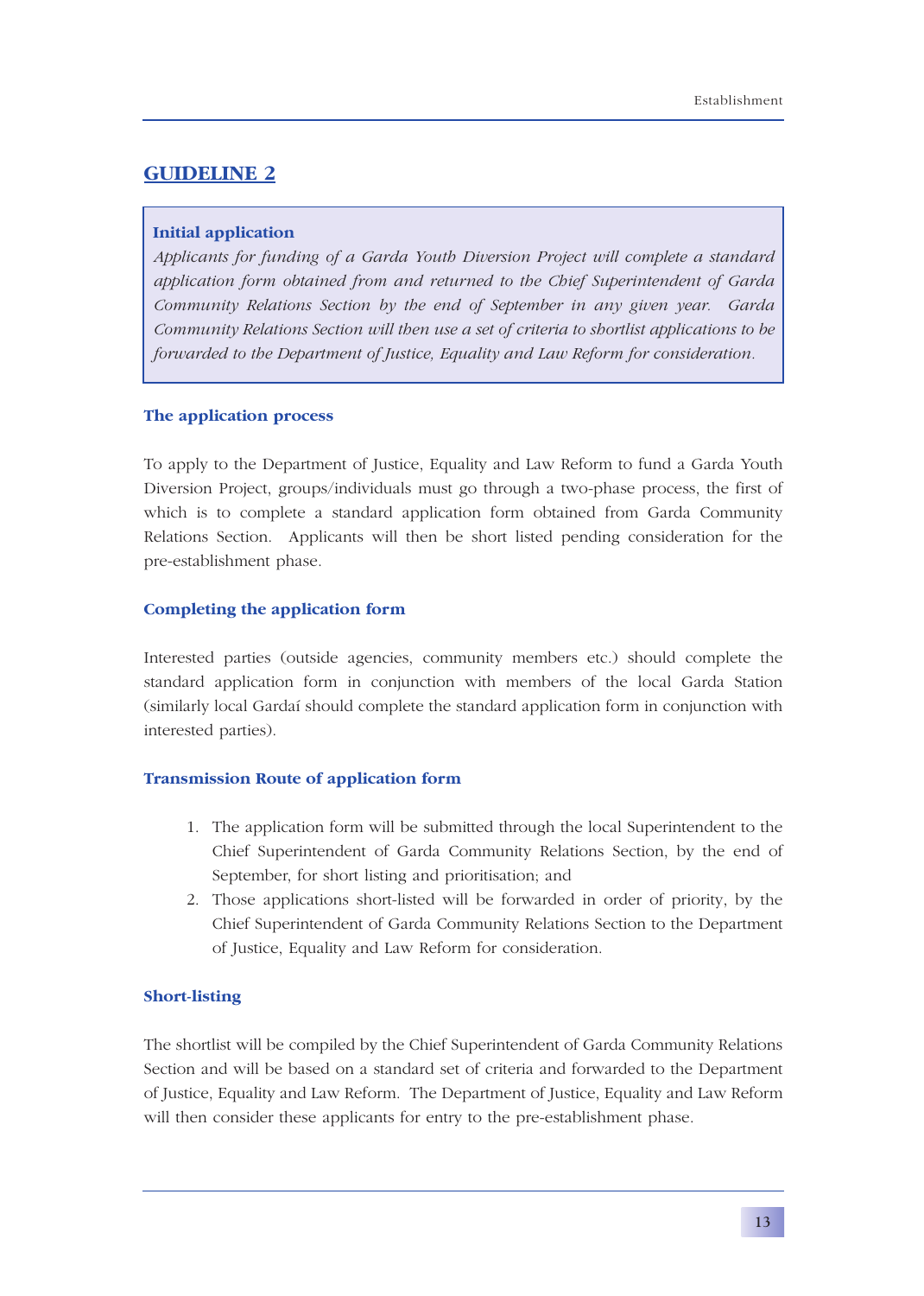## GUIDELINE 2

**Initial application**

*Applicants for funding of a Garda Youth Diversion Project will complete a standard application form obtained from and returned to the Chief Superintendent of Garda Community Relations Section by the end of September in any given year. Garda Community Relations Section will then use a set of criteria to shortlist applications to be forwarded to the Department of Justice, Equality and Law Reform for consideration.*

### The application process

To apply to the Department of Justice, Equality and Law Reform to fund a Garda Youth Diversion Project, groups/individuals must go through a two-phase process, the first of which is to complete a standard application form obtained from Garda Community Relations Section. Applicants will then be short listed pending consideration for the pre-establishment phase.

### Completing the application form

Interested parties (outside agencies, community members etc.) should complete the standard application form in conjunction with members of the local Garda Station (similarly local Gardaí should complete the standard application form in conjunction with interested parties).

### Transmission Route of application form

1. The application form will be submitted through the local Superintendent to the Chief Superintendent of Garda Community Relations Section, by the end of September, for short listing and prioritisation; and
2. Those applications short-listed will be forwarded in order of priority, by the Chief Superintendent of Garda Community Relations Section to the Department of Justice, Equality and Law Reform for consideration.

### Short-listing

The shortlist will be compiled by the Chief Superintendent of Garda Community Relations Section and will be based on a standard set of criteria and forwarded to the Department of Justice, Equality and Law Reform. The Department of Justice, Equality and Law Reform will then consider these applicants for entry to the pre-establishment phase.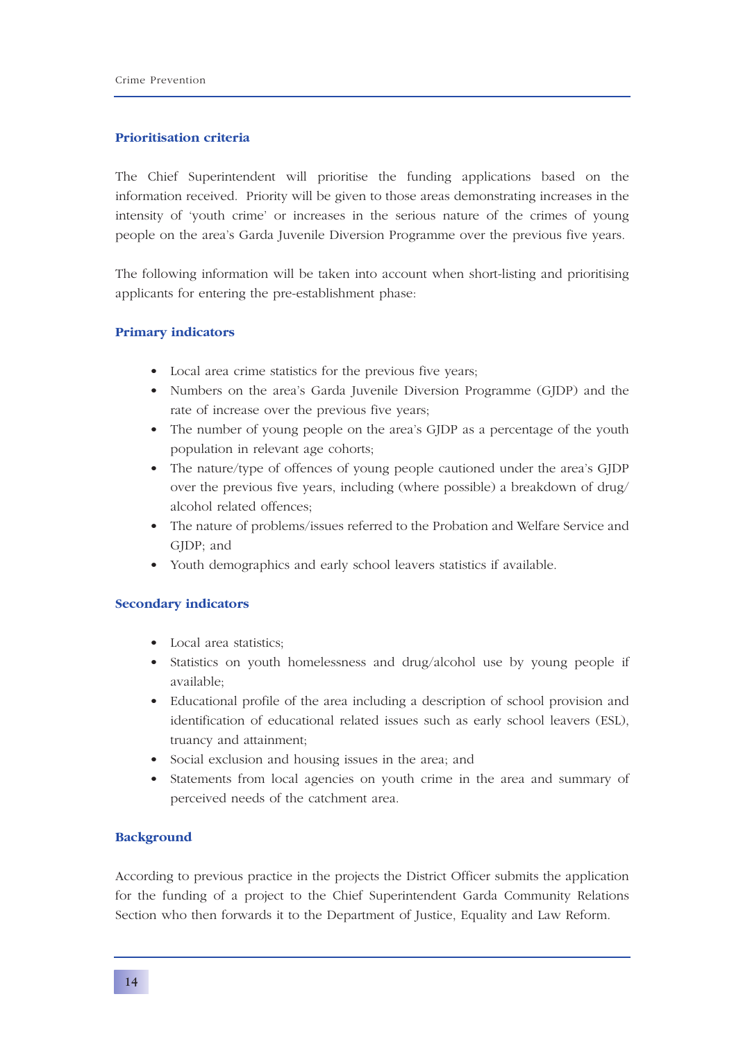### Prioritisation criteria

The Chief Superintendent will prioritise the funding applications based on the information received. Priority will be given to those areas demonstrating increases in the intensity of 'youth crime' or increases in the serious nature of the crimes of young people on the area's Garda Juvenile Diversion Programme over the previous five years.

The following information will be taken into account when short-listing and prioritising applicants for entering the pre-establishment phase:

### Primary indicators

- Local area crime statistics for the previous five years;
- Numbers on the area's Garda Juvenile Diversion Programme (GJDP) and the rate of increase over the previous five years;
- The number of young people on the area's GJDP as a percentage of the youth population in relevant age cohorts;
- The nature/type of offences of young people cautioned under the area's GJDP over the previous five years, including (where possible) a breakdown of drug/alcohol related offences;
- The nature of problems/issues referred to the Probation and Welfare Service and GJDP; and
- Youth demographics and early school leavers statistics if available.

### Secondary indicators

- Local area statistics;
- Statistics on youth homelessness and drug/alcohol use by young people if available;
- Educational profile of the area including a description of school provision and identification of educational related issues such as early school leavers (ESL), truancy and attainment;
- Social exclusion and housing issues in the area; and
- Statements from local agencies on youth crime in the area and summary of perceived needs of the catchment area.

### Background

According to previous practice in the projects the District Officer submits the application for the funding of a project to the Chief Superintendent Garda Community Relations Section who then forwards it to the Department of Justice, Equality and Law Reform.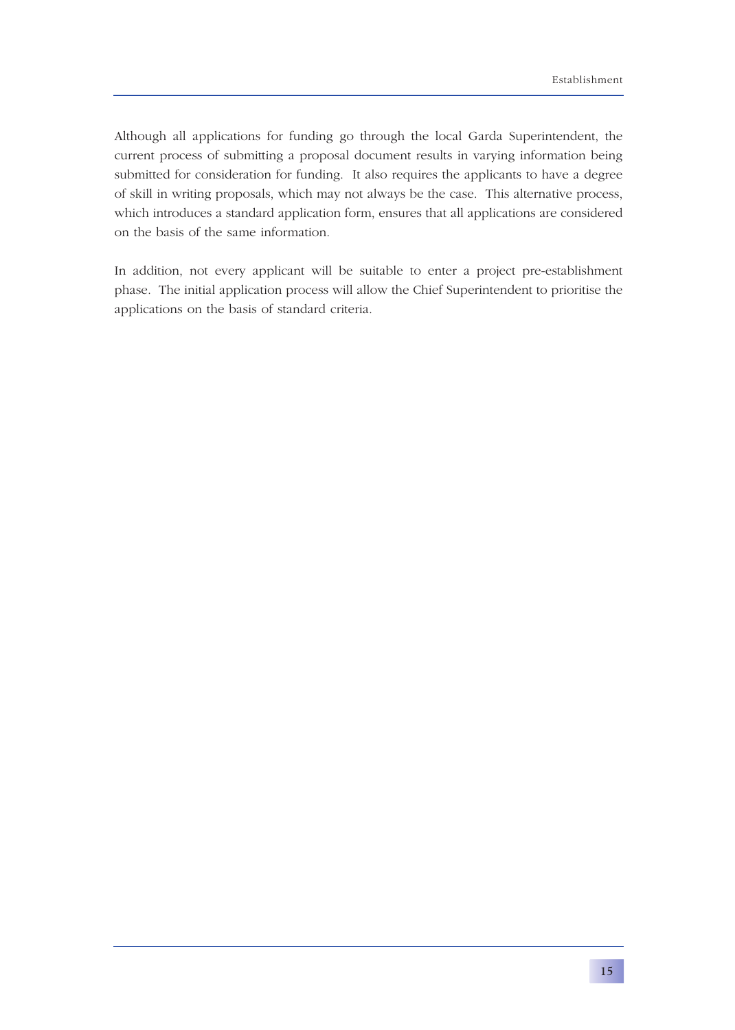Although all applications for funding go through the local Garda Superintendent, the current process of submitting a proposal document results in varying information being submitted for consideration for funding. It also requires the applicants to have a degree of skill in writing proposals, which may not always be the case. This alternative process, which introduces a standard application form, ensures that all applications are considered on the basis of the same information.

In addition, not every applicant will be suitable to enter a project pre-establishment phase. The initial application process will allow the Chief Superintendent to prioritise the applications on the basis of standard criteria.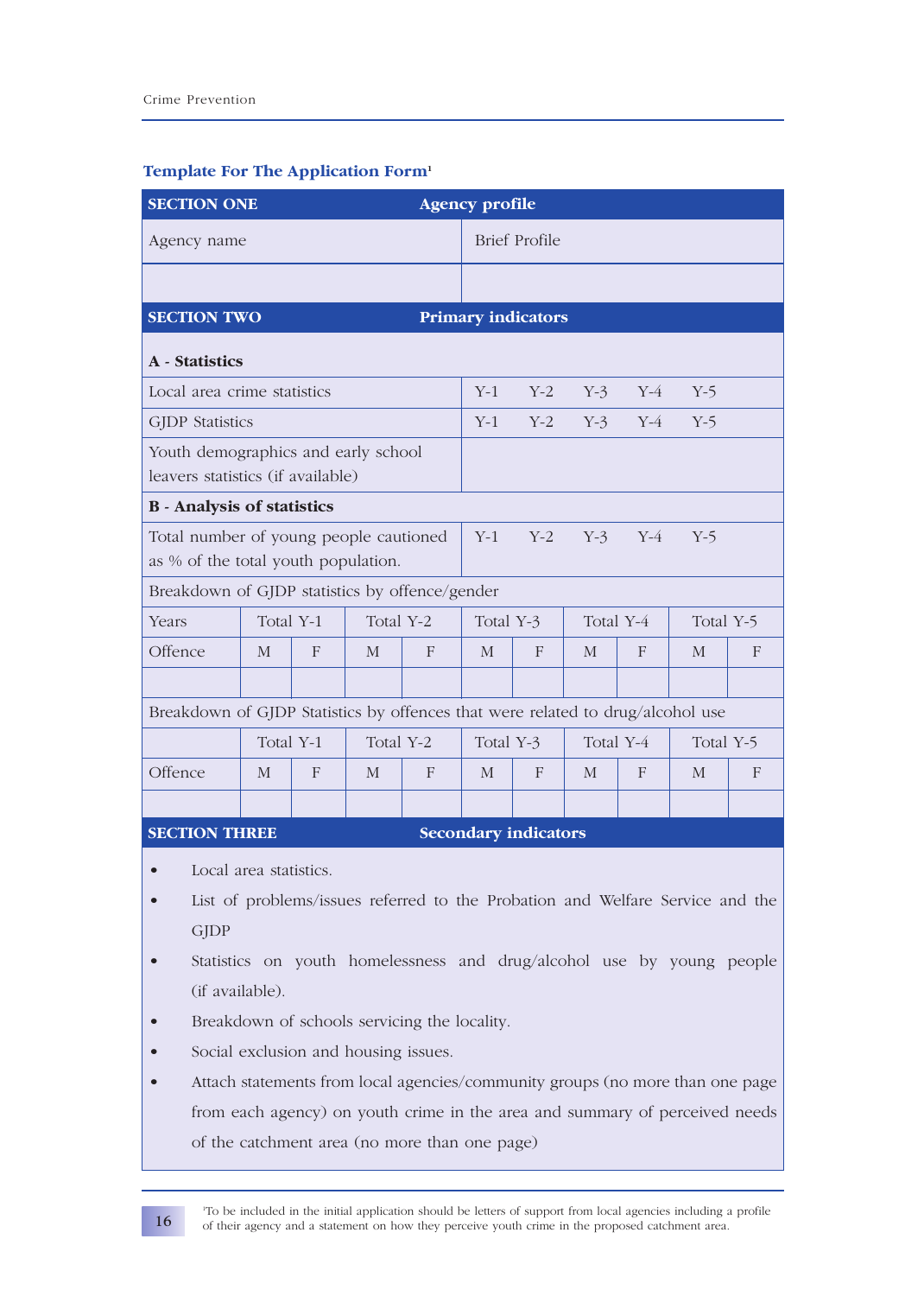### Template For The Application Form[1]

| SECTION ONE | | | | | | | | | | |
|---|---|---|---|---|---|---|---|---|---|---|
| **Agency profile** | | | | | | | | | | |
| Agency name | | | | | Brief Profile | | | | | |
| | | | | | | | | | | |

| SECTION TWO | | | | | | | | | | |
|---|---|---|---|---|---|---|---|---|---|---|
| **Primary indicators** | | | | | | | | | | |
| **A - Statistics** | | | | | | | | | | |
| Local area crime statistics | Y-1 | Y-2 | Y-3 | Y-4 | Y-5 | | | | | |
| GJDP Statistics | Y-1 | Y-2 | Y-3 | Y-4 | Y-5 | | | | | |
| Youth demographics and early school leavers statistics (if available) | | | | | | | | | | |
| **B - Analysis of statistics** | | | | | | | | | | |
| Total number of young people cautioned as % of the total youth population. | Y-1 | Y-2 | Y-3 | Y-4 | Y-5 | | | | | |
| Breakdown of GJDP statistics by offence/gender | | | | | | | | | | |
| Years | Total Y-1 | | Total Y-2 | | Total Y-3 | | Total Y-4 | | Total Y-5 | |
| Offence | M | F | M | F | M | F | M | F | M | F |
| | | | | | | | | | | |
| Breakdown of GJDP Statistics by offences that were related to drug/alcohol use | | | | | | | | | | |
| | Total Y-1 | | Total Y-2 | | Total Y-3 | | Total Y-4 | | Total Y-5 | |
| Offence | M | F | M | F | M | F | M | F | M | F |
| | | | | | | | | | | |

**SECTION THREE** — **Secondary indicators**

- Local area statistics.
- List of problems/issues referred to the Probation and Welfare Service and the GJDP
- Statistics on youth homelessness and drug/alcohol use by young people (if available).
- Breakdown of schools servicing the locality.
- Social exclusion and housing issues.
- Attach statements from local agencies/community groups (no more than one page from each agency) on youth crime in the area and summary of perceived needs of the catchment area (no more than one page)

[1] To be included in the initial application should be letters of support from local agencies including a profile of their agency and a statement on how they perceive youth crime in the proposed catchment area.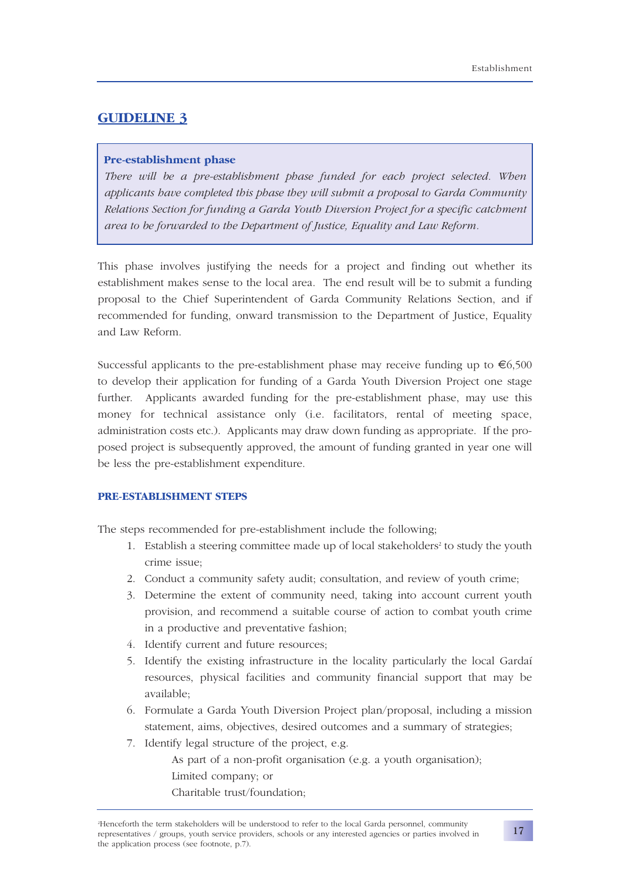## GUIDELINE 3

**Pre-establishment phase**

*There will be a pre-establishment phase funded for each project selected. When applicants have completed this phase they will submit a proposal to Garda Community Relations Section for funding a Garda Youth Diversion Project for a specific catchment area to be forwarded to the Department of Justice, Equality and Law Reform.*

This phase involves justifying the needs for a project and finding out whether its establishment makes sense to the local area. The end result will be to submit a funding proposal to the Chief Superintendent of Garda Community Relations Section, and if recommended for funding, onward transmission to the Department of Justice, Equality and Law Reform.

Successful applicants to the pre-establishment phase may receive funding up to €6,500 to develop their application for funding of a Garda Youth Diversion Project one stage further. Applicants awarded funding for the pre-establishment phase, may use this money for technical assistance only (i.e. facilitators, rental of meeting space, administration costs etc.). Applicants may draw down funding as appropriate. If the proposed project is subsequently approved, the amount of funding granted in year one will be less the pre-establishment expenditure.

### PRE-ESTABLISHMENT STEPS

The steps recommended for pre-establishment include the following;

1. Establish a steering committee made up of local stakeholders[2] to study the youth crime issue;
2. Conduct a community safety audit; consultation, and review of youth crime;
3. Determine the extent of community need, taking into account current youth provision, and recommend a suitable course of action to combat youth crime in a productive and preventative fashion;
4. Identify current and future resources;
5. Identify the existing infrastructure in the locality particularly the local Gardaí resources, physical facilities and community financial support that may be available;
6. Formulate a Garda Youth Diversion Project plan/proposal, including a mission statement, aims, objectives, desired outcomes and a summary of strategies;
7. Identify legal structure of the project, e.g.

   As part of a non-profit organisation (e.g. a youth organisation);
   Limited company; or
   Charitable trust/foundation;

[2]Henceforth the term stakeholders will be understood to refer to the local Garda personnel, community representatives / groups, youth service providers, schools or any interested agencies or parties involved in the application process (see footnote, p.7).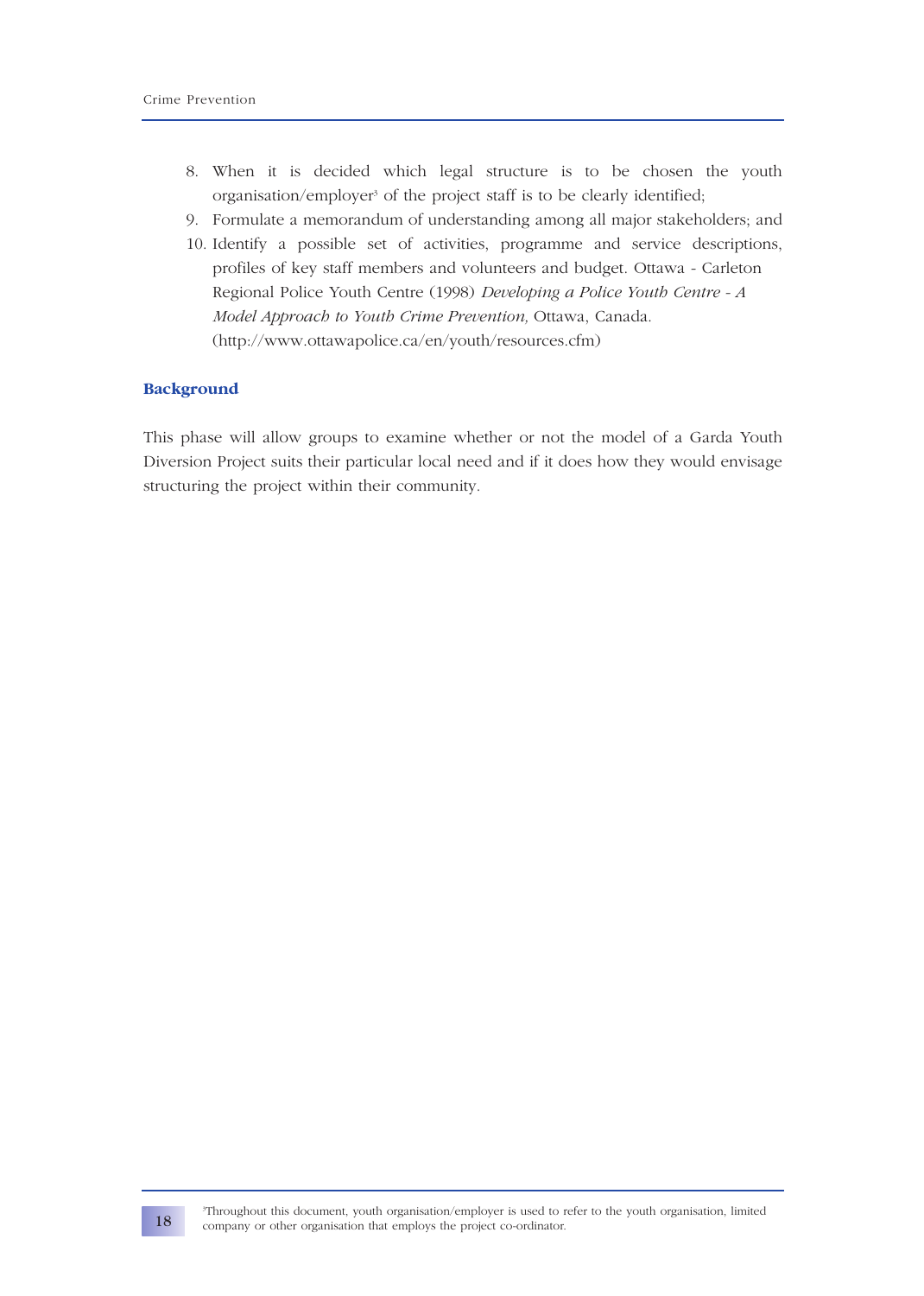8. When it is decided which legal structure is to be chosen the youth organisation/employer[3] of the project staff is to be clearly identified;
9. Formulate a memorandum of understanding among all major stakeholders; and
10. Identify a possible set of activities, programme and service descriptions, profiles of key staff members and volunteers and budget. Ottawa - Carleton Regional Police Youth Centre (1998) *Developing a Police Youth Centre - A Model Approach to Youth Crime Prevention,* Ottawa, Canada. (http://www.ottawapolice.ca/en/youth/resources.cfm)

## Background

This phase will allow groups to examine whether or not the model of a Garda Youth Diversion Project suits their particular local need and if it does how they would envisage structuring the project within their community.

[3] Throughout this document, youth organisation/employer is used to refer to the youth organisation, limited company or other organisation that employs the project co-ordinator.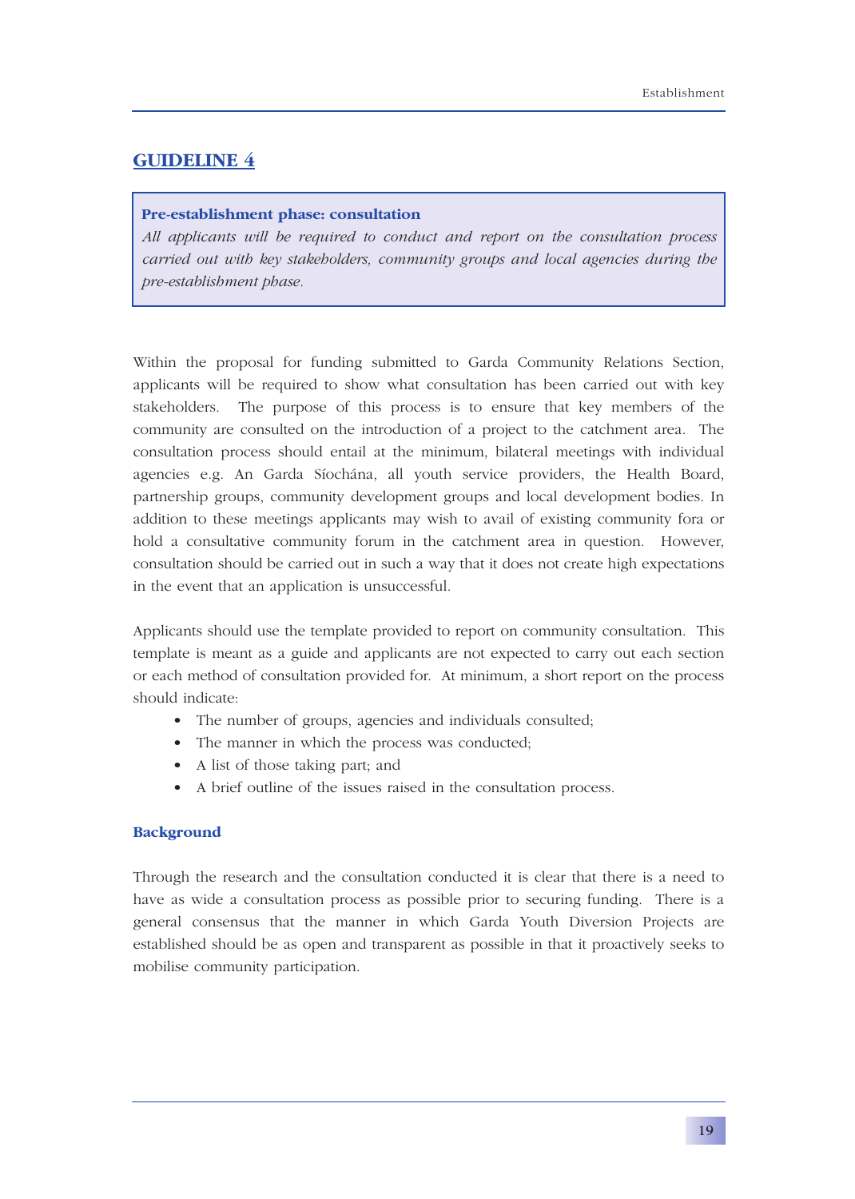## GUIDELINE 4

> **Pre-establishment phase: consultation**
> *All applicants will be required to conduct and report on the consultation process carried out with key stakeholders, community groups and local agencies during the pre-establishment phase.*

Within the proposal for funding submitted to Garda Community Relations Section, applicants will be required to show what consultation has been carried out with key stakeholders. The purpose of this process is to ensure that key members of the community are consulted on the introduction of a project to the catchment area. The consultation process should entail at the minimum, bilateral meetings with individual agencies e.g. An Garda Síochána, all youth service providers, the Health Board, partnership groups, community development groups and local development bodies. In addition to these meetings applicants may wish to avail of existing community fora or hold a consultative community forum in the catchment area in question. However, consultation should be carried out in such a way that it does not create high expectations in the event that an application is unsuccessful.

Applicants should use the template provided to report on community consultation. This template is meant as a guide and applicants are not expected to carry out each section or each method of consultation provided for. At minimum, a short report on the process should indicate:

- The number of groups, agencies and individuals consulted;
- The manner in which the process was conducted;
- A list of those taking part; and
- A brief outline of the issues raised in the consultation process.

### Background

Through the research and the consultation conducted it is clear that there is a need to have as wide a consultation process as possible prior to securing funding. There is a general consensus that the manner in which Garda Youth Diversion Projects are established should be as open and transparent as possible in that it proactively seeks to mobilise community participation.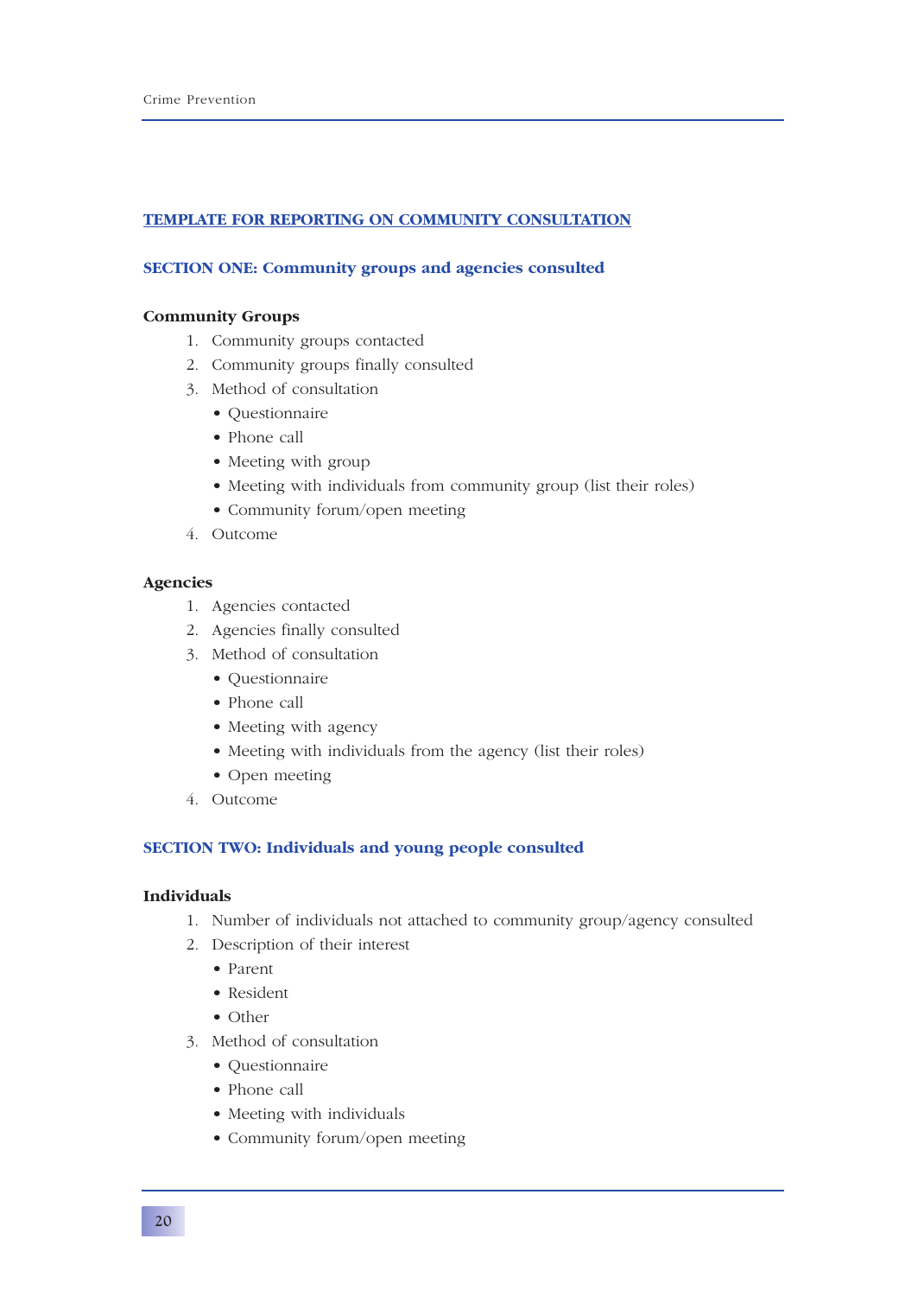## TEMPLATE FOR REPORTING ON COMMUNITY CONSULTATION

### SECTION ONE: Community groups and agencies consulted

**Community Groups**

1. Community groups contacted
2. Community groups finally consulted
3. Method of consultation
   - Questionnaire
   - Phone call
   - Meeting with group
   - Meeting with individuals from community group (list their roles)
   - Community forum/open meeting
4. Outcome

**Agencies**

1. Agencies contacted
2. Agencies finally consulted
3. Method of consultation
   - Questionnaire
   - Phone call
   - Meeting with agency
   - Meeting with individuals from the agency (list their roles)
   - Open meeting
4. Outcome

### SECTION TWO: Individuals and young people consulted

**Individuals**

1. Number of individuals not attached to community group/agency consulted
2. Description of their interest
   - Parent
   - Resident
   - Other
3. Method of consultation
   - Questionnaire
   - Phone call
   - Meeting with individuals
   - Community forum/open meeting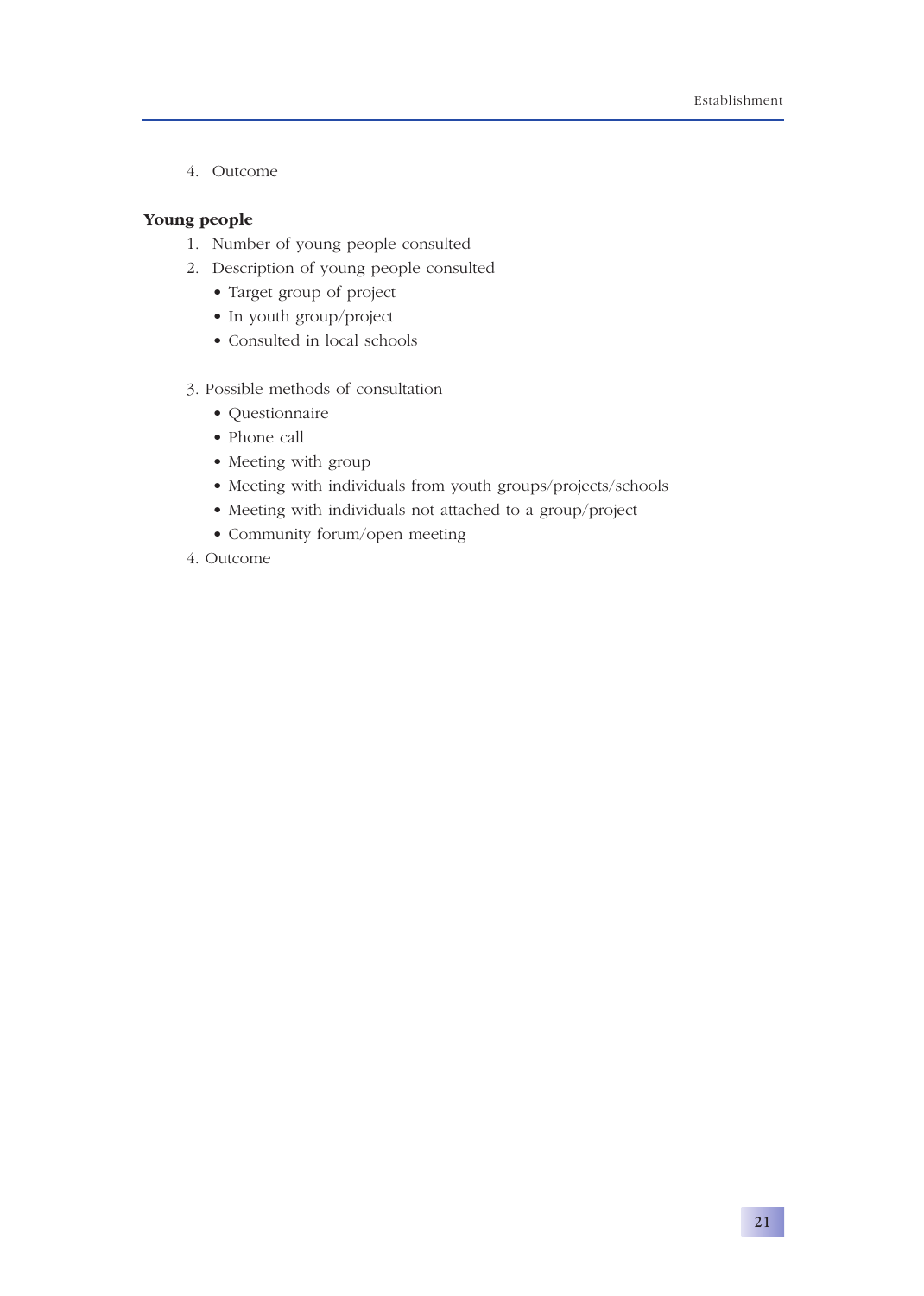4. Outcome

**Young people**

1. Number of young people consulted
2. Description of young people consulted
   - Target group of project
   - In youth group/project
   - Consulted in local schools

3. Possible methods of consultation
   - Questionnaire
   - Phone call
   - Meeting with group
   - Meeting with individuals from youth groups/projects/schools
   - Meeting with individuals not attached to a group/project
   - Community forum/open meeting
4. Outcome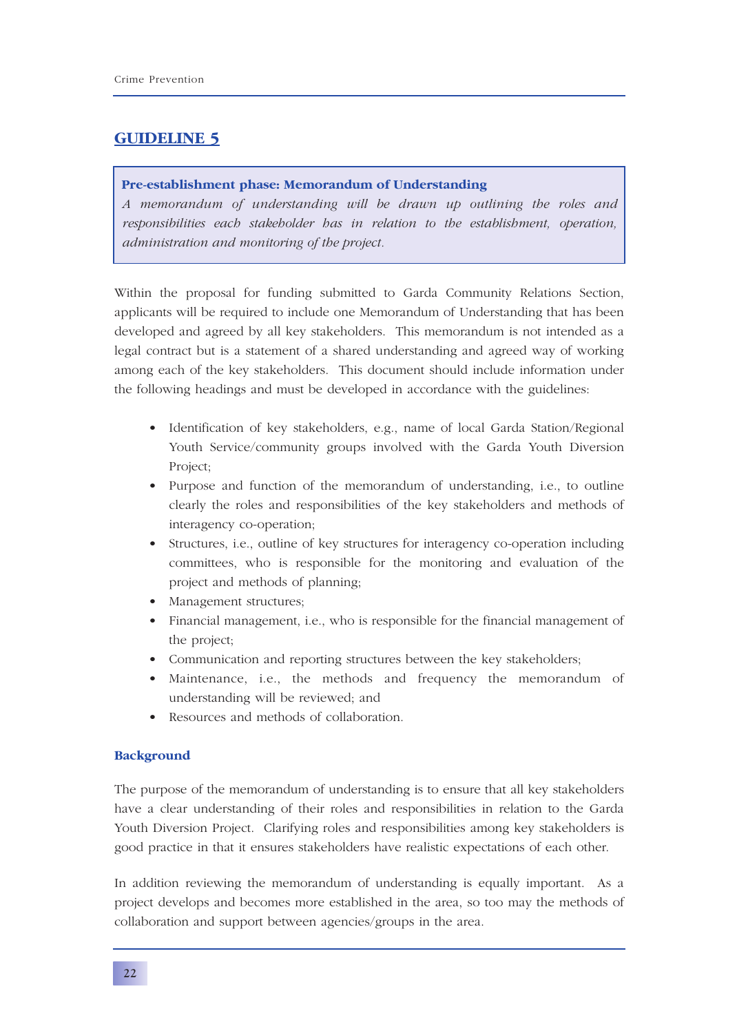## GUIDELINE 5

**Pre-establishment phase: Memorandum of Understanding**

*A memorandum of understanding will be drawn up outlining the roles and responsibilities each stakeholder has in relation to the establishment, operation, administration and monitoring of the project.*

Within the proposal for funding submitted to Garda Community Relations Section, applicants will be required to include one Memorandum of Understanding that has been developed and agreed by all key stakeholders. This memorandum is not intended as a legal contract but is a statement of a shared understanding and agreed way of working among each of the key stakeholders. This document should include information under the following headings and must be developed in accordance with the guidelines:

- Identification of key stakeholders, e.g., name of local Garda Station/Regional Youth Service/community groups involved with the Garda Youth Diversion Project;
- Purpose and function of the memorandum of understanding, i.e., to outline clearly the roles and responsibilities of the key stakeholders and methods of interagency co-operation;
- Structures, i.e., outline of key structures for interagency co-operation including committees, who is responsible for the monitoring and evaluation of the project and methods of planning;
- Management structures;
- Financial management, i.e., who is responsible for the financial management of the project;
- Communication and reporting structures between the key stakeholders;
- Maintenance, i.e., the methods and frequency the memorandum of understanding will be reviewed; and
- Resources and methods of collaboration.

### Background

The purpose of the memorandum of understanding is to ensure that all key stakeholders have a clear understanding of their roles and responsibilities in relation to the Garda Youth Diversion Project. Clarifying roles and responsibilities among key stakeholders is good practice in that it ensures stakeholders have realistic expectations of each other.

In addition reviewing the memorandum of understanding is equally important. As a project develops and becomes more established in the area, so too may the methods of collaboration and support between agencies/groups in the area.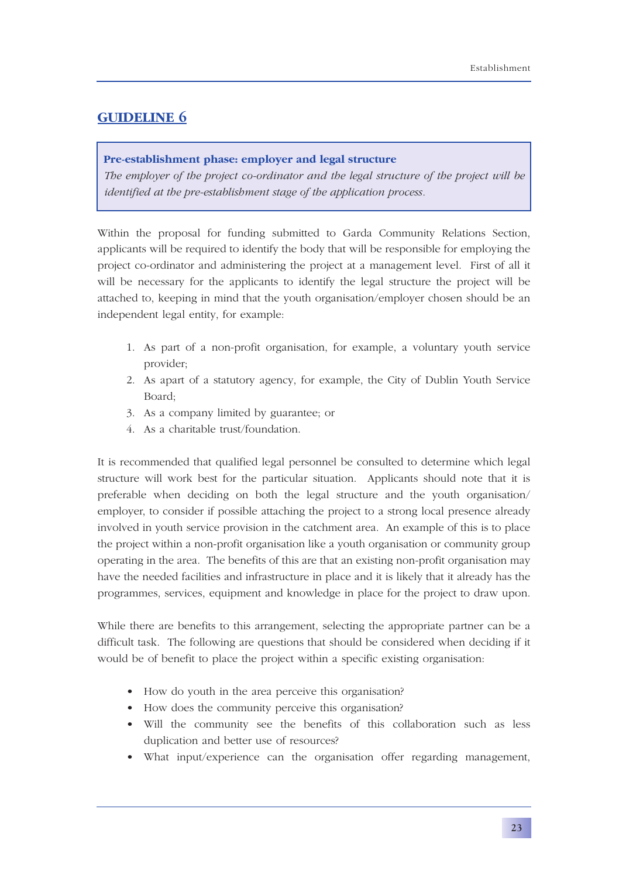## GUIDELINE 6

> **Pre-establishment phase: employer and legal structure**
> *The employer of the project co-ordinator and the legal structure of the project will be identified at the pre-establishment stage of the application process.*

Within the proposal for funding submitted to Garda Community Relations Section, applicants will be required to identify the body that will be responsible for employing the project co-ordinator and administering the project at a management level. First of all it will be necessary for the applicants to identify the legal structure the project will be attached to, keeping in mind that the youth organisation/employer chosen should be an independent legal entity, for example:

1. As part of a non-profit organisation, for example, a voluntary youth service provider;
2. As apart of a statutory agency, for example, the City of Dublin Youth Service Board;
3. As a company limited by guarantee; or
4. As a charitable trust/foundation.

It is recommended that qualified legal personnel be consulted to determine which legal structure will work best for the particular situation. Applicants should note that it is preferable when deciding on both the legal structure and the youth organisation/employer, to consider if possible attaching the project to a strong local presence already involved in youth service provision in the catchment area. An example of this is to place the project within a non-profit organisation like a youth organisation or community group operating in the area. The benefits of this are that an existing non-profit organisation may have the needed facilities and infrastructure in place and it is likely that it already has the programmes, services, equipment and knowledge in place for the project to draw upon.

While there are benefits to this arrangement, selecting the appropriate partner can be a difficult task. The following are questions that should be considered when deciding if it would be of benefit to place the project within a specific existing organisation:

- How do youth in the area perceive this organisation?
- How does the community perceive this organisation?
- Will the community see the benefits of this collaboration such as less duplication and better use of resources?
- What input/experience can the organisation offer regarding management,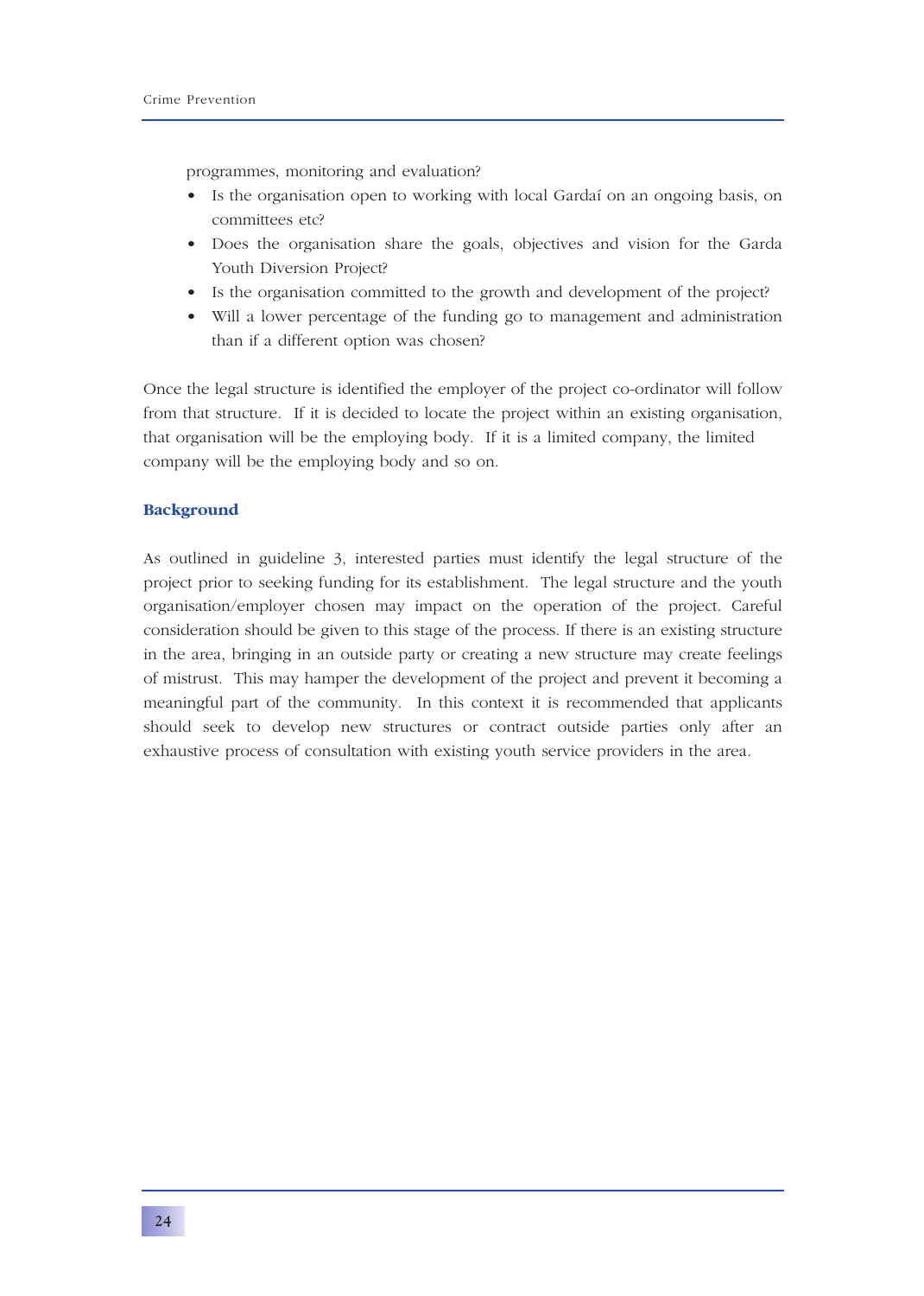programmes, monitoring and evaluation?

- Is the organisation open to working with local Gardaí on an ongoing basis, on committees etc?
- Does the organisation share the goals, objectives and vision for the Garda Youth Diversion Project?
- Is the organisation committed to the growth and development of the project?
- Will a lower percentage of the funding go to management and administration than if a different option was chosen?

Once the legal structure is identified the employer of the project co-ordinator will follow from that structure. If it is decided to locate the project within an existing organisation, that organisation will be the employing body. If it is a limited company, the limited company will be the employing body and so on.

### Background

As outlined in guideline 3, interested parties must identify the legal structure of the project prior to seeking funding for its establishment. The legal structure and the youth organisation/employer chosen may impact on the operation of the project. Careful consideration should be given to this stage of the process. If there is an existing structure in the area, bringing in an outside party or creating a new structure may create feelings of mistrust. This may hamper the development of the project and prevent it becoming a meaningful part of the community. In this context it is recommended that applicants should seek to develop new structures or contract outside parties only after an exhaustive process of consultation with existing youth service providers in the area.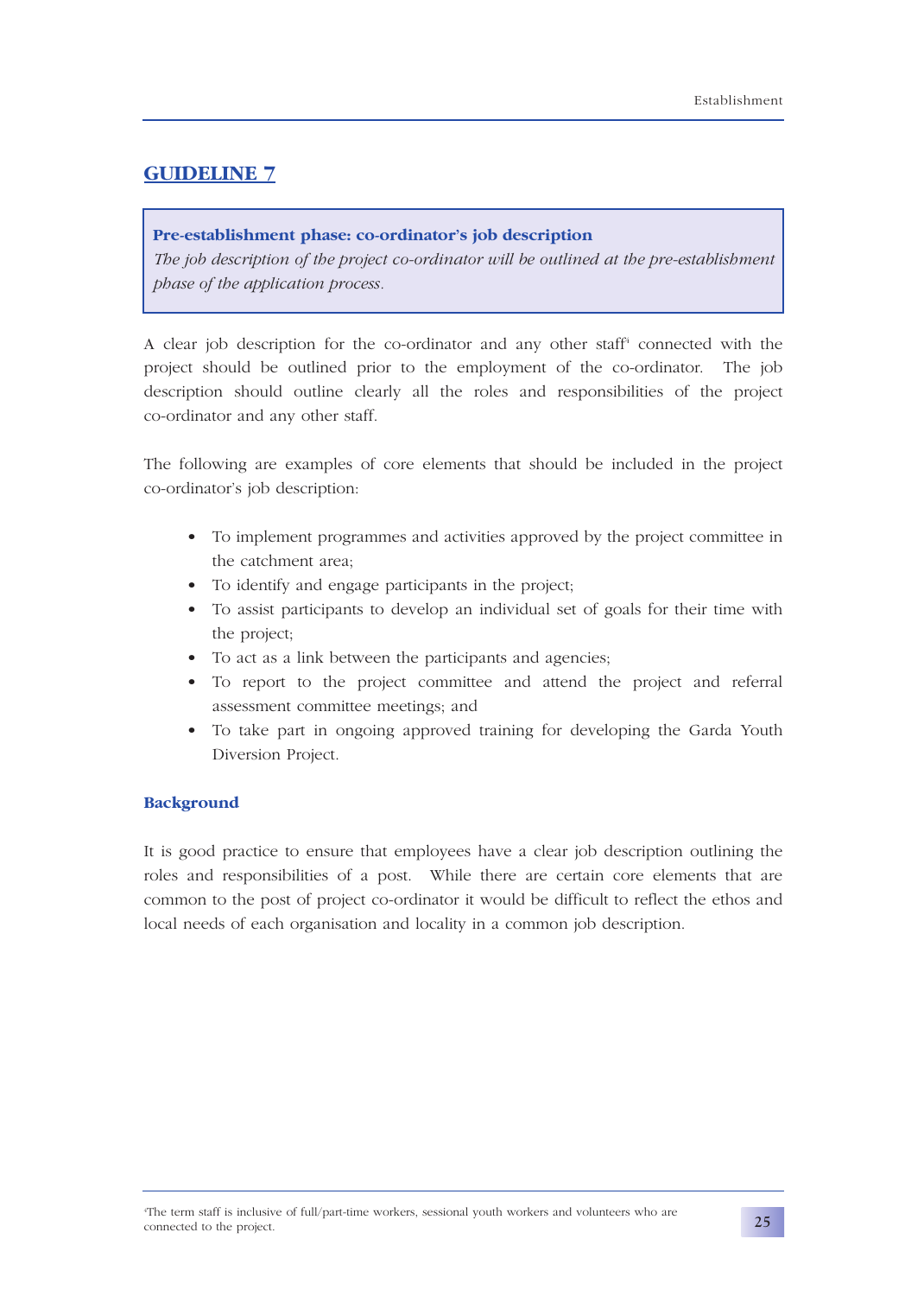## GUIDELINE 7

**Pre-establishment phase: co-ordinator's job description**

*The job description of the project co-ordinator will be outlined at the pre-establishment phase of the application process.*

A clear job description for the co-ordinator and any other staff[1] connected with the project should be outlined prior to the employment of the co-ordinator. The job description should outline clearly all the roles and responsibilities of the project co-ordinator and any other staff.

The following are examples of core elements that should be included in the project co-ordinator's job description:

- To implement programmes and activities approved by the project committee in the catchment area;
- To identify and engage participants in the project;
- To assist participants to develop an individual set of goals for their time with the project;
- To act as a link between the participants and agencies;
- To report to the project committee and attend the project and referral assessment committee meetings; and
- To take part in ongoing approved training for developing the Garda Youth Diversion Project.

### Background

It is good practice to ensure that employees have a clear job description outlining the roles and responsibilities of a post. While there are certain core elements that are common to the post of project co-ordinator it would be difficult to reflect the ethos and local needs of each organisation and locality in a common job description.

[1]The term staff is inclusive of full/part-time workers, sessional youth workers and volunteers who are connected to the project.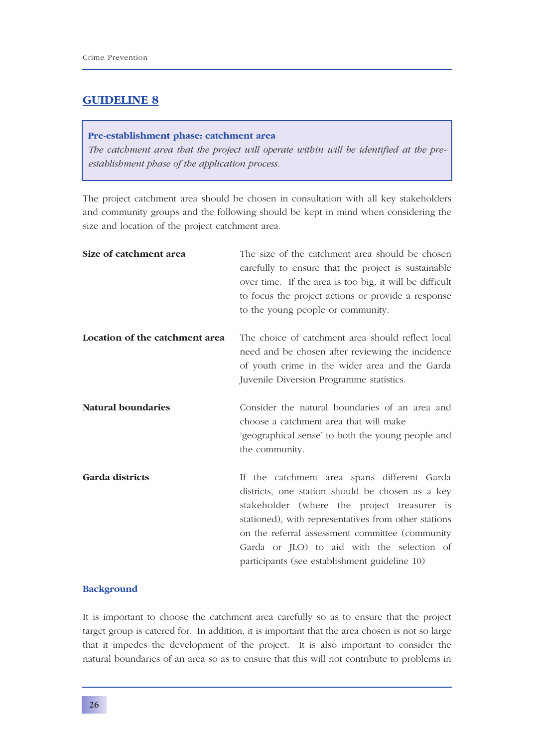## GUIDELINE 8

**Pre-establishment phase: catchment area**

*The catchment area that the project will operate within will be identified at the pre-establishment phase of the application process.*

The project catchment area should be chosen in consultation with all key stakeholders and community groups and the following should be kept in mind when considering the size and location of the project catchment area.

| | |
|---|---|
| **Size of catchment area** | The size of the catchment area should be chosen carefully to ensure that the project is sustainable over time. If the area is too big, it will be difficult to focus the project actions or provide a response to the young people or community. |
| **Location of the catchment area** | The choice of catchment area should reflect local need and be chosen after reviewing the incidence of youth crime in the wider area and the Garda Juvenile Diversion Programme statistics. |
| **Natural boundaries** | Consider the natural boundaries of an area and choose a catchment area that will make 'geographical sense' to both the young people and the community. |
| **Garda districts** | If the catchment area spans different Garda districts, one station should be chosen as a key stakeholder (where the project treasurer is stationed), with representatives from other stations on the referral assessment committee (community Garda or JLO) to aid with the selection of participants (see establishment guideline 10) |

### Background

It is important to choose the catchment area carefully so as to ensure that the project target group is catered for. In addition, it is important that the area chosen is not so large that it impedes the development of the project. It is also important to consider the natural boundaries of an area so as to ensure that this will not contribute to problems in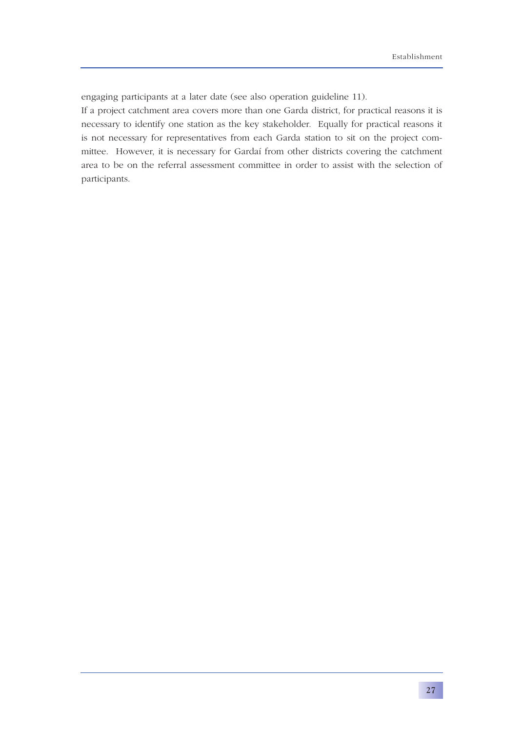engaging participants at a later date (see also operation guideline 11).

If a project catchment area covers more than one Garda district, for practical reasons it is necessary to identify one station as the key stakeholder. Equally for practical reasons it is not necessary for representatives from each Garda station to sit on the project committee. However, it is necessary for Gardaí from other districts covering the catchment area to be on the referral assessment committee in order to assist with the selection of participants.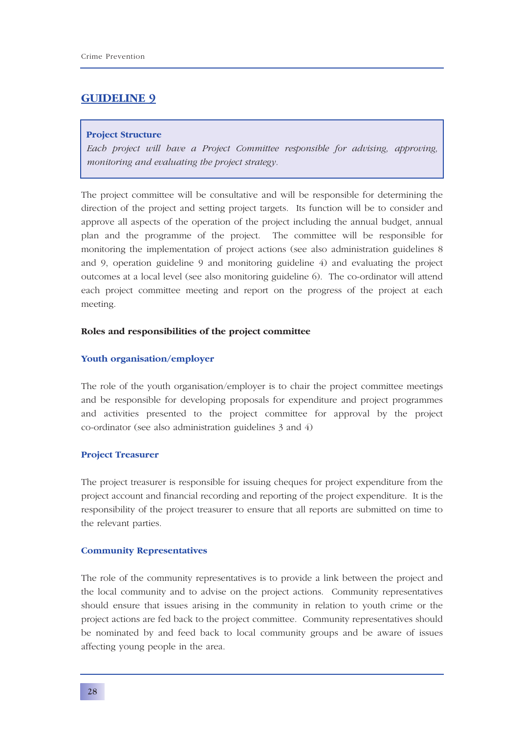## GUIDELINE 9

**Project Structure**

*Each project will have a Project Committee responsible for advising, approving, monitoring and evaluating the project strategy.*

The project committee will be consultative and will be responsible for determining the direction of the project and setting project targets. Its function will be to consider and approve all aspects of the operation of the project including the annual budget, annual plan and the programme of the project. The committee will be responsible for monitoring the implementation of project actions (see also administration guidelines 8 and 9, operation guideline 9 and monitoring guideline 4) and evaluating the project outcomes at a local level (see also monitoring guideline 6). The co-ordinator will attend each project committee meeting and report on the progress of the project at each meeting.

**Roles and responsibilities of the project committee**

### Youth organisation/employer

The role of the youth organisation/employer is to chair the project committee meetings and be responsible for developing proposals for expenditure and project programmes and activities presented to the project committee for approval by the project co-ordinator (see also administration guidelines 3 and 4)

### Project Treasurer

The project treasurer is responsible for issuing cheques for project expenditure from the project account and financial recording and reporting of the project expenditure. It is the responsibility of the project treasurer to ensure that all reports are submitted on time to the relevant parties.

### Community Representatives

The role of the community representatives is to provide a link between the project and the local community and to advise on the project actions. Community representatives should ensure that issues arising in the community in relation to youth crime or the project actions are fed back to the project committee. Community representatives should be nominated by and feed back to local community groups and be aware of issues affecting young people in the area.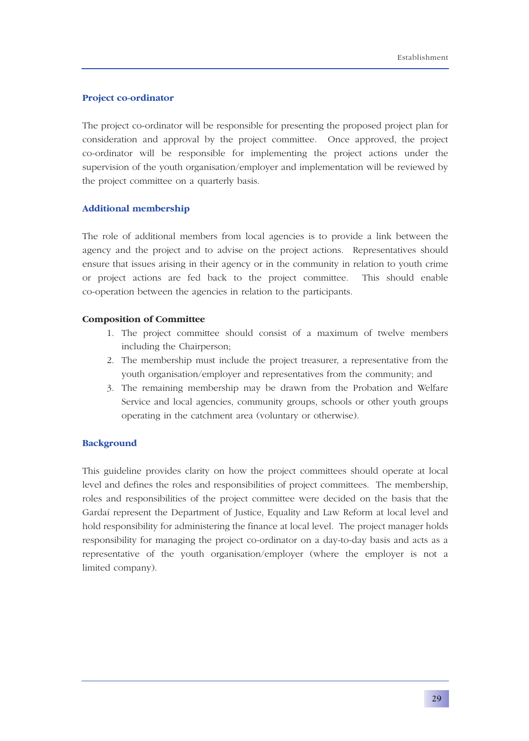### Project co-ordinator

The project co-ordinator will be responsible for presenting the proposed project plan for consideration and approval by the project committee. Once approved, the project co-ordinator will be responsible for implementing the project actions under the supervision of the youth organisation/employer and implementation will be reviewed by the project committee on a quarterly basis.

### Additional membership

The role of additional members from local agencies is to provide a link between the agency and the project and to advise on the project actions. Representatives should ensure that issues arising in their agency or in the community in relation to youth crime or project actions are fed back to the project committee. This should enable co-operation between the agencies in relation to the participants.

**Composition of Committee**

1. The project committee should consist of a maximum of twelve members including the Chairperson;
2. The membership must include the project treasurer, a representative from the youth organisation/employer and representatives from the community; and
3. The remaining membership may be drawn from the Probation and Welfare Service and local agencies, community groups, schools or other youth groups operating in the catchment area (voluntary or otherwise).

### Background

This guideline provides clarity on how the project committees should operate at local level and defines the roles and responsibilities of project committees. The membership, roles and responsibilities of the project committee were decided on the basis that the Gardaí represent the Department of Justice, Equality and Law Reform at local level and hold responsibility for administering the finance at local level. The project manager holds responsibility for managing the project co-ordinator on a day-to-day basis and acts as a representative of the youth organisation/employer (where the employer is not a limited company).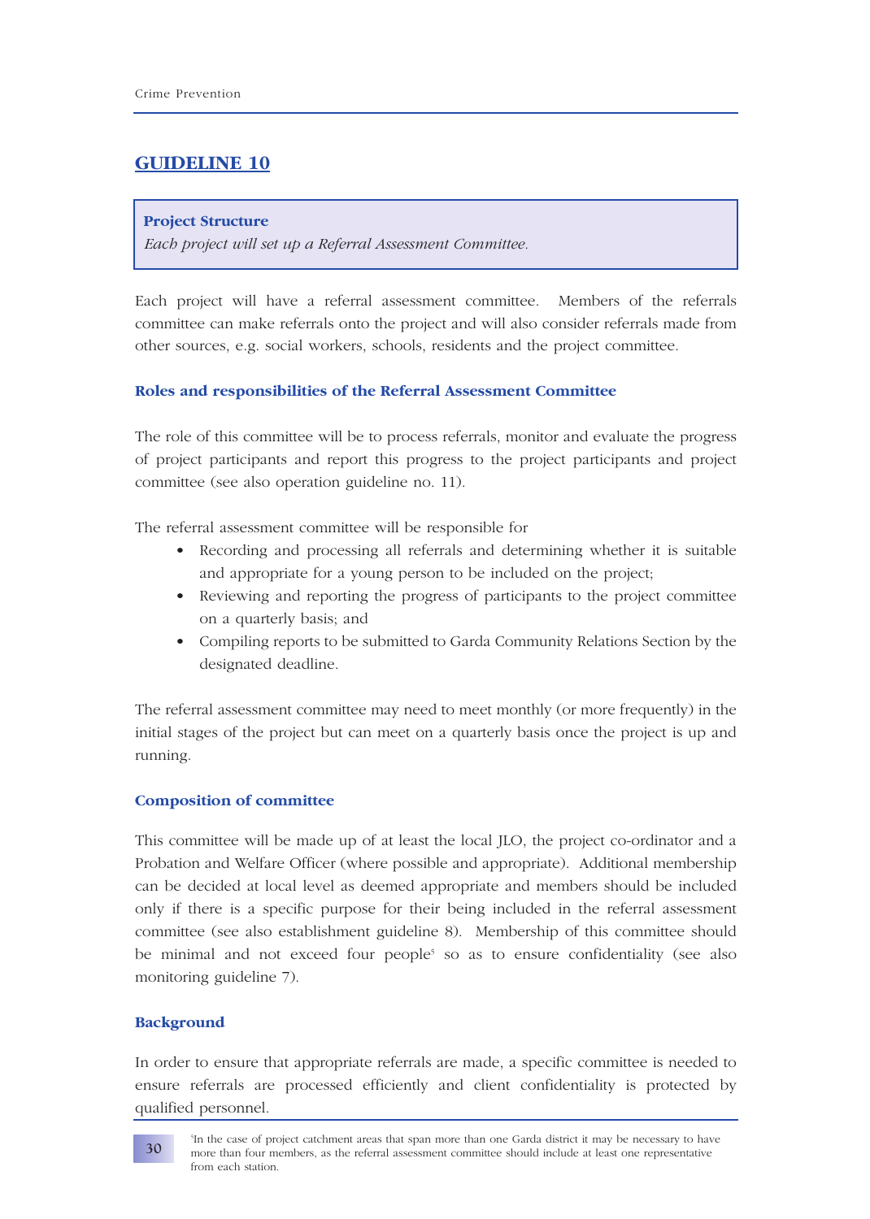## GUIDELINE 10

**Project Structure**

*Each project will set up a Referral Assessment Committee.*

Each project will have a referral assessment committee. Members of the referrals committee can make referrals onto the project and will also consider referrals made from other sources, e.g. social workers, schools, residents and the project committee.

### Roles and responsibilities of the Referral Assessment Committee

The role of this committee will be to process referrals, monitor and evaluate the progress of project participants and report this progress to the project participants and project committee (see also operation guideline no. 11).

The referral assessment committee will be responsible for

- Recording and processing all referrals and determining whether it is suitable and appropriate for a young person to be included on the project;
- Reviewing and reporting the progress of participants to the project committee on a quarterly basis; and
- Compiling reports to be submitted to Garda Community Relations Section by the designated deadline.

The referral assessment committee may need to meet monthly (or more frequently) in the initial stages of the project but can meet on a quarterly basis once the project is up and running.

### Composition of committee

This committee will be made up of at least the local JLO, the project co-ordinator and a Probation and Welfare Officer (where possible and appropriate). Additional membership can be decided at local level as deemed appropriate and members should be included only if there is a specific purpose for their being included in the referral assessment committee (see also establishment guideline 8). Membership of this committee should be minimal and not exceed four people[5] so as to ensure confidentiality (see also monitoring guideline 7).

### Background

In order to ensure that appropriate referrals are made, a specific committee is needed to ensure referrals are processed efficiently and client confidentiality is protected by qualified personnel.

[5] In the case of project catchment areas that span more than one Garda district it may be necessary to have more than four members, as the referral assessment committee should include at least one representative from each station.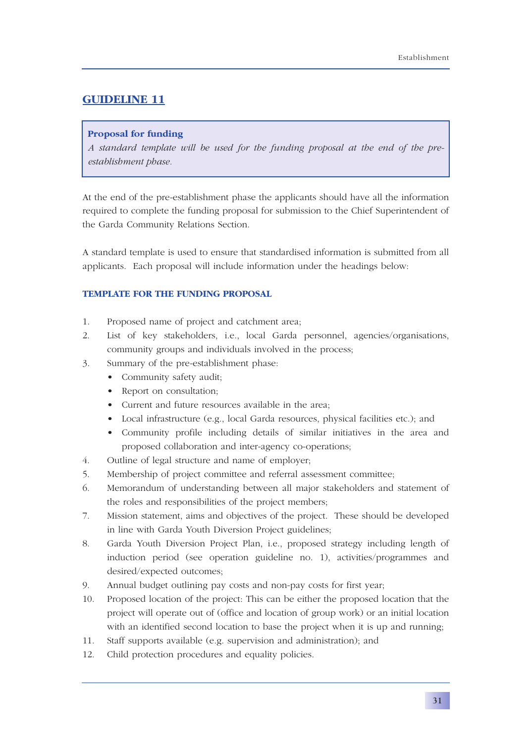## GUIDELINE 11

> **Proposal for funding**
> *A standard template will be used for the funding proposal at the end of the pre-establishment phase.*

At the end of the pre-establishment phase the applicants should have all the information required to complete the funding proposal for submission to the Chief Superintendent of the Garda Community Relations Section.

A standard template is used to ensure that standardised information is submitted from all applicants. Each proposal will include information under the headings below:

### TEMPLATE FOR THE FUNDING PROPOSAL

1. Proposed name of project and catchment area;
2. List of key stakeholders, i.e., local Garda personnel, agencies/organisations, community groups and individuals involved in the process;
3. Summary of the pre-establishment phase:
   - Community safety audit;
   - Report on consultation;
   - Current and future resources available in the area;
   - Local infrastructure (e.g., local Garda resources, physical facilities etc.); and
   - Community profile including details of similar initiatives in the area and proposed collaboration and inter-agency co-operations;
4. Outline of legal structure and name of employer;
5. Membership of project committee and referral assessment committee;
6. Memorandum of understanding between all major stakeholders and statement of the roles and responsibilities of the project members;
7. Mission statement, aims and objectives of the project. These should be developed in line with Garda Youth Diversion Project guidelines;
8. Garda Youth Diversion Project Plan, i.e., proposed strategy including length of induction period (see operation guideline no. 1), activities/programmes and desired/expected outcomes;
9. Annual budget outlining pay costs and non-pay costs for first year;
10. Proposed location of the project: This can be either the proposed location that the project will operate out of (office and location of group work) or an initial location with an identified second location to base the project when it is up and running;
11. Staff supports available (e.g. supervision and administration); and
12. Child protection procedures and equality policies.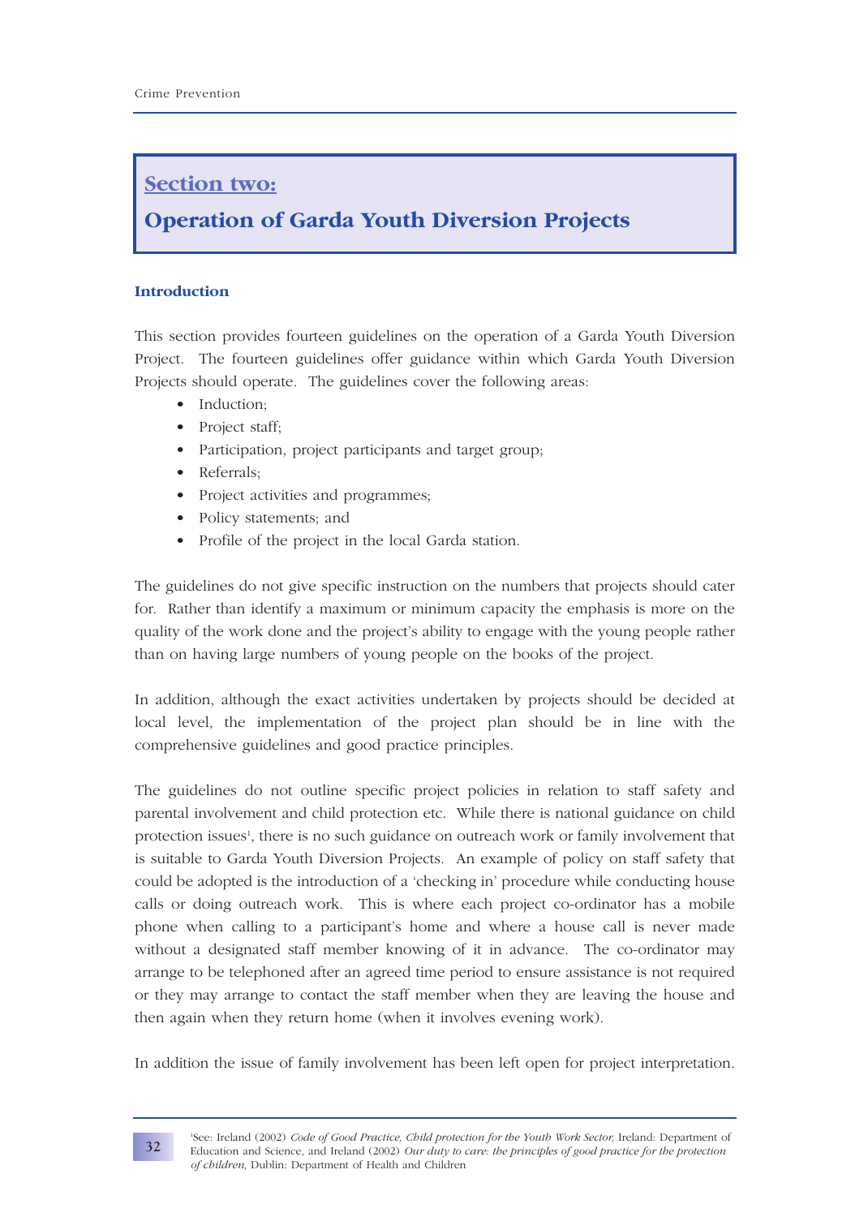## Section two:

## Operation of Garda Youth Diversion Projects

### Introduction

This section provides fourteen guidelines on the operation of a Garda Youth Diversion Project. The fourteen guidelines offer guidance within which Garda Youth Diversion Projects should operate. The guidelines cover the following areas:

- Induction;
- Project staff;
- Participation, project participants and target group;
- Referrals;
- Project activities and programmes;
- Policy statements; and
- Profile of the project in the local Garda station.

The guidelines do not give specific instruction on the numbers that projects should cater for. Rather than identify a maximum or minimum capacity the emphasis is more on the quality of the work done and the project's ability to engage with the young people rather than on having large numbers of young people on the books of the project.

In addition, although the exact activities undertaken by projects should be decided at local level, the implementation of the project plan should be in line with the comprehensive guidelines and good practice principles.

The guidelines do not outline specific project policies in relation to staff safety and parental involvement and child protection etc. While there is national guidance on child protection issues[1], there is no such guidance on outreach work or family involvement that is suitable to Garda Youth Diversion Projects. An example of policy on staff safety that could be adopted is the introduction of a 'checking in' procedure while conducting house calls or doing outreach work. This is where each project co-ordinator has a mobile phone when calling to a participant's home and where a house call is never made without a designated staff member knowing of it in advance. The co-ordinator may arrange to be telephoned after an agreed time period to ensure assistance is not required or they may arrange to contact the staff member when they are leaving the house and then again when they return home (when it involves evening work).

In addition the issue of family involvement has been left open for project interpretation.

---

[1] See: Ireland (2002) *Code of Good Practice, Child protection for the Youth Work Sector,* Ireland: Department of Education and Science, and Ireland (2002) *Our duty to care: the principles of good practice for the protection of children*, Dublin: Department of Health and Children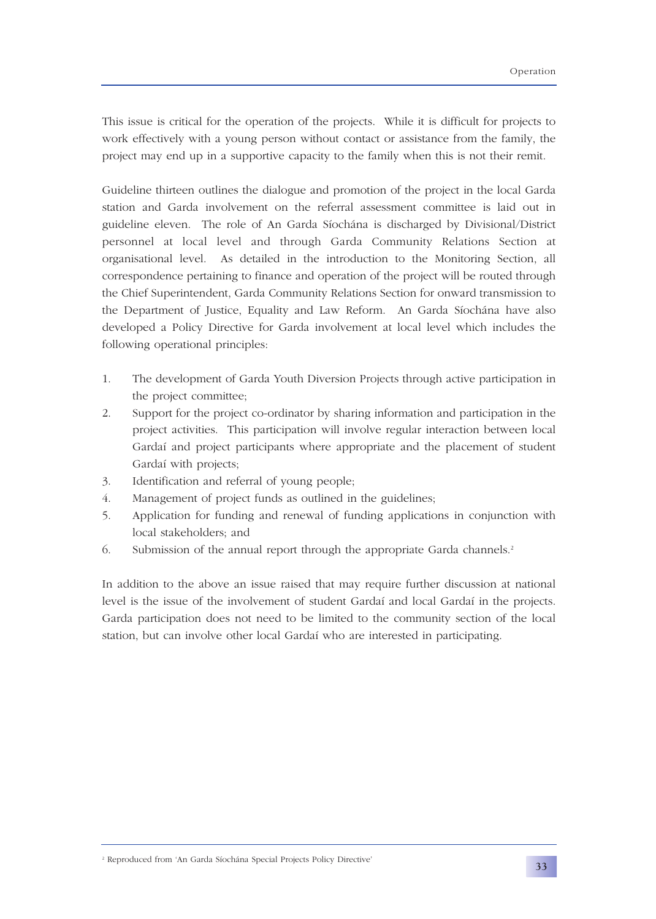This issue is critical for the operation of the projects. While it is difficult for projects to work effectively with a young person without contact or assistance from the family, the project may end up in a supportive capacity to the family when this is not their remit.

Guideline thirteen outlines the dialogue and promotion of the project in the local Garda station and Garda involvement on the referral assessment committee is laid out in guideline eleven. The role of An Garda Síochána is discharged by Divisional/District personnel at local level and through Garda Community Relations Section at organisational level. As detailed in the introduction to the Monitoring Section, all correspondence pertaining to finance and operation of the project will be routed through the Chief Superintendent, Garda Community Relations Section for onward transmission to the Department of Justice, Equality and Law Reform. An Garda Síochána have also developed a Policy Directive for Garda involvement at local level which includes the following operational principles:

1. The development of Garda Youth Diversion Projects through active participation in the project committee;
2. Support for the project co-ordinator by sharing information and participation in the project activities. This participation will involve regular interaction between local Gardaí and project participants where appropriate and the placement of student Gardaí with projects;
3. Identification and referral of young people;
4. Management of project funds as outlined in the guidelines;
5. Application for funding and renewal of funding applications in conjunction with local stakeholders; and
6. Submission of the annual report through the appropriate Garda channels.[2]

In addition to the above an issue raised that may require further discussion at national level is the issue of the involvement of student Gardaí and local Gardaí in the projects. Garda participation does not need to be limited to the community section of the local station, but can involve other local Gardaí who are interested in participating.

[2] Reproduced from 'An Garda Síochána Special Projects Policy Directive'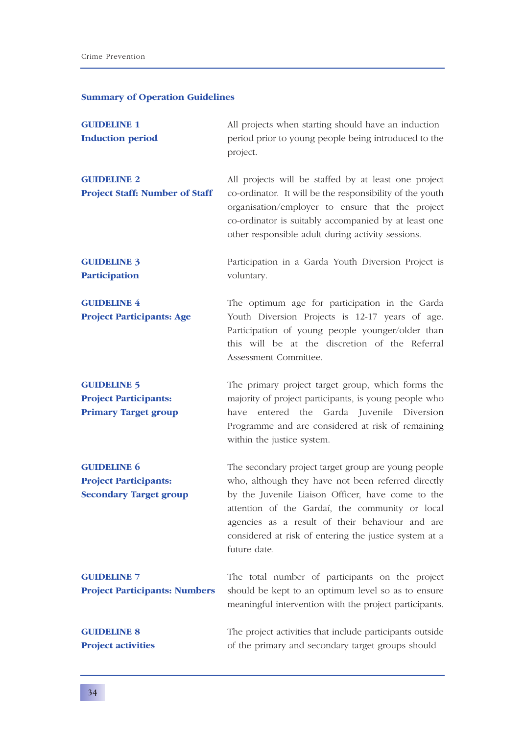## Summary of Operation Guidelines

**GUIDELINE 1**
**Induction period**

All projects when starting should have an induction period prior to young people being introduced to the project.

**GUIDELINE 2**
**Project Staff: Number of Staff**

All projects will be staffed by at least one project co-ordinator. It will be the responsibility of the youth organisation/employer to ensure that the project co-ordinator is suitably accompanied by at least one other responsible adult during activity sessions.

**GUIDELINE 3**
**Participation**

Participation in a Garda Youth Diversion Project is voluntary.

**GUIDELINE 4**
**Project Participants: Age**

The optimum age for participation in the Garda Youth Diversion Projects is 12-17 years of age. Participation of young people younger/older than this will be at the discretion of the Referral Assessment Committee.

**GUIDELINE 5**
**Project Participants: Primary Target group**

The primary project target group, which forms the majority of project participants, is young people who have entered the Garda Juvenile Diversion Programme and are considered at risk of remaining within the justice system.

**GUIDELINE 6**
**Project Participants: Secondary Target group**

The secondary project target group are young people who, although they have not been referred directly by the Juvenile Liaison Officer, have come to the attention of the Gardaí, the community or local agencies as a result of their behaviour and are considered at risk of entering the justice system at a future date.

**GUIDELINE 7**
**Project Participants: Numbers**

The total number of participants on the project should be kept to an optimum level so as to ensure meaningful intervention with the project participants.

**GUIDELINE 8**
**Project activities**

The project activities that include participants outside of the primary and secondary target groups should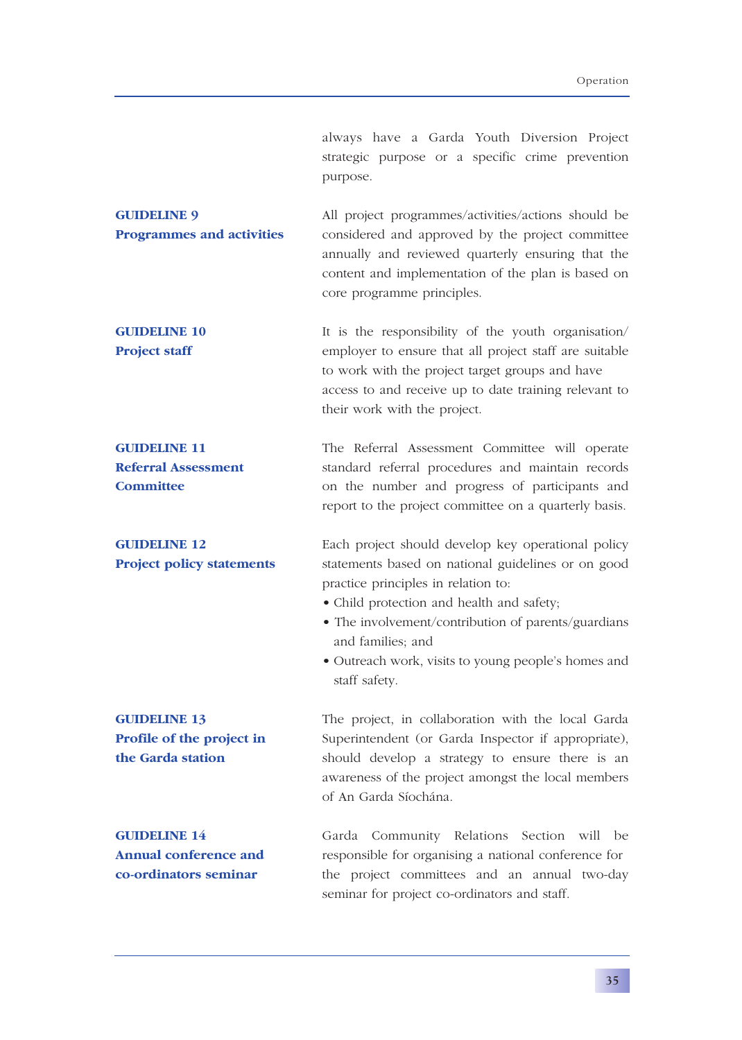always have a Garda Youth Diversion Project strategic purpose or a specific crime prevention purpose.

**GUIDELINE 9**
**Programmes and activities**

All project programmes/activities/actions should be considered and approved by the project committee annually and reviewed quarterly ensuring that the content and implementation of the plan is based on core programme principles.

**GUIDELINE 10**
**Project staff**

It is the responsibility of the youth organisation/employer to ensure that all project staff are suitable to work with the project target groups and have access to and receive up to date training relevant to their work with the project.

**GUIDELINE 11**
**Referral Assessment Committee**

The Referral Assessment Committee will operate standard referral procedures and maintain records on the number and progress of participants and report to the project committee on a quarterly basis.

**GUIDELINE 12**
**Project policy statements**

Each project should develop key operational policy statements based on national guidelines or on good practice principles in relation to:

- Child protection and health and safety;
- The involvement/contribution of parents/guardians and families; and
- Outreach work, visits to young people's homes and staff safety.

**GUIDELINE 13**
**Profile of the project in the Garda station**

The project, in collaboration with the local Garda Superintendent (or Garda Inspector if appropriate), should develop a strategy to ensure there is an awareness of the project amongst the local members of An Garda Síochána.

**GUIDELINE 14**
**Annual conference and co-ordinators seminar**

Garda Community Relations Section will be responsible for organising a national conference for the project committees and an annual two-day seminar for project co-ordinators and staff.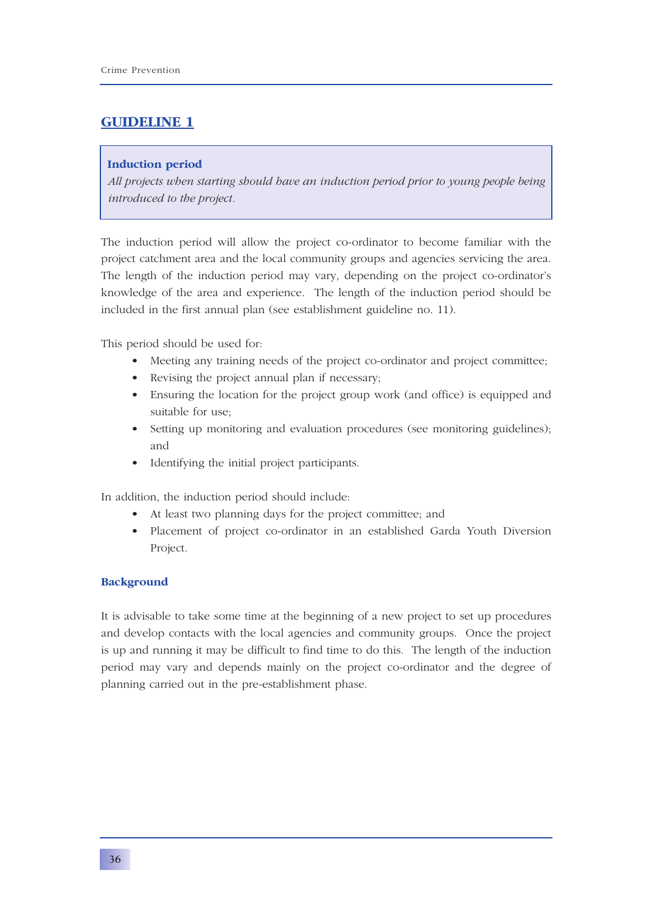## GUIDELINE 1

**Induction period**

*All projects when starting should have an induction period prior to young people being introduced to the project.*

The induction period will allow the project co-ordinator to become familiar with the project catchment area and the local community groups and agencies servicing the area. The length of the induction period may vary, depending on the project co-ordinator's knowledge of the area and experience. The length of the induction period should be included in the first annual plan (see establishment guideline no. 11).

This period should be used for:

- Meeting any training needs of the project co-ordinator and project committee;
- Revising the project annual plan if necessary;
- Ensuring the location for the project group work (and office) is equipped and suitable for use;
- Setting up monitoring and evaluation procedures (see monitoring guidelines); and
- Identifying the initial project participants.

In addition, the induction period should include:

- At least two planning days for the project committee; and
- Placement of project co-ordinator in an established Garda Youth Diversion Project.

### Background

It is advisable to take some time at the beginning of a new project to set up procedures and develop contacts with the local agencies and community groups. Once the project is up and running it may be difficult to find time to do this. The length of the induction period may vary and depends mainly on the project co-ordinator and the degree of planning carried out in the pre-establishment phase.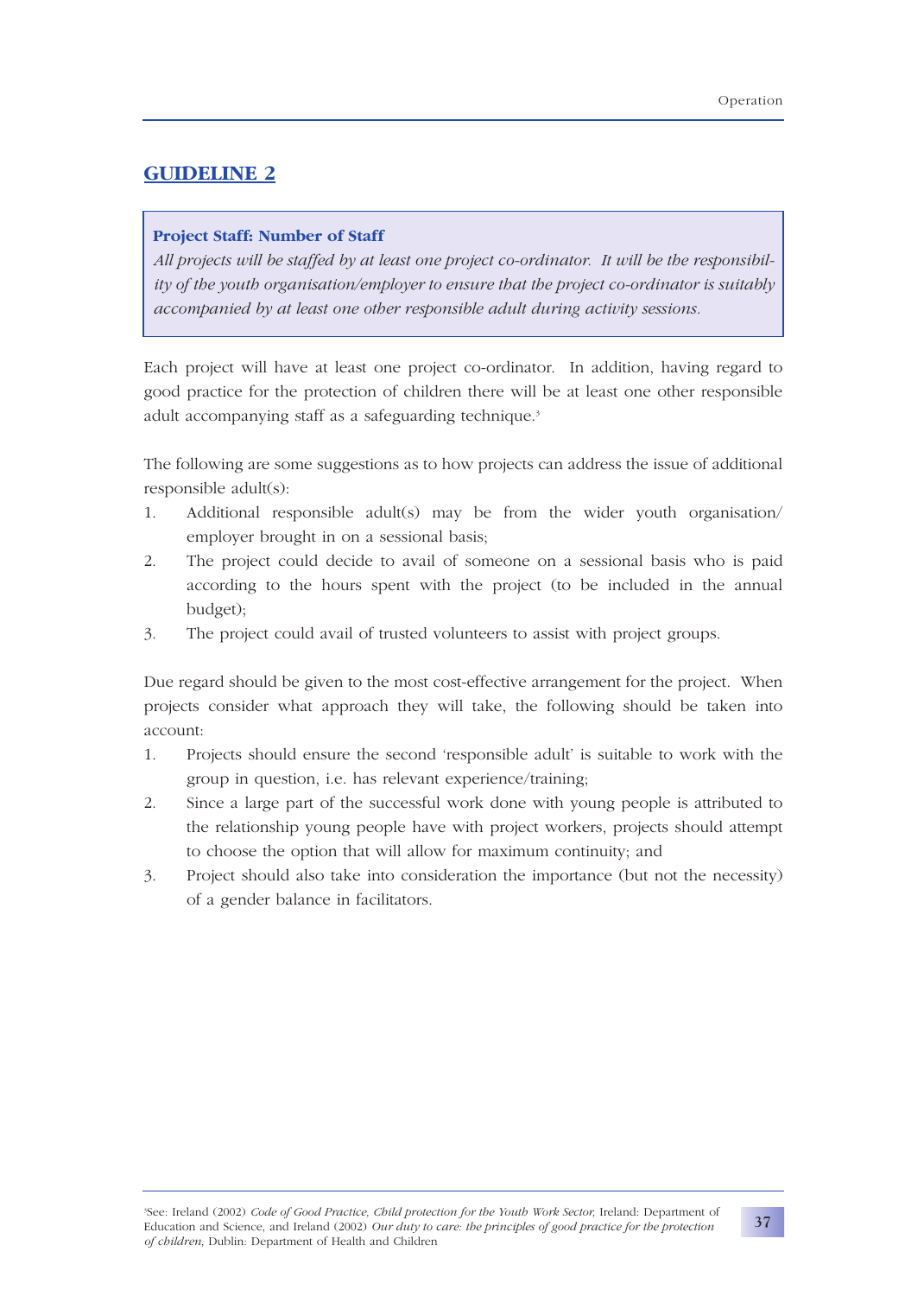## GUIDELINE 2

> **Project Staff: Number of Staff**
> *All projects will be staffed by at least one project co-ordinator. It will be the responsibility of the youth organisation/employer to ensure that the project co-ordinator is suitably accompanied by at least one other responsible adult during activity sessions.*

Each project will have at least one project co-ordinator. In addition, having regard to good practice for the protection of children there will be at least one other responsible adult accompanying staff as a safeguarding technique.[3]

The following are some suggestions as to how projects can address the issue of additional responsible adult(s):

1. Additional responsible adult(s) may be from the wider youth organisation/ employer brought in on a sessional basis;
2. The project could decide to avail of someone on a sessional basis who is paid according to the hours spent with the project (to be included in the annual budget);
3. The project could avail of trusted volunteers to assist with project groups.

Due regard should be given to the most cost-effective arrangement for the project. When projects consider what approach they will take, the following should be taken into account:

1. Projects should ensure the second 'responsible adult' is suitable to work with the group in question, i.e. has relevant experience/training;
2. Since a large part of the successful work done with young people is attributed to the relationship young people have with project workers, projects should attempt to choose the option that will allow for maximum continuity; and
3. Project should also take into consideration the importance (but not the necessity) of a gender balance in facilitators.

[3] See: Ireland (2002) *Code of Good Practice, Child protection for the Youth Work Sector,* Ireland: Department of Education and Science, and Ireland (2002) *Our duty to care: the principles of good practice for the protection of children*, Dublin: Department of Health and Children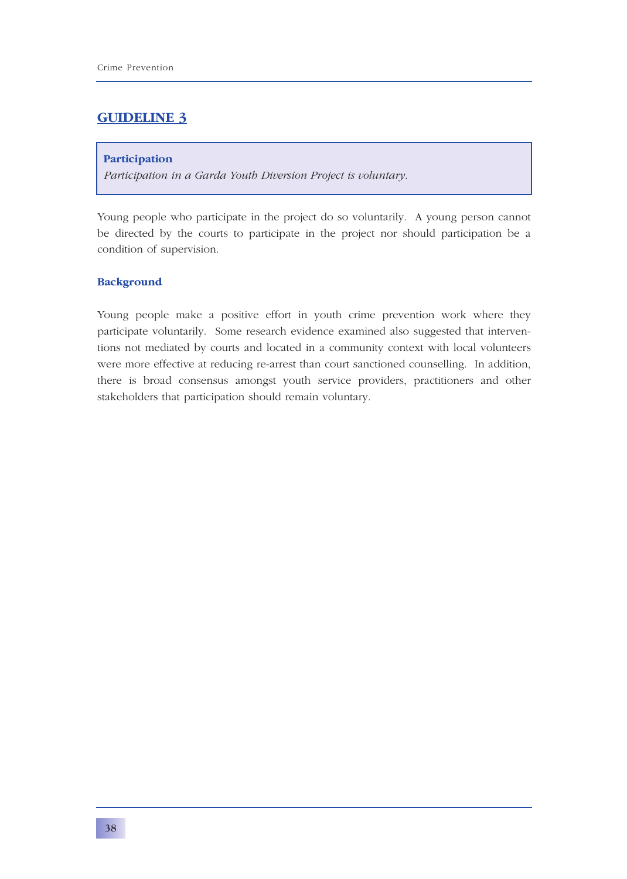## GUIDELINE 3

**Participation**

*Participation in a Garda Youth Diversion Project is voluntary.*

Young people who participate in the project do so voluntarily. A young person cannot be directed by the courts to participate in the project nor should participation be a condition of supervision.

### Background

Young people make a positive effort in youth crime prevention work where they participate voluntarily. Some research evidence examined also suggested that interventions not mediated by courts and located in a community context with local volunteers were more effective at reducing re-arrest than court sanctioned counselling. In addition, there is broad consensus amongst youth service providers, practitioners and other stakeholders that participation should remain voluntary.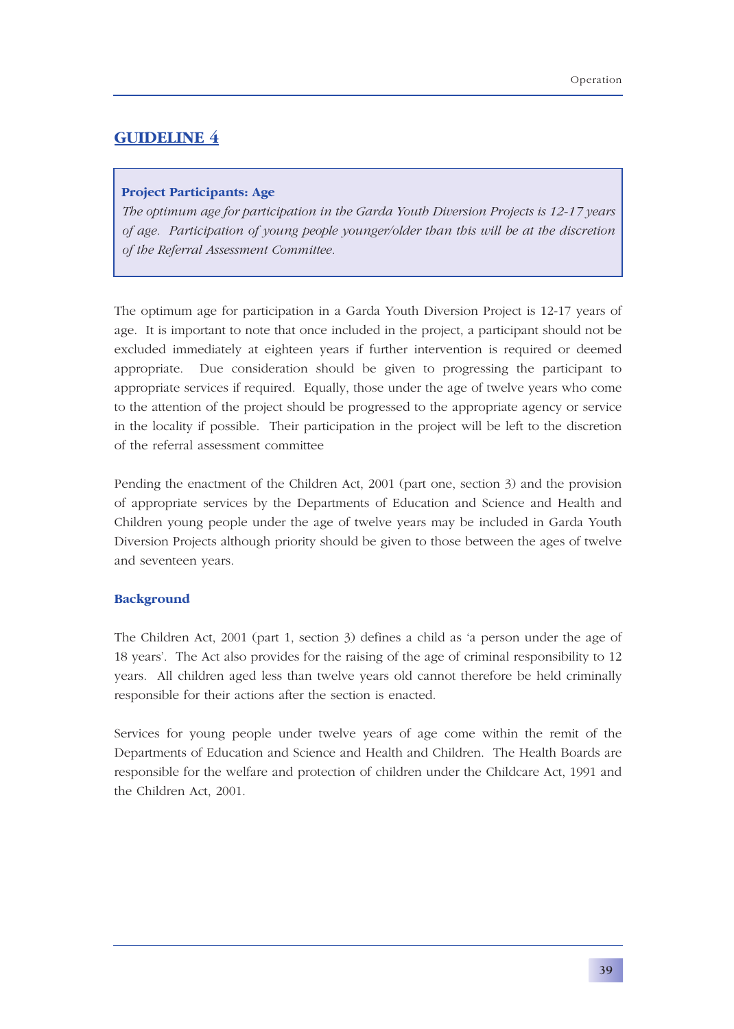## GUIDELINE 4

> **Project Participants: Age**
>
> *The optimum age for participation in the Garda Youth Diversion Projects is 12-17 years of age. Participation of young people younger/older than this will be at the discretion of the Referral Assessment Committee.*

The optimum age for participation in a Garda Youth Diversion Project is 12-17 years of age. It is important to note that once included in the project, a participant should not be excluded immediately at eighteen years if further intervention is required or deemed appropriate. Due consideration should be given to progressing the participant to appropriate services if required. Equally, those under the age of twelve years who come to the attention of the project should be progressed to the appropriate agency or service in the locality if possible. Their participation in the project will be left to the discretion of the referral assessment committee

Pending the enactment of the Children Act, 2001 (part one, section 3) and the provision of appropriate services by the Departments of Education and Science and Health and Children young people under the age of twelve years may be included in Garda Youth Diversion Projects although priority should be given to those between the ages of twelve and seventeen years.

### Background

The Children Act, 2001 (part 1, section 3) defines a child as 'a person under the age of 18 years'. The Act also provides for the raising of the age of criminal responsibility to 12 years. All children aged less than twelve years old cannot therefore be held criminally responsible for their actions after the section is enacted.

Services for young people under twelve years of age come within the remit of the Departments of Education and Science and Health and Children. The Health Boards are responsible for the welfare and protection of children under the Childcare Act, 1991 and the Children Act, 2001.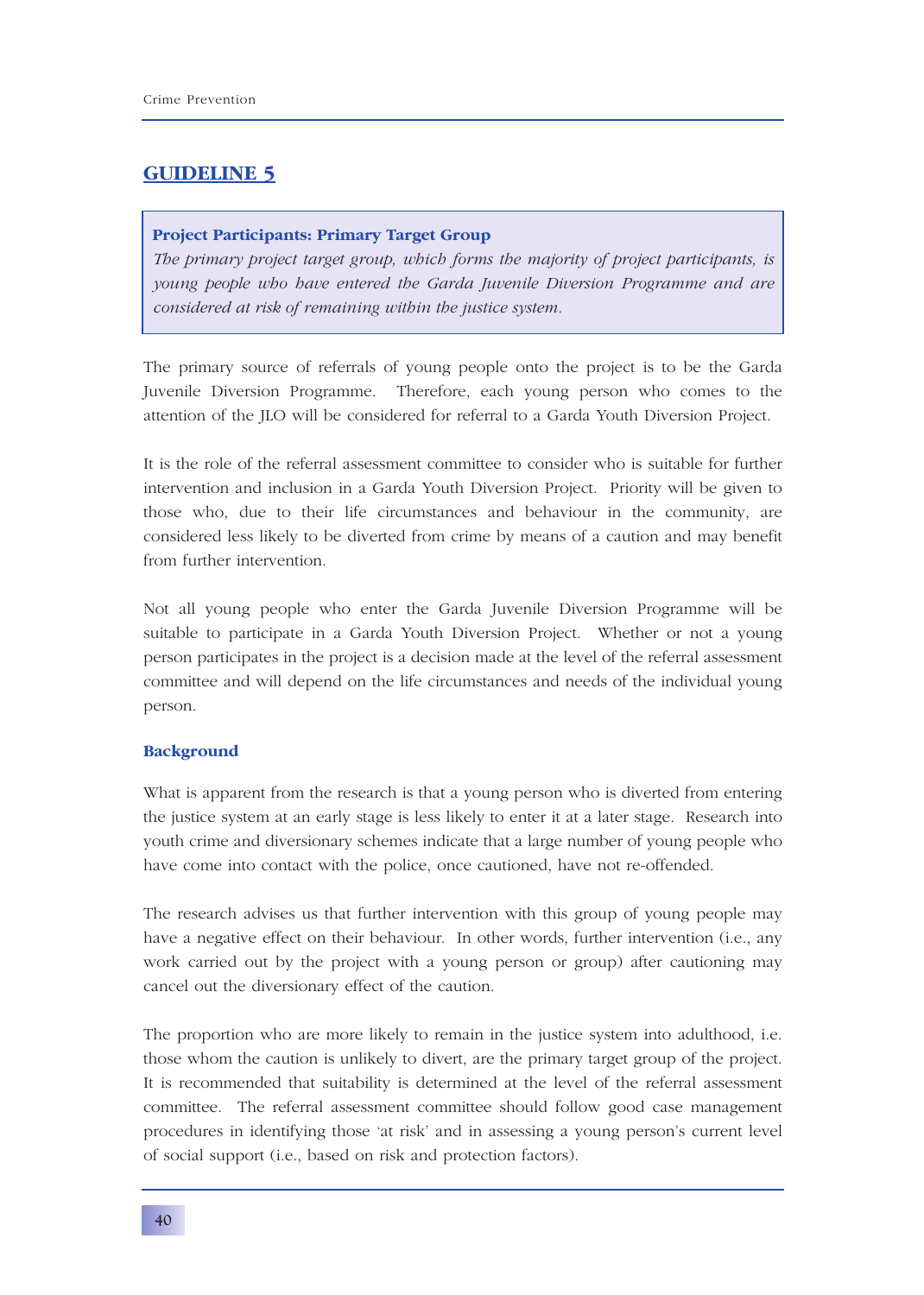## GUIDELINE 5

> **Project Participants: Primary Target Group**
> *The primary project target group, which forms the majority of project participants, is young people who have entered the Garda Juvenile Diversion Programme and are considered at risk of remaining within the justice system.*

The primary source of referrals of young people onto the project is to be the Garda Juvenile Diversion Programme. Therefore, each young person who comes to the attention of the JLO will be considered for referral to a Garda Youth Diversion Project.

It is the role of the referral assessment committee to consider who is suitable for further intervention and inclusion in a Garda Youth Diversion Project. Priority will be given to those who, due to their life circumstances and behaviour in the community, are considered less likely to be diverted from crime by means of a caution and may benefit from further intervention.

Not all young people who enter the Garda Juvenile Diversion Programme will be suitable to participate in a Garda Youth Diversion Project. Whether or not a young person participates in the project is a decision made at the level of the referral assessment committee and will depend on the life circumstances and needs of the individual young person.

### Background

What is apparent from the research is that a young person who is diverted from entering the justice system at an early stage is less likely to enter it at a later stage. Research into youth crime and diversionary schemes indicate that a large number of young people who have come into contact with the police, once cautioned, have not re-offended.

The research advises us that further intervention with this group of young people may have a negative effect on their behaviour. In other words, further intervention (i.e., any work carried out by the project with a young person or group) after cautioning may cancel out the diversionary effect of the caution.

The proportion who are more likely to remain in the justice system into adulthood, i.e. those whom the caution is unlikely to divert, are the primary target group of the project. It is recommended that suitability is determined at the level of the referral assessment committee. The referral assessment committee should follow good case management procedures in identifying those 'at risk' and in assessing a young person's current level of social support (i.e., based on risk and protection factors).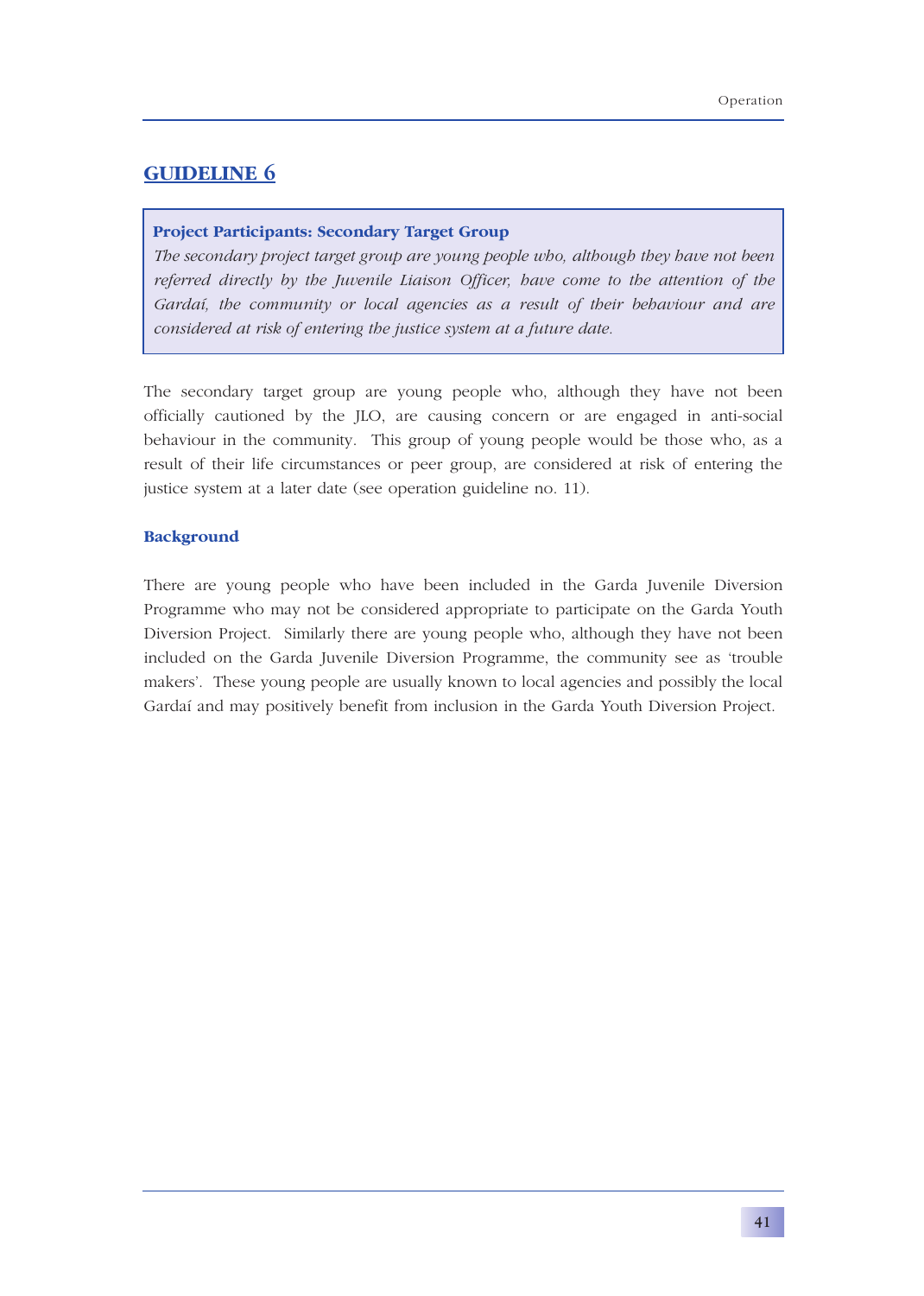## GUIDELINE 6

**Project Participants: Secondary Target Group**

*The secondary project target group are young people who, although they have not been referred directly by the Juvenile Liaison Officer, have come to the attention of the Gardaí, the community or local agencies as a result of their behaviour and are considered at risk of entering the justice system at a future date.*

The secondary target group are young people who, although they have not been officially cautioned by the JLO, are causing concern or are engaged in anti-social behaviour in the community. This group of young people would be those who, as a result of their life circumstances or peer group, are considered at risk of entering the justice system at a later date (see operation guideline no. 11).

### Background

There are young people who have been included in the Garda Juvenile Diversion Programme who may not be considered appropriate to participate on the Garda Youth Diversion Project. Similarly there are young people who, although they have not been included on the Garda Juvenile Diversion Programme, the community see as 'trouble makers'. These young people are usually known to local agencies and possibly the local Gardaí and may positively benefit from inclusion in the Garda Youth Diversion Project.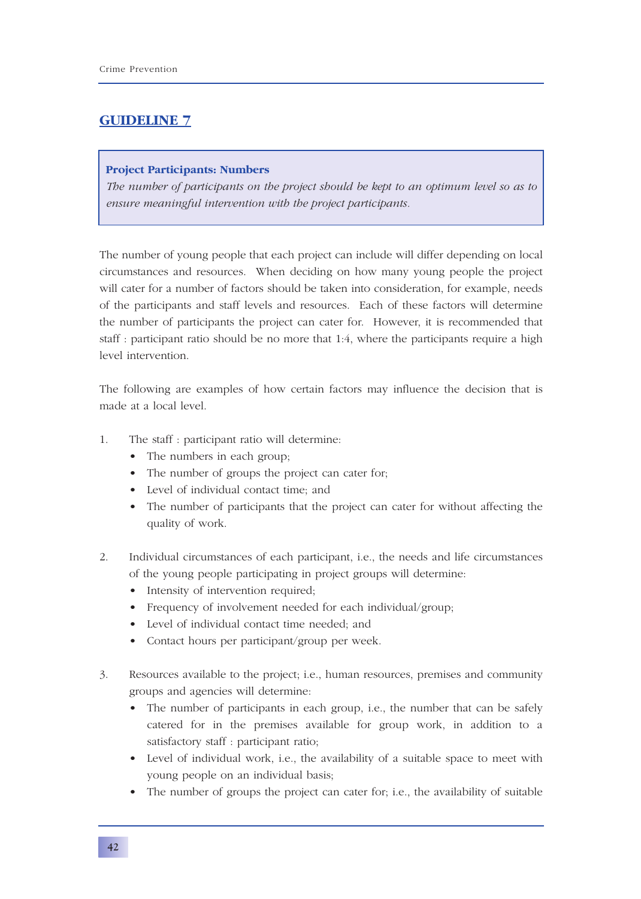## GUIDELINE 7

**Project Participants: Numbers**

*The number of participants on the project should be kept to an optimum level so as to ensure meaningful intervention with the project participants.*

The number of young people that each project can include will differ depending on local circumstances and resources. When deciding on how many young people the project will cater for a number of factors should be taken into consideration, for example, needs of the participants and staff levels and resources. Each of these factors will determine the number of participants the project can cater for. However, it is recommended that staff : participant ratio should be no more that 1:4, where the participants require a high level intervention.

The following are examples of how certain factors may influence the decision that is made at a local level.

1. The staff : participant ratio will determine:
   - The numbers in each group;
   - The number of groups the project can cater for;
   - Level of individual contact time; and
   - The number of participants that the project can cater for without affecting the quality of work.

2. Individual circumstances of each participant, i.e., the needs and life circumstances of the young people participating in project groups will determine:
   - Intensity of intervention required;
   - Frequency of involvement needed for each individual/group;
   - Level of individual contact time needed; and
   - Contact hours per participant/group per week.

3. Resources available to the project; i.e., human resources, premises and community groups and agencies will determine:
   - The number of participants in each group, i.e., the number that can be safely catered for in the premises available for group work, in addition to a satisfactory staff : participant ratio;
   - Level of individual work, i.e., the availability of a suitable space to meet with young people on an individual basis;
   - The number of groups the project can cater for; i.e., the availability of suitable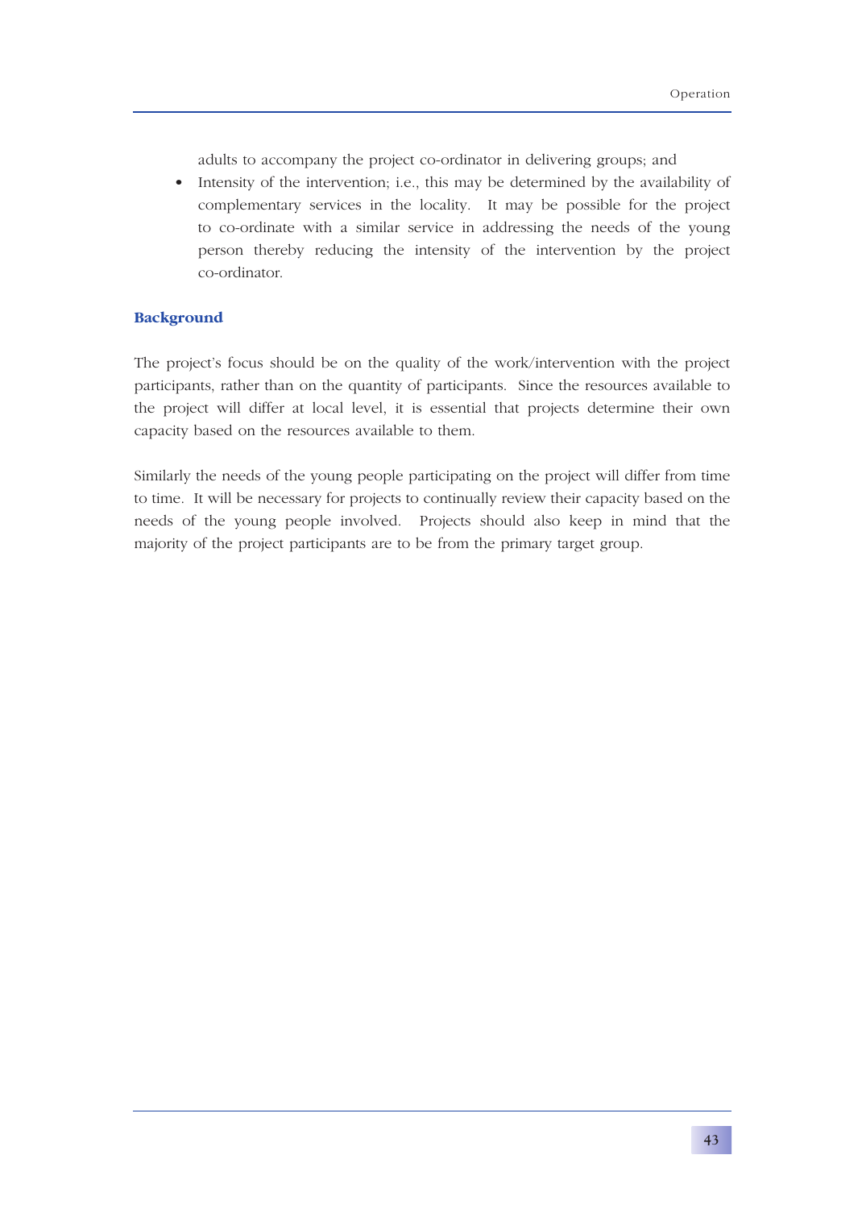adults to accompany the project co-ordinator in delivering groups; and

- Intensity of the intervention; i.e., this may be determined by the availability of complementary services in the locality. It may be possible for the project to co-ordinate with a similar service in addressing the needs of the young person thereby reducing the intensity of the intervention by the project co-ordinator.

### Background

The project's focus should be on the quality of the work/intervention with the project participants, rather than on the quantity of participants. Since the resources available to the project will differ at local level, it is essential that projects determine their own capacity based on the resources available to them.

Similarly the needs of the young people participating on the project will differ from time to time. It will be necessary for projects to continually review their capacity based on the needs of the young people involved. Projects should also keep in mind that the majority of the project participants are to be from the primary target group.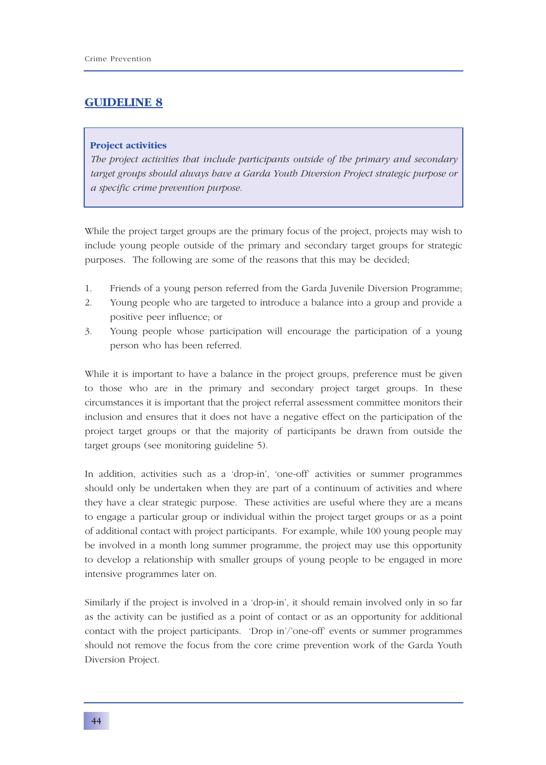## GUIDELINE 8

> **Project activities**
>
> *The project activities that include participants outside of the primary and secondary target groups should always have a Garda Youth Diversion Project strategic purpose or a specific crime prevention purpose.*

While the project target groups are the primary focus of the project, projects may wish to include young people outside of the primary and secondary target groups for strategic purposes. The following are some of the reasons that this may be decided;

1. Friends of a young person referred from the Garda Juvenile Diversion Programme;
2. Young people who are targeted to introduce a balance into a group and provide a positive peer influence; or
3. Young people whose participation will encourage the participation of a young person who has been referred.

While it is important to have a balance in the project groups, preference must be given to those who are in the primary and secondary project target groups. In these circumstances it is important that the project referral assessment committee monitors their inclusion and ensures that it does not have a negative effect on the participation of the project target groups or that the majority of participants be drawn from outside the target groups (see monitoring guideline 5).

In addition, activities such as a 'drop-in', 'one-off' activities or summer programmes should only be undertaken when they are part of a continuum of activities and where they have a clear strategic purpose. These activities are useful where they are a means to engage a particular group or individual within the project target groups or as a point of additional contact with project participants. For example, while 100 young people may be involved in a month long summer programme, the project may use this opportunity to develop a relationship with smaller groups of young people to be engaged in more intensive programmes later on.

Similarly if the project is involved in a 'drop-in', it should remain involved only in so far as the activity can be justified as a point of contact or as an opportunity for additional contact with the project participants. 'Drop in'/'one-off' events or summer programmes should not remove the focus from the core crime prevention work of the Garda Youth Diversion Project.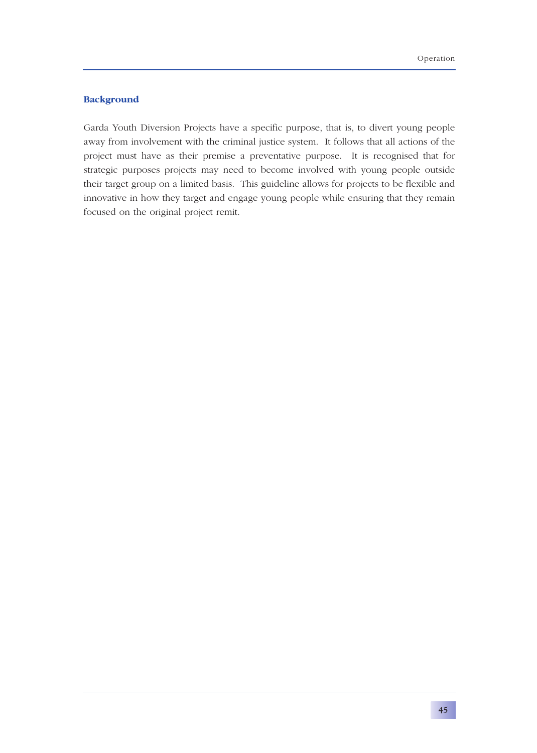### Background

Garda Youth Diversion Projects have a specific purpose, that is, to divert young people away from involvement with the criminal justice system. It follows that all actions of the project must have as their premise a preventative purpose. It is recognised that for strategic purposes projects may need to become involved with young people outside their target group on a limited basis. This guideline allows for projects to be flexible and innovative in how they target and engage young people while ensuring that they remain focused on the original project remit.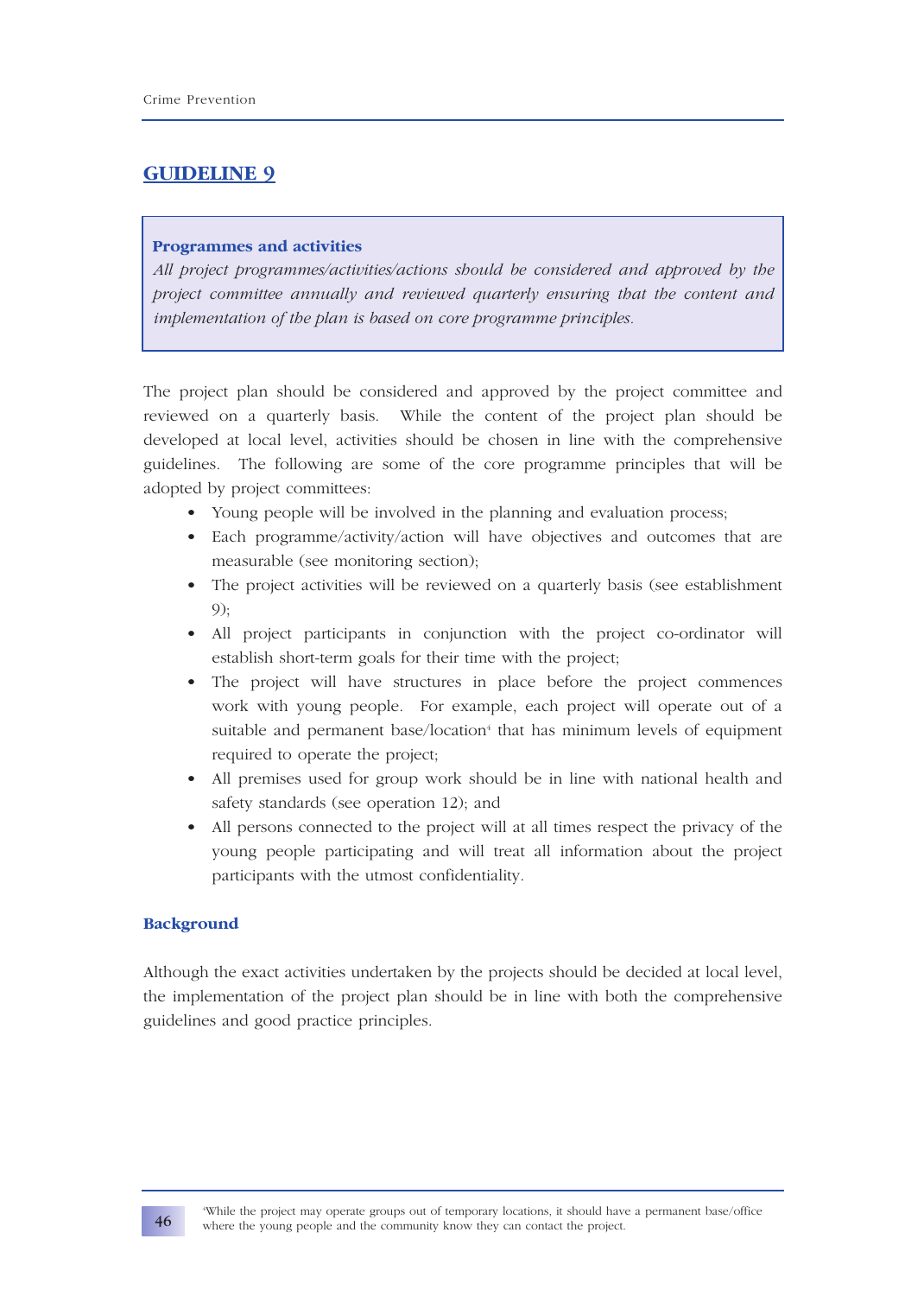## GUIDELINE 9

**Programmes and activities**

*All project programmes/activities/actions should be considered and approved by the project committee annually and reviewed quarterly ensuring that the content and implementation of the plan is based on core programme principles.*

The project plan should be considered and approved by the project committee and reviewed on a quarterly basis. While the content of the project plan should be developed at local level, activities should be chosen in line with the comprehensive guidelines. The following are some of the core programme principles that will be adopted by project committees:

- Young people will be involved in the planning and evaluation process;
- Each programme/activity/action will have objectives and outcomes that are measurable (see monitoring section);
- The project activities will be reviewed on a quarterly basis (see establishment 9);
- All project participants in conjunction with the project co-ordinator will establish short-term goals for their time with the project;
- The project will have structures in place before the project commences work with young people. For example, each project will operate out of a suitable and permanent base/location[4] that has minimum levels of equipment required to operate the project;
- All premises used for group work should be in line with national health and safety standards (see operation 12); and
- All persons connected to the project will at all times respect the privacy of the young people participating and will treat all information about the project participants with the utmost confidentiality.

### Background

Although the exact activities undertaken by the projects should be decided at local level, the implementation of the project plan should be in line with both the comprehensive guidelines and good practice principles.

[4] While the project may operate groups out of temporary locations, it should have a permanent base/office where the young people and the community know they can contact the project.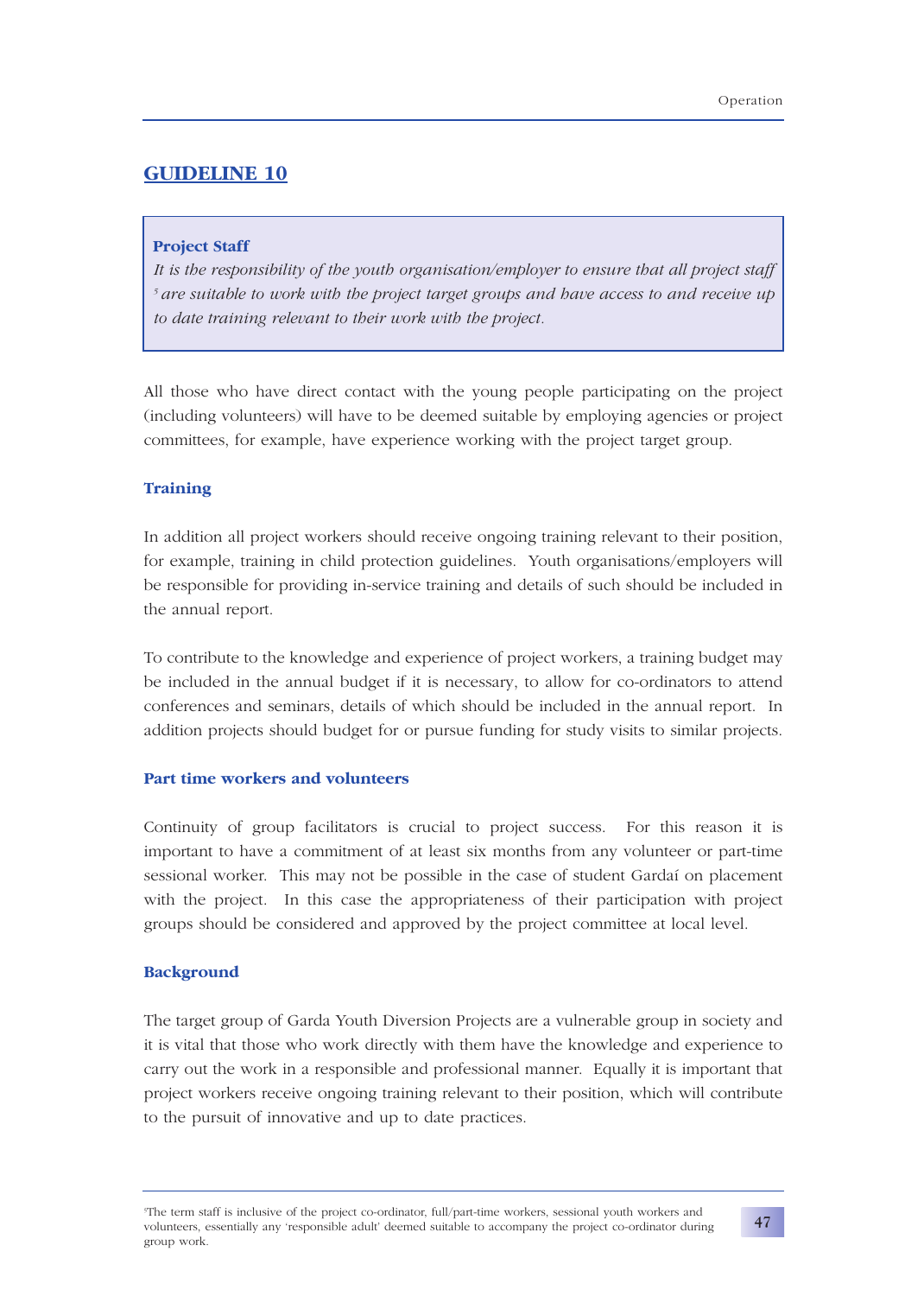## GUIDELINE 10

> **Project Staff**
>
> *It is the responsibility of the youth organisation/employer to ensure that all project staff [5] are suitable to work with the project target groups and have access to and receive up to date training relevant to their work with the project.*

All those who have direct contact with the young people participating on the project (including volunteers) will have to be deemed suitable by employing agencies or project committees, for example, have experience working with the project target group.

### Training

In addition all project workers should receive ongoing training relevant to their position, for example, training in child protection guidelines. Youth organisations/employers will be responsible for providing in-service training and details of such should be included in the annual report.

To contribute to the knowledge and experience of project workers, a training budget may be included in the annual budget if it is necessary, to allow for co-ordinators to attend conferences and seminars, details of which should be included in the annual report. In addition projects should budget for or pursue funding for study visits to similar projects.

### Part time workers and volunteers

Continuity of group facilitators is crucial to project success. For this reason it is important to have a commitment of at least six months from any volunteer or part-time sessional worker. This may not be possible in the case of student Gardaí on placement with the project. In this case the appropriateness of their participation with project groups should be considered and approved by the project committee at local level.

### Background

The target group of Garda Youth Diversion Projects are a vulnerable group in society and it is vital that those who work directly with them have the knowledge and experience to carry out the work in a responsible and professional manner. Equally it is important that project workers receive ongoing training relevant to their position, which will contribute to the pursuit of innovative and up to date practices.

---

[5] The term staff is inclusive of the project co-ordinator, full/part-time workers, sessional youth workers and volunteers, essentially any 'responsible adult' deemed suitable to accompany the project co-ordinator during group work.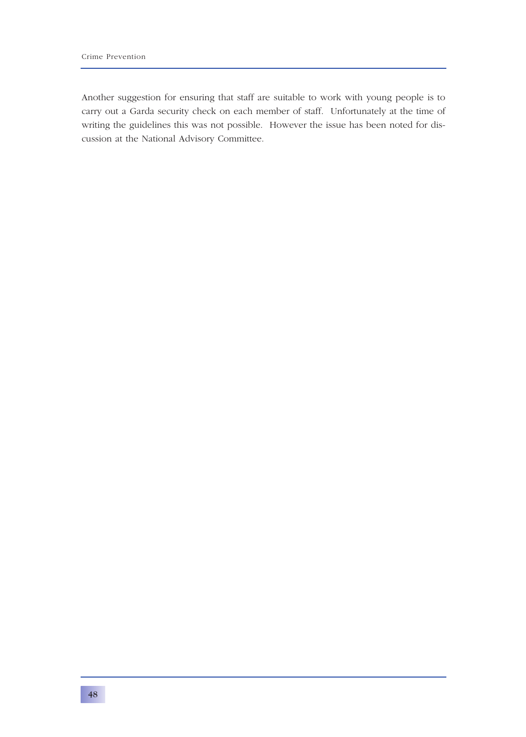Another suggestion for ensuring that staff are suitable to work with young people is to carry out a Garda security check on each member of staff. Unfortunately at the time of writing the guidelines this was not possible. However the issue has been noted for discussion at the National Advisory Committee.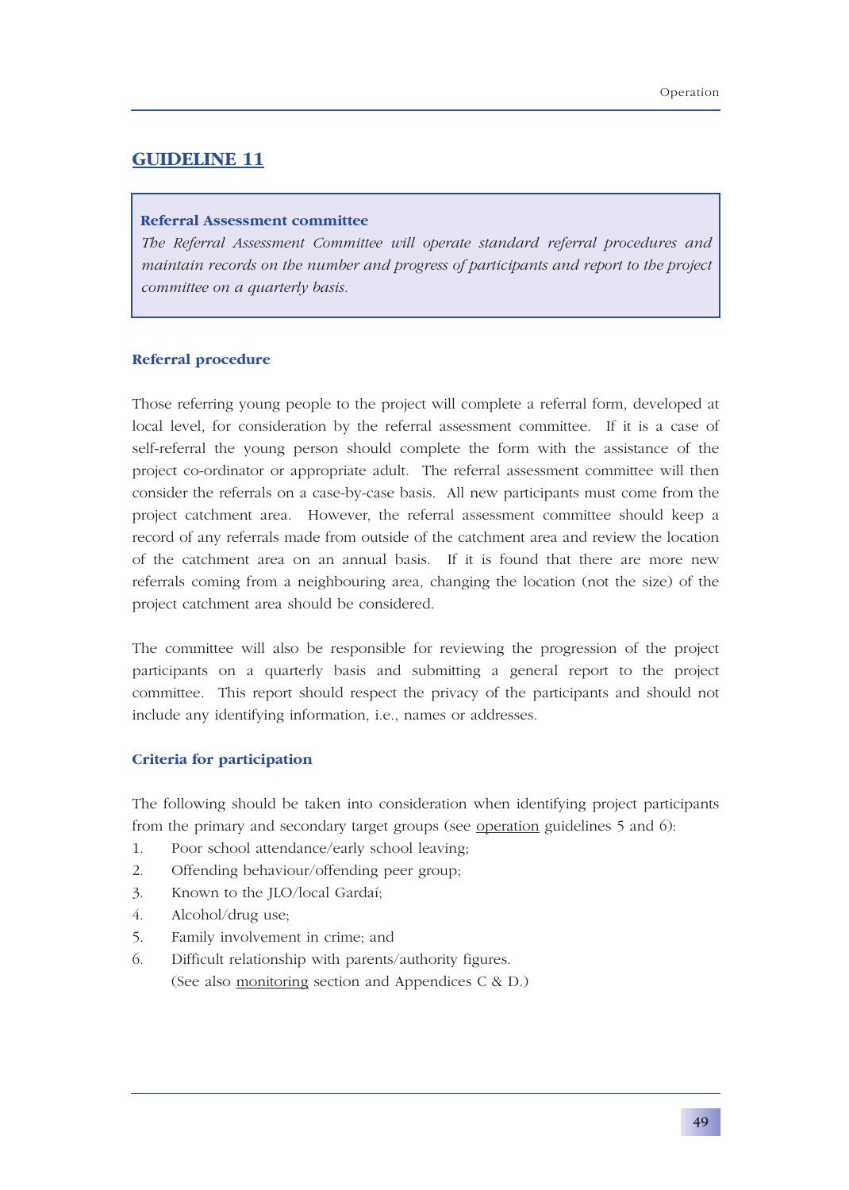## GUIDELINE 11

> **Referral Assessment committee**
>
> *The Referral Assessment Committee will operate standard referral procedures and maintain records on the number and progress of participants and report to the project committee on a quarterly basis.*

### Referral procedure

Those referring young people to the project will complete a referral form, developed at local level, for consideration by the referral assessment committee. If it is a case of self-referral the young person should complete the form with the assistance of the project co-ordinator or appropriate adult. The referral assessment committee will then consider the referrals on a case-by-case basis. All new participants must come from the project catchment area. However, the referral assessment committee should keep a record of any referrals made from outside of the catchment area and review the location of the catchment area on an annual basis. If it is found that there are more new referrals coming from a neighbouring area, changing the location (not the size) of the project catchment area should be considered.

The committee will also be responsible for reviewing the progression of the project participants on a quarterly basis and submitting a general report to the project committee. This report should respect the privacy of the participants and should not include any identifying information, i.e., names or addresses.

### Criteria for participation

The following should be taken into consideration when identifying project participants from the primary and secondary target groups (see operation guidelines 5 and 6):

1. Poor school attendance/early school leaving;
2. Offending behaviour/offending peer group;
3. Known to the JLO/local Gardaí;
4. Alcohol/drug use;
5. Family involvement in crime; and
6. Difficult relationship with parents/authority figures.

(See also monitoring section and Appendices C & D.)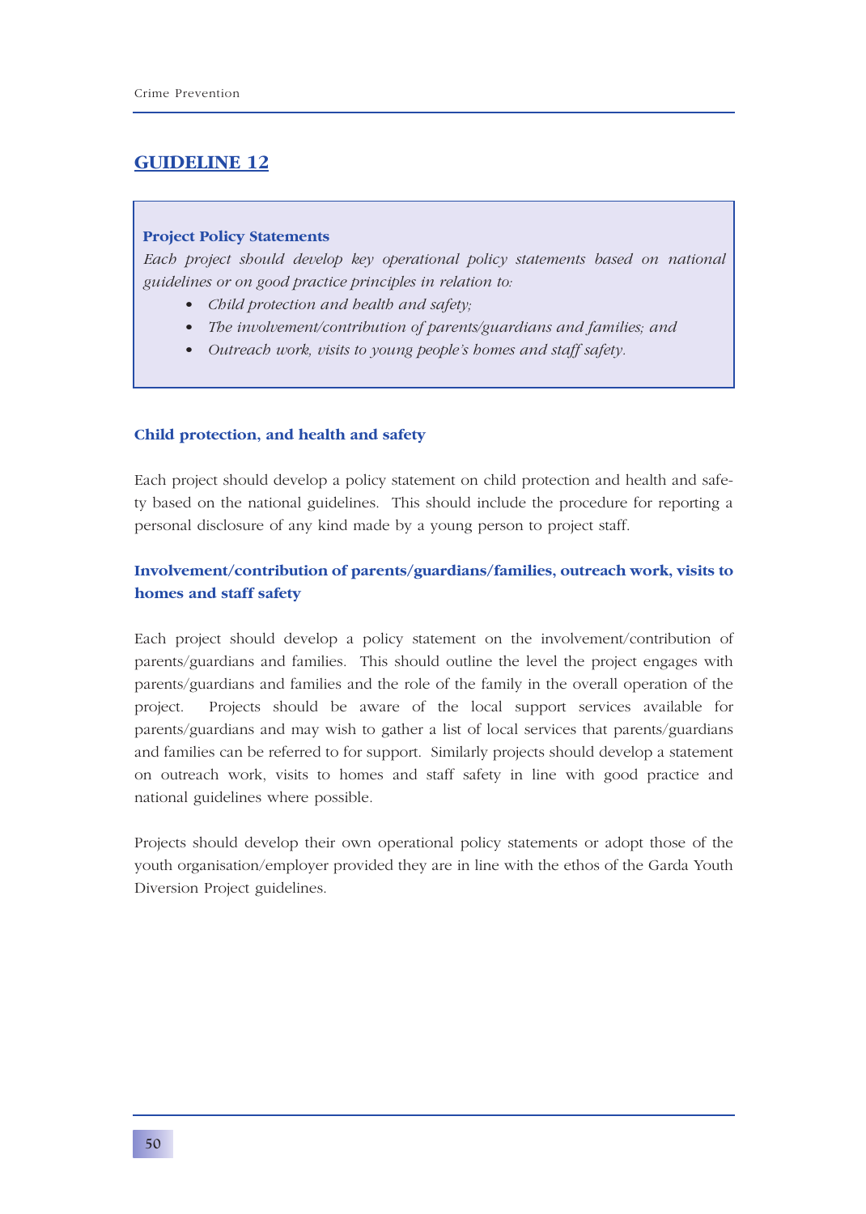## GUIDELINE 12

> **Project Policy Statements**
>
> *Each project should develop key operational policy statements based on national guidelines or on good practice principles in relation to:*
>
> - *Child protection and health and safety;*
> - *The involvement/contribution of parents/guardians and families; and*
> - *Outreach work, visits to young people's homes and staff safety.*

### Child protection, and health and safety

Each project should develop a policy statement on child protection and health and safety based on the national guidelines. This should include the procedure for reporting a personal disclosure of any kind made by a young person to project staff.

### Involvement/contribution of parents/guardians/families, outreach work, visits to homes and staff safety

Each project should develop a policy statement on the involvement/contribution of parents/guardians and families. This should outline the level the project engages with parents/guardians and families and the role of the family in the overall operation of the project. Projects should be aware of the local support services available for parents/guardians and may wish to gather a list of local services that parents/guardians and families can be referred to for support. Similarly projects should develop a statement on outreach work, visits to homes and staff safety in line with good practice and national guidelines where possible.

Projects should develop their own operational policy statements or adopt those of the youth organisation/employer provided they are in line with the ethos of the Garda Youth Diversion Project guidelines.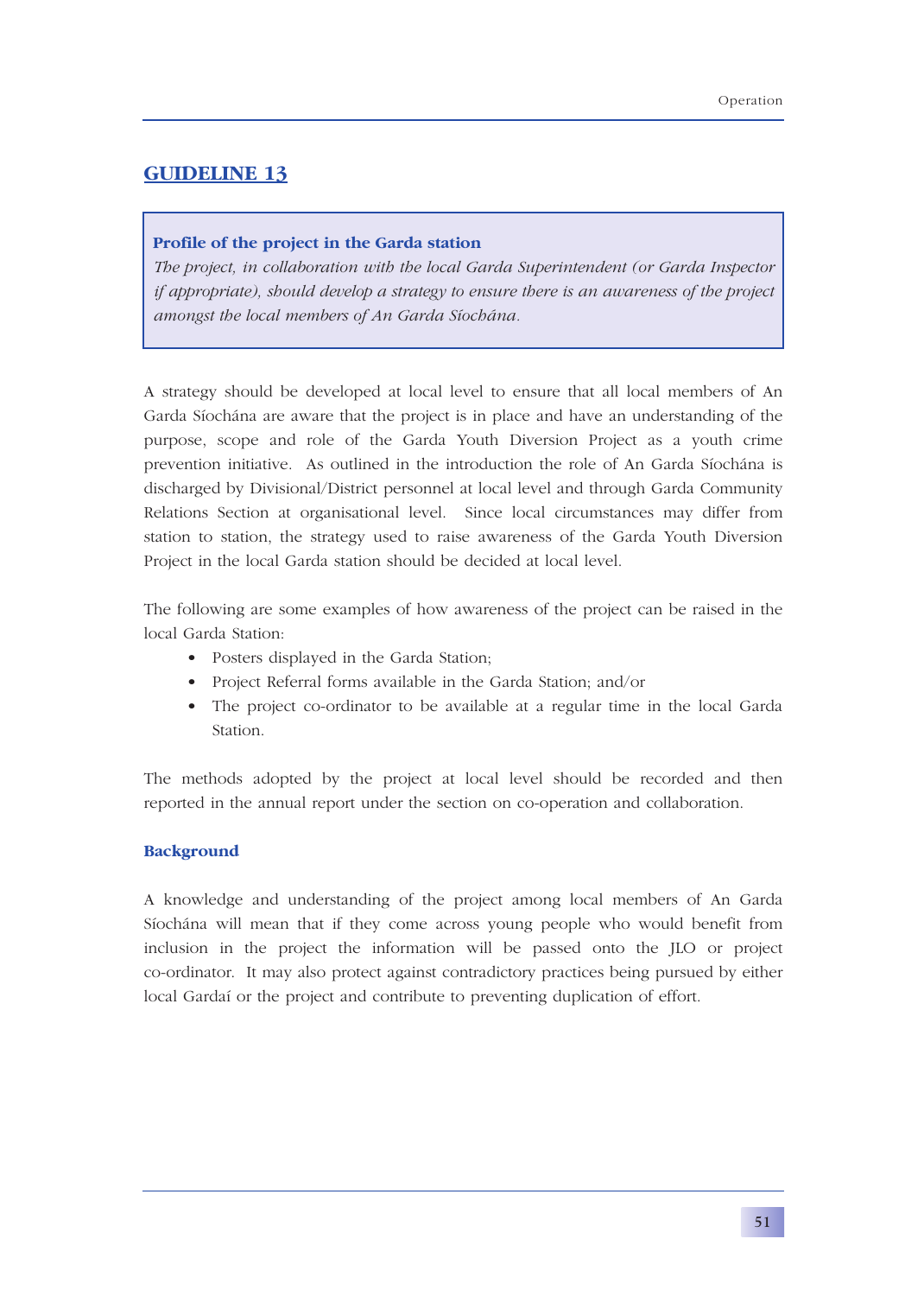## GUIDELINE 13

**Profile of the project in the Garda station**

*The project, in collaboration with the local Garda Superintendent (or Garda Inspector if appropriate), should develop a strategy to ensure there is an awareness of the project amongst the local members of An Garda Síochána.*

A strategy should be developed at local level to ensure that all local members of An Garda Síochána are aware that the project is in place and have an understanding of the purpose, scope and role of the Garda Youth Diversion Project as a youth crime prevention initiative. As outlined in the introduction the role of An Garda Síochána is discharged by Divisional/District personnel at local level and through Garda Community Relations Section at organisational level. Since local circumstances may differ from station to station, the strategy used to raise awareness of the Garda Youth Diversion Project in the local Garda station should be decided at local level.

The following are some examples of how awareness of the project can be raised in the local Garda Station:

- Posters displayed in the Garda Station;
- Project Referral forms available in the Garda Station; and/or
- The project co-ordinator to be available at a regular time in the local Garda Station.

The methods adopted by the project at local level should be recorded and then reported in the annual report under the section on co-operation and collaboration.

### Background

A knowledge and understanding of the project among local members of An Garda Síochána will mean that if they come across young people who would benefit from inclusion in the project the information will be passed onto the JLO or project co-ordinator. It may also protect against contradictory practices being pursued by either local Gardaí or the project and contribute to preventing duplication of effort.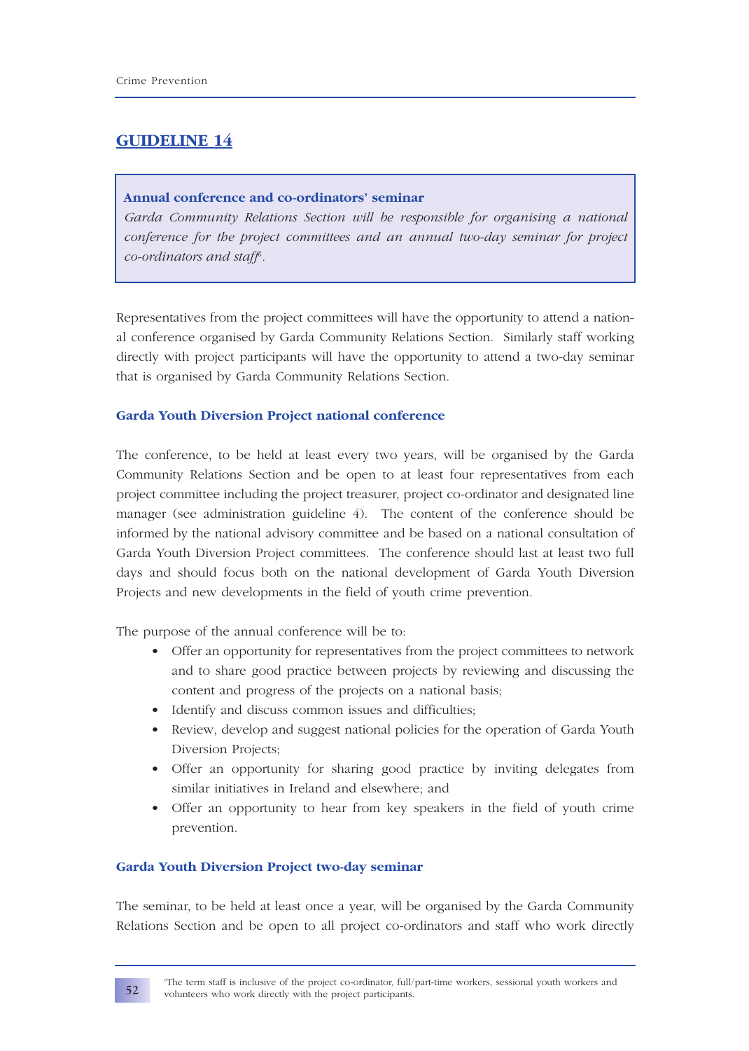## GUIDELINE 14

> **Annual conference and co-ordinators' seminar**
> *Garda Community Relations Section will be responsible for organising a national conference for the project committees and an annual two-day seminar for project co-ordinators and staff*[6].

Representatives from the project committees will have the opportunity to attend a national conference organised by Garda Community Relations Section. Similarly staff working directly with project participants will have the opportunity to attend a two-day seminar that is organised by Garda Community Relations Section.

### Garda Youth Diversion Project national conference

The conference, to be held at least every two years, will be organised by the Garda Community Relations Section and be open to at least four representatives from each project committee including the project treasurer, project co-ordinator and designated line manager (see administration guideline 4). The content of the conference should be informed by the national advisory committee and be based on a national consultation of Garda Youth Diversion Project committees. The conference should last at least two full days and should focus both on the national development of Garda Youth Diversion Projects and new developments in the field of youth crime prevention.

The purpose of the annual conference will be to:

- Offer an opportunity for representatives from the project committees to network and to share good practice between projects by reviewing and discussing the content and progress of the projects on a national basis;
- Identify and discuss common issues and difficulties;
- Review, develop and suggest national policies for the operation of Garda Youth Diversion Projects;
- Offer an opportunity for sharing good practice by inviting delegates from similar initiatives in Ireland and elsewhere; and
- Offer an opportunity to hear from key speakers in the field of youth crime prevention.

### Garda Youth Diversion Project two-day seminar

The seminar, to be held at least once a year, will be organised by the Garda Community Relations Section and be open to all project co-ordinators and staff who work directly

[6]The term staff is inclusive of the project co-ordinator, full/part-time workers, sessional youth workers and volunteers who work directly with the project participants.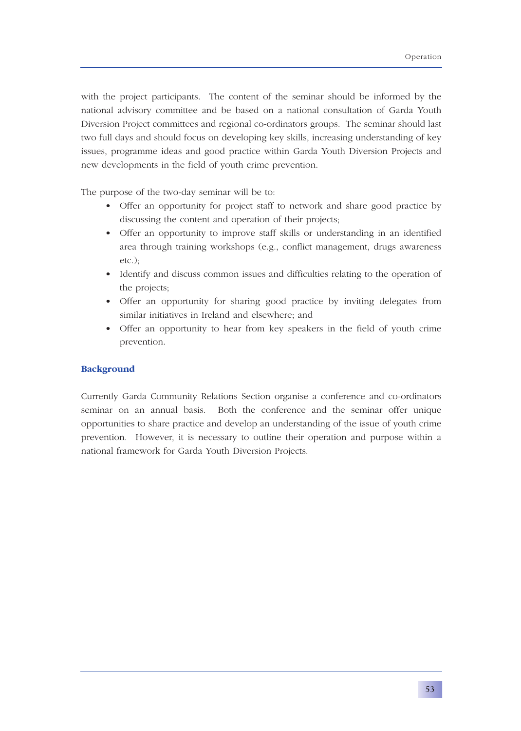with the project participants. The content of the seminar should be informed by the national advisory committee and be based on a national consultation of Garda Youth Diversion Project committees and regional co-ordinators groups. The seminar should last two full days and should focus on developing key skills, increasing understanding of key issues, programme ideas and good practice within Garda Youth Diversion Projects and new developments in the field of youth crime prevention.

The purpose of the two-day seminar will be to:

- Offer an opportunity for project staff to network and share good practice by discussing the content and operation of their projects;
- Offer an opportunity to improve staff skills or understanding in an identified area through training workshops (e.g., conflict management, drugs awareness etc.);
- Identify and discuss common issues and difficulties relating to the operation of the projects;
- Offer an opportunity for sharing good practice by inviting delegates from similar initiatives in Ireland and elsewhere; and
- Offer an opportunity to hear from key speakers in the field of youth crime prevention.

### Background

Currently Garda Community Relations Section organise a conference and co-ordinators seminar on an annual basis. Both the conference and the seminar offer unique opportunities to share practice and develop an understanding of the issue of youth crime prevention. However, it is necessary to outline their operation and purpose within a national framework for Garda Youth Diversion Projects.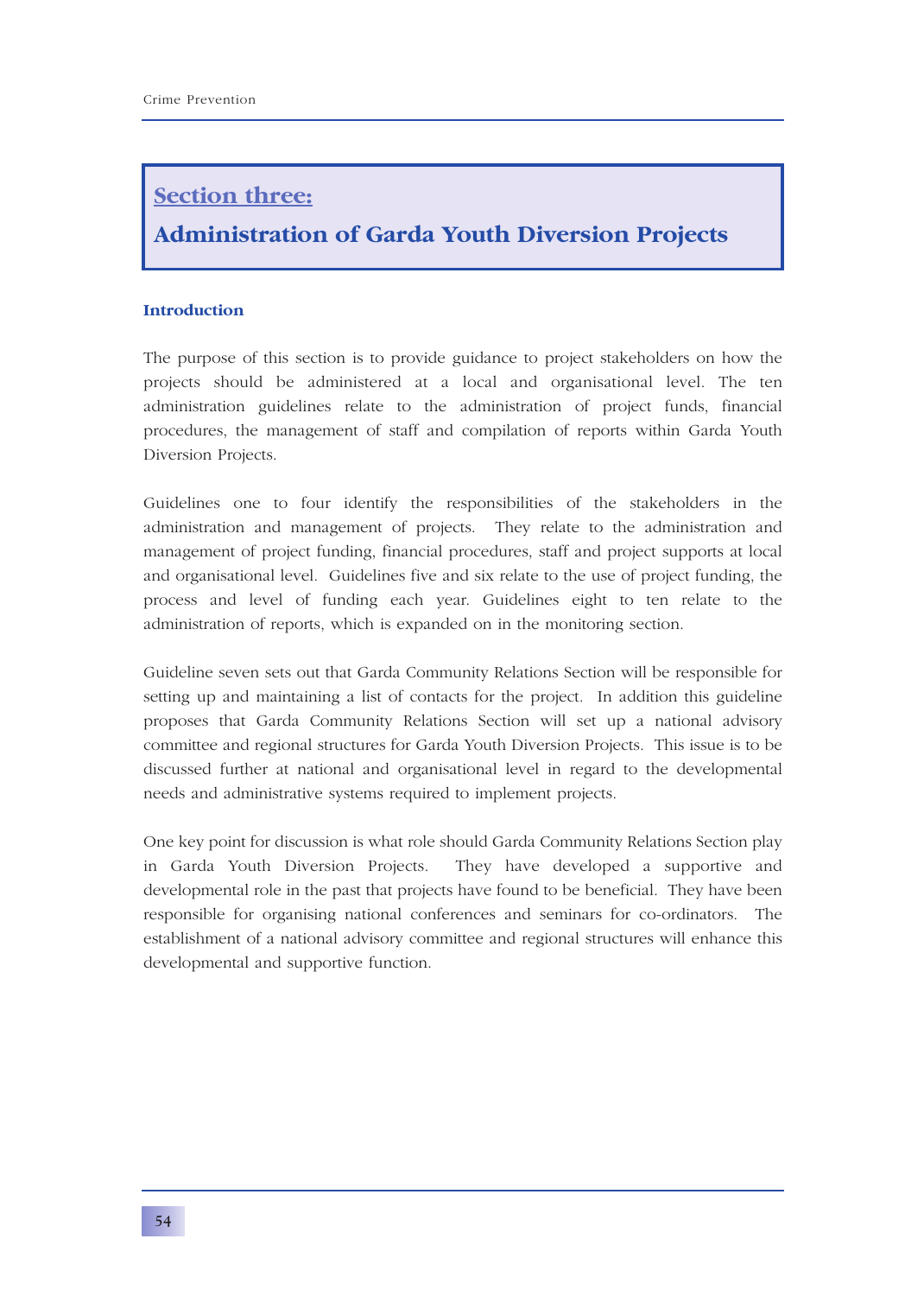## Section three:

## Administration of Garda Youth Diversion Projects

### Introduction

The purpose of this section is to provide guidance to project stakeholders on how the projects should be administered at a local and organisational level. The ten administration guidelines relate to the administration of project funds, financial procedures, the management of staff and compilation of reports within Garda Youth Diversion Projects.

Guidelines one to four identify the responsibilities of the stakeholders in the administration and management of projects. They relate to the administration and management of project funding, financial procedures, staff and project supports at local and organisational level. Guidelines five and six relate to the use of project funding, the process and level of funding each year. Guidelines eight to ten relate to the administration of reports, which is expanded on in the monitoring section.

Guideline seven sets out that Garda Community Relations Section will be responsible for setting up and maintaining a list of contacts for the project. In addition this guideline proposes that Garda Community Relations Section will set up a national advisory committee and regional structures for Garda Youth Diversion Projects. This issue is to be discussed further at national and organisational level in regard to the developmental needs and administrative systems required to implement projects.

One key point for discussion is what role should Garda Community Relations Section play in Garda Youth Diversion Projects. They have developed a supportive and developmental role in the past that projects have found to be beneficial. They have been responsible for organising national conferences and seminars for co-ordinators. The establishment of a national advisory committee and regional structures will enhance this developmental and supportive function.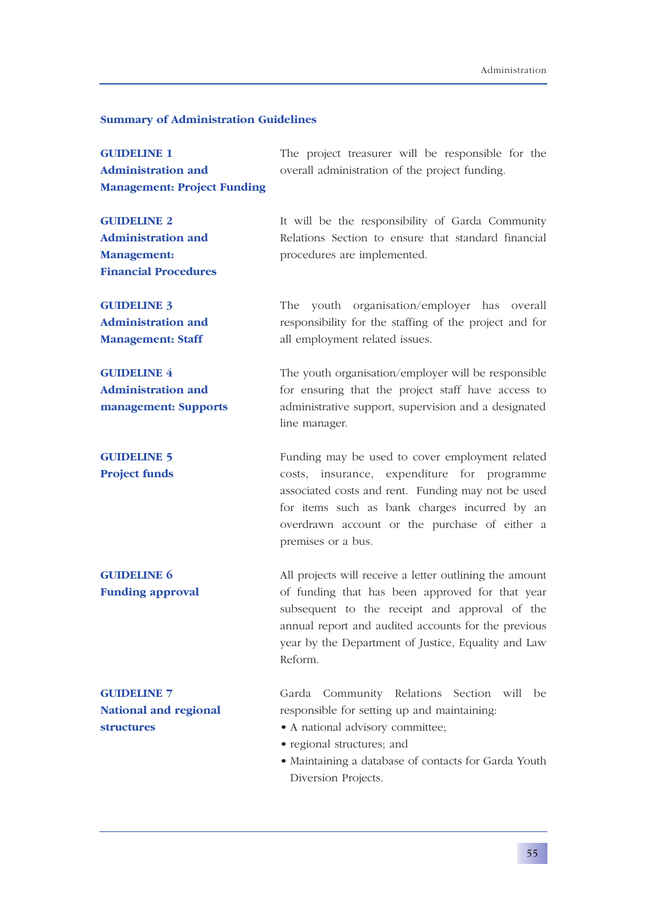## Summary of Administration Guidelines

**GUIDELINE 1**
**Administration and Management: Project Funding**

The project treasurer will be responsible for the overall administration of the project funding.

**GUIDELINE 2**
**Administration and Management: Financial Procedures**

It will be the responsibility of Garda Community Relations Section to ensure that standard financial procedures are implemented.

**GUIDELINE 3**
**Administration and Management: Staff**

The youth organisation/employer has overall responsibility for the staffing of the project and for all employment related issues.

**GUIDELINE 4**
**Administration and management: Supports**

The youth organisation/employer will be responsible for ensuring that the project staff have access to administrative support, supervision and a designated line manager.

**GUIDELINE 5**
**Project funds**

Funding may be used to cover employment related costs, insurance, expenditure for programme associated costs and rent. Funding may not be used for items such as bank charges incurred by an overdrawn account or the purchase of either a premises or a bus.

**GUIDELINE 6**
**Funding approval**

All projects will receive a letter outlining the amount of funding that has been approved for that year subsequent to the receipt and approval of the annual report and audited accounts for the previous year by the Department of Justice, Equality and Law Reform.

**GUIDELINE 7**
**National and regional structures**

Garda Community Relations Section will be responsible for setting up and maintaining:

- A national advisory committee;
- regional structures; and
- Maintaining a database of contacts for Garda Youth Diversion Projects.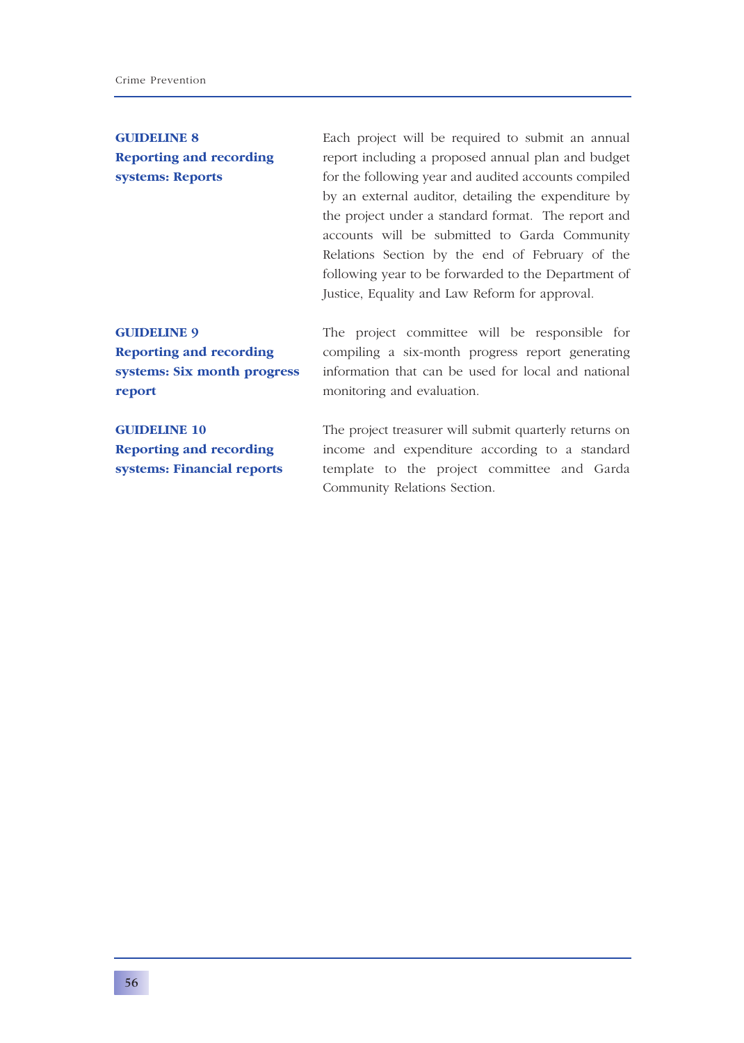**GUIDELINE 8**
**Reporting and recording systems: Reports**

Each project will be required to submit an annual report including a proposed annual plan and budget for the following year and audited accounts compiled by an external auditor, detailing the expenditure by the project under a standard format. The report and accounts will be submitted to Garda Community Relations Section by the end of February of the following year to be forwarded to the Department of Justice, Equality and Law Reform for approval.

**GUIDELINE 9**
**Reporting and recording systems: Six month progress report**

The project committee will be responsible for compiling a six-month progress report generating information that can be used for local and national monitoring and evaluation.

**GUIDELINE 10**
**Reporting and recording systems: Financial reports**

The project treasurer will submit quarterly returns on income and expenditure according to a standard template to the project committee and Garda Community Relations Section.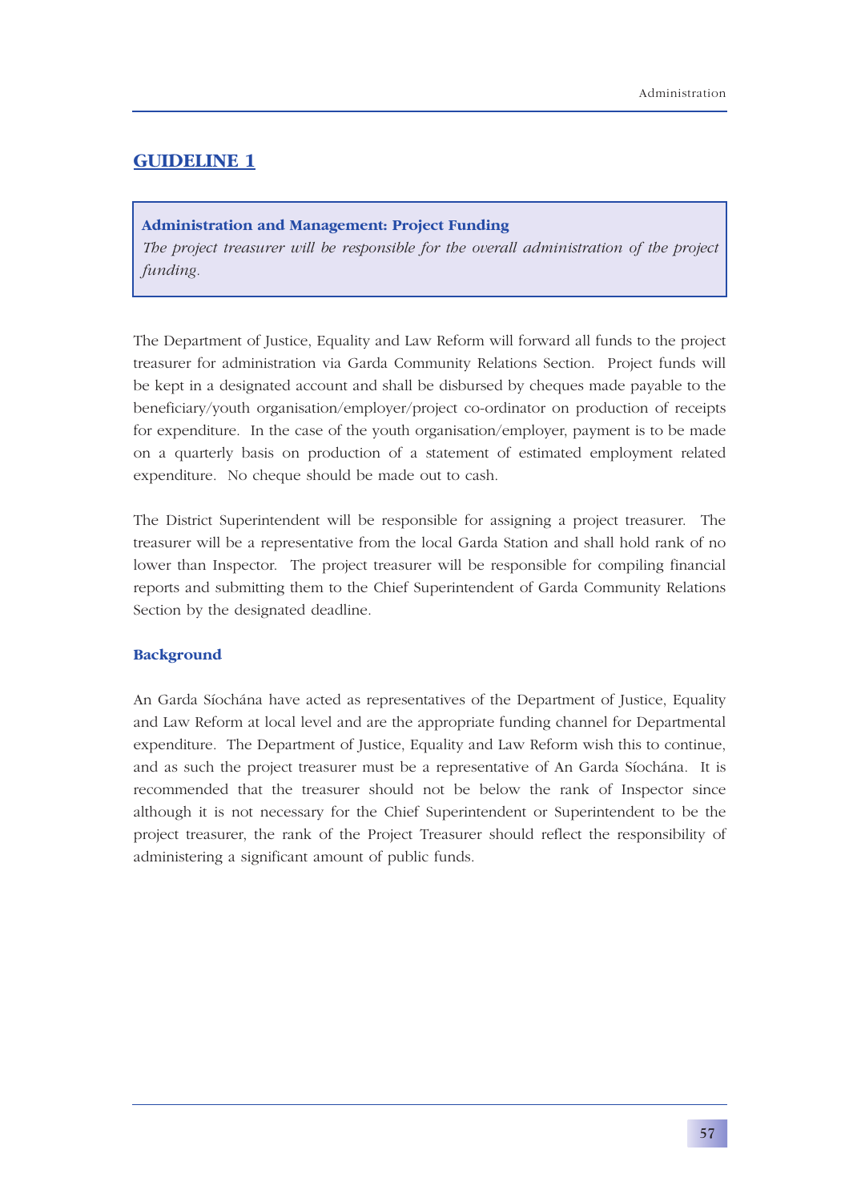## GUIDELINE 1

**Administration and Management: Project Funding**
*The project treasurer will be responsible for the overall administration of the project funding.*

The Department of Justice, Equality and Law Reform will forward all funds to the project treasurer for administration via Garda Community Relations Section. Project funds will be kept in a designated account and shall be disbursed by cheques made payable to the beneficiary/youth organisation/employer/project co-ordinator on production of receipts for expenditure. In the case of the youth organisation/employer, payment is to be made on a quarterly basis on production of a statement of estimated employment related expenditure. No cheque should be made out to cash.

The District Superintendent will be responsible for assigning a project treasurer. The treasurer will be a representative from the local Garda Station and shall hold rank of no lower than Inspector. The project treasurer will be responsible for compiling financial reports and submitting them to the Chief Superintendent of Garda Community Relations Section by the designated deadline.

### Background

An Garda Síochána have acted as representatives of the Department of Justice, Equality and Law Reform at local level and are the appropriate funding channel for Departmental expenditure. The Department of Justice, Equality and Law Reform wish this to continue, and as such the project treasurer must be a representative of An Garda Síochána. It is recommended that the treasurer should not be below the rank of Inspector since although it is not necessary for the Chief Superintendent or Superintendent to be the project treasurer, the rank of the Project Treasurer should reflect the responsibility of administering a significant amount of public funds.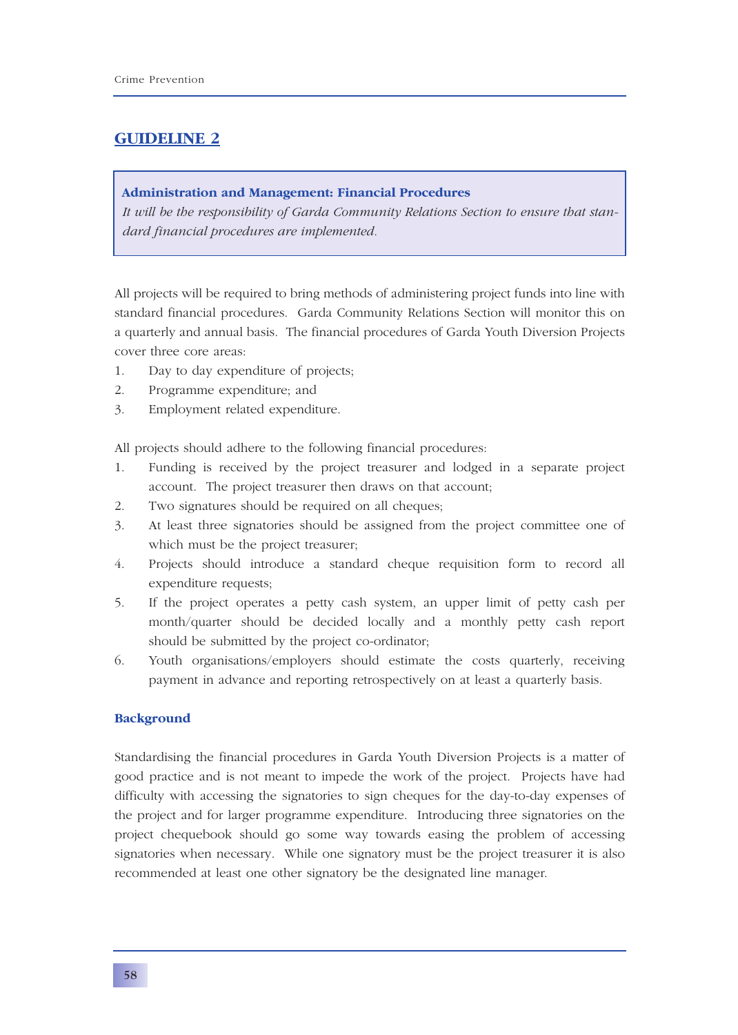## GUIDELINE 2

**Administration and Management: Financial Procedures**

*It will be the responsibility of Garda Community Relations Section to ensure that standard financial procedures are implemented.*

All projects will be required to bring methods of administering project funds into line with standard financial procedures. Garda Community Relations Section will monitor this on a quarterly and annual basis. The financial procedures of Garda Youth Diversion Projects cover three core areas:

1. Day to day expenditure of projects;
2. Programme expenditure; and
3. Employment related expenditure.

All projects should adhere to the following financial procedures:

1. Funding is received by the project treasurer and lodged in a separate project account. The project treasurer then draws on that account;
2. Two signatures should be required on all cheques;
3. At least three signatories should be assigned from the project committee one of which must be the project treasurer;
4. Projects should introduce a standard cheque requisition form to record all expenditure requests;
5. If the project operates a petty cash system, an upper limit of petty cash per month/quarter should be decided locally and a monthly petty cash report should be submitted by the project co-ordinator;
6. Youth organisations/employers should estimate the costs quarterly, receiving payment in advance and reporting retrospectively on at least a quarterly basis.

### Background

Standardising the financial procedures in Garda Youth Diversion Projects is a matter of good practice and is not meant to impede the work of the project. Projects have had difficulty with accessing the signatories to sign cheques for the day-to-day expenses of the project and for larger programme expenditure. Introducing three signatories on the project chequebook should go some way towards easing the problem of accessing signatories when necessary. While one signatory must be the project treasurer it is also recommended at least one other signatory be the designated line manager.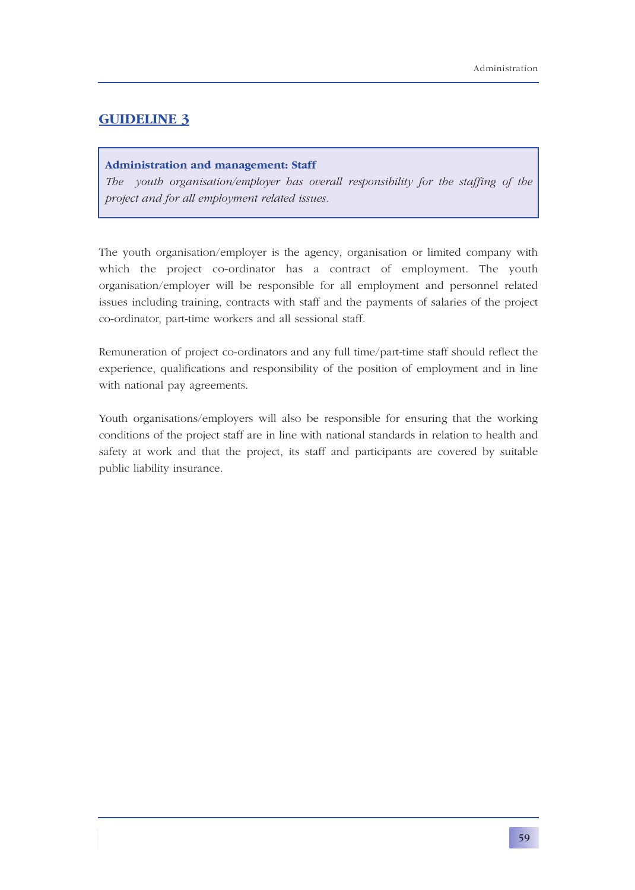## GUIDELINE 3

**Administration and management: Staff**

*The youth organisation/employer has overall responsibility for the staffing of the project and for all employment related issues.*

The youth organisation/employer is the agency, organisation or limited company with which the project co-ordinator has a contract of employment. The youth organisation/employer will be responsible for all employment and personnel related issues including training, contracts with staff and the payments of salaries of the project co-ordinator, part-time workers and all sessional staff.

Remuneration of project co-ordinators and any full time/part-time staff should reflect the experience, qualifications and responsibility of the position of employment and in line with national pay agreements.

Youth organisations/employers will also be responsible for ensuring that the working conditions of the project staff are in line with national standards in relation to health and safety at work and that the project, its staff and participants are covered by suitable public liability insurance.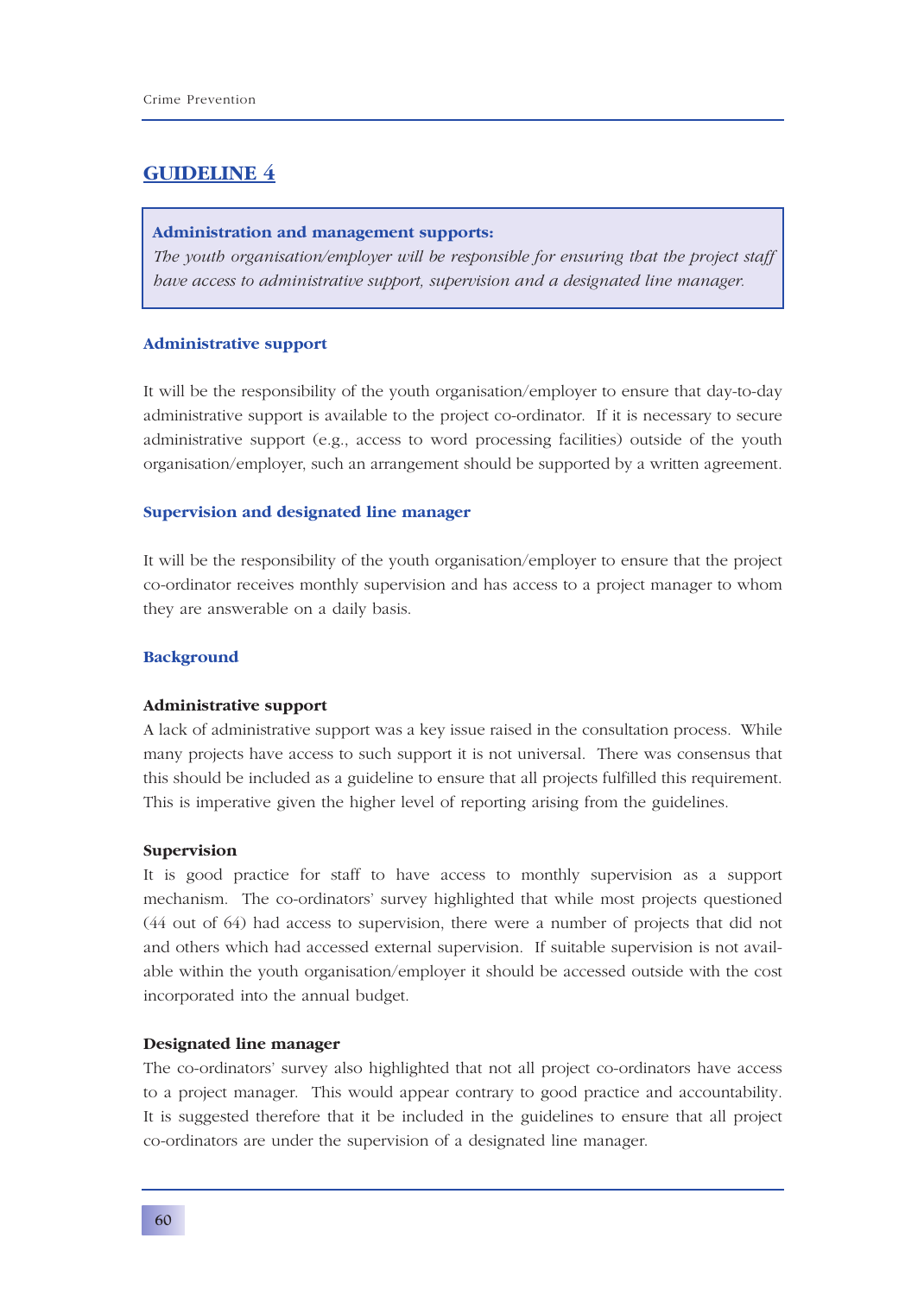## GUIDELINE 4

**Administration and management supports:**
*The youth organisation/employer will be responsible for ensuring that the project staff have access to administrative support, supervision and a designated line manager.*

### Administrative support

It will be the responsibility of the youth organisation/employer to ensure that day-to-day administrative support is available to the project co-ordinator. If it is necessary to secure administrative support (e.g., access to word processing facilities) outside of the youth organisation/employer, such an arrangement should be supported by a written agreement.

### Supervision and designated line manager

It will be the responsibility of the youth organisation/employer to ensure that the project co-ordinator receives monthly supervision and has access to a project manager to whom they are answerable on a daily basis.

### Background

**Administrative support**
A lack of administrative support was a key issue raised in the consultation process. While many projects have access to such support it is not universal. There was consensus that this should be included as a guideline to ensure that all projects fulfilled this requirement. This is imperative given the higher level of reporting arising from the guidelines.

**Supervision**
It is good practice for staff to have access to monthly supervision as a support mechanism. The co-ordinators' survey highlighted that while most projects questioned (44 out of 64) had access to supervision, there were a number of projects that did not and others which had accessed external supervision. If suitable supervision is not available within the youth organisation/employer it should be accessed outside with the cost incorporated into the annual budget.

**Designated line manager**
The co-ordinators' survey also highlighted that not all project co-ordinators have access to a project manager. This would appear contrary to good practice and accountability. It is suggested therefore that it be included in the guidelines to ensure that all project co-ordinators are under the supervision of a designated line manager.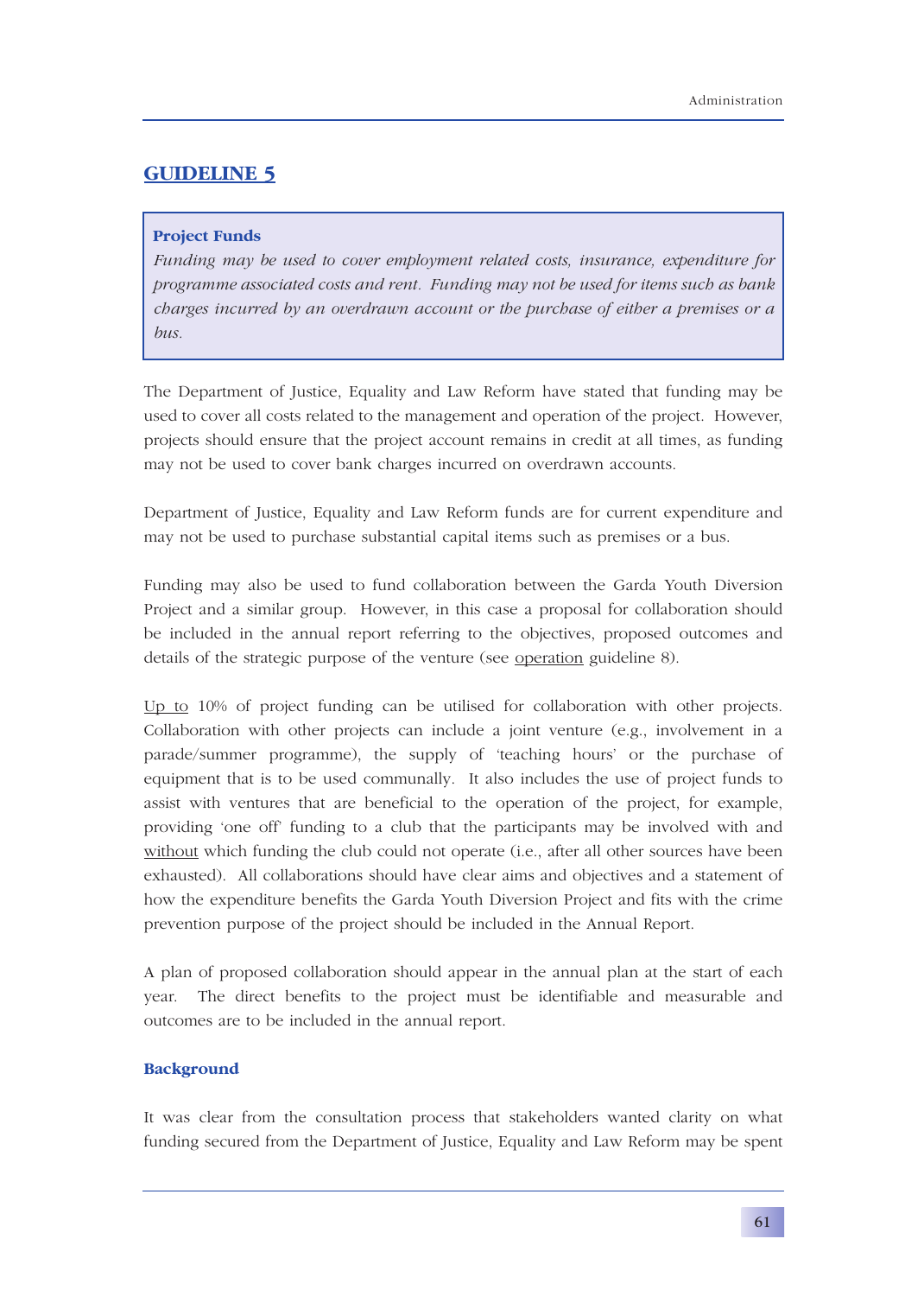## GUIDELINE 5

> **Project Funds**
> *Funding may be used to cover employment related costs, insurance, expenditure for programme associated costs and rent. Funding may not be used for items such as bank charges incurred by an overdrawn account or the purchase of either a premises or a bus.*

The Department of Justice, Equality and Law Reform have stated that funding may be used to cover all costs related to the management and operation of the project. However, projects should ensure that the project account remains in credit at all times, as funding may not be used to cover bank charges incurred on overdrawn accounts.

Department of Justice, Equality and Law Reform funds are for current expenditure and may not be used to purchase substantial capital items such as premises or a bus.

Funding may also be used to fund collaboration between the Garda Youth Diversion Project and a similar group. However, in this case a proposal for collaboration should be included in the annual report referring to the objectives, proposed outcomes and details of the strategic purpose of the venture (see operation guideline 8).

Up to 10% of project funding can be utilised for collaboration with other projects. Collaboration with other projects can include a joint venture (e.g., involvement in a parade/summer programme), the supply of 'teaching hours' or the purchase of equipment that is to be used communally. It also includes the use of project funds to assist with ventures that are beneficial to the operation of the project, for example, providing 'one off' funding to a club that the participants may be involved with and without which funding the club could not operate (i.e., after all other sources have been exhausted). All collaborations should have clear aims and objectives and a statement of how the expenditure benefits the Garda Youth Diversion Project and fits with the crime prevention purpose of the project should be included in the Annual Report.

A plan of proposed collaboration should appear in the annual plan at the start of each year. The direct benefits to the project must be identifiable and measurable and outcomes are to be included in the annual report.

### Background

It was clear from the consultation process that stakeholders wanted clarity on what funding secured from the Department of Justice, Equality and Law Reform may be spent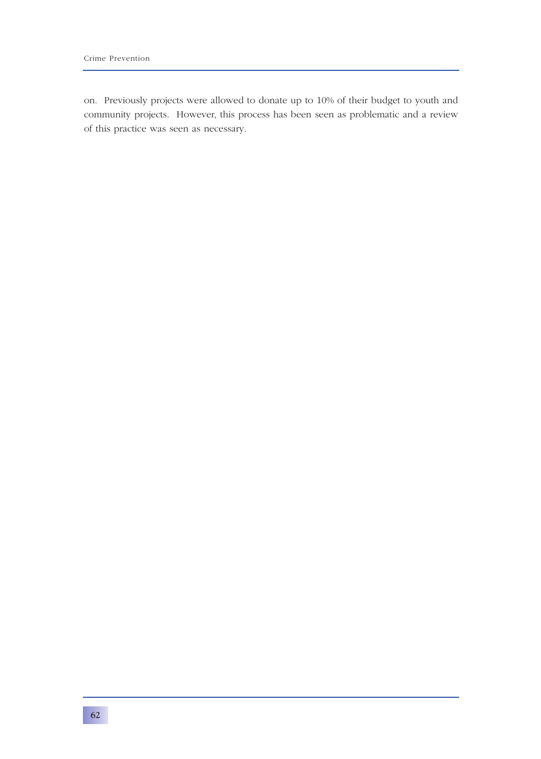on. Previously projects were allowed to donate up to 10% of their budget to youth and community projects. However, this process has been seen as problematic and a review of this practice was seen as necessary.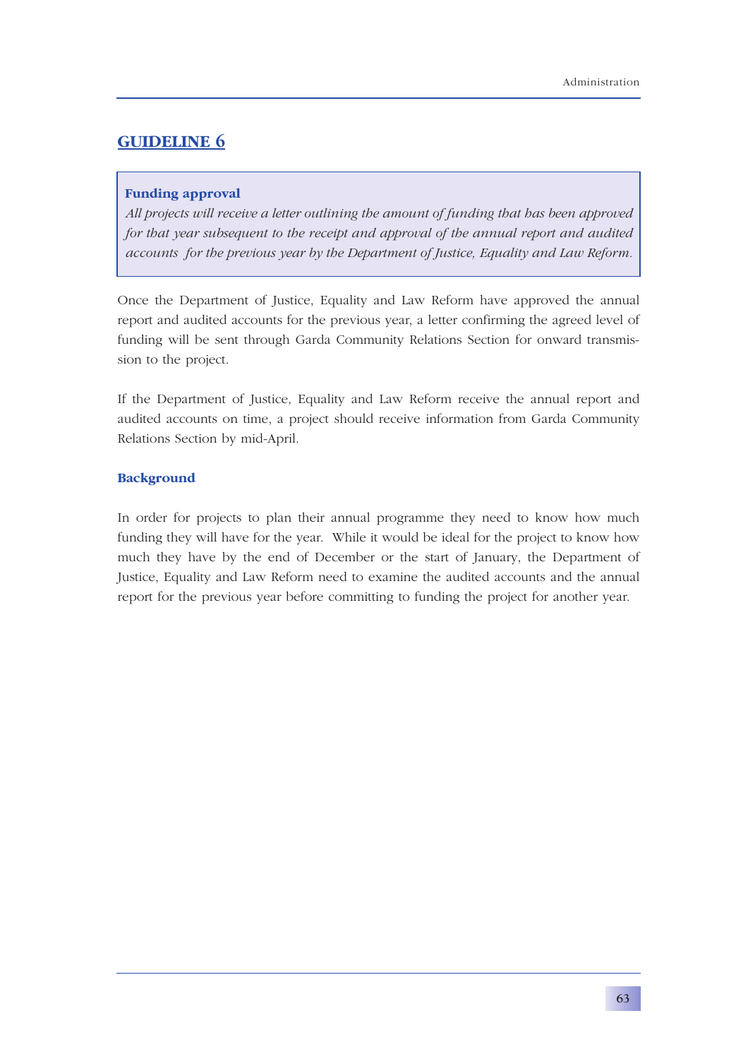## GUIDELINE 6

**Funding approval**

*All projects will receive a letter outlining the amount of funding that has been approved for that year subsequent to the receipt and approval of the annual report and audited accounts for the previous year by the Department of Justice, Equality and Law Reform.*

Once the Department of Justice, Equality and Law Reform have approved the annual report and audited accounts for the previous year, a letter confirming the agreed level of funding will be sent through Garda Community Relations Section for onward transmission to the project.

If the Department of Justice, Equality and Law Reform receive the annual report and audited accounts on time, a project should receive information from Garda Community Relations Section by mid-April.

### Background

In order for projects to plan their annual programme they need to know how much funding they will have for the year. While it would be ideal for the project to know how much they have by the end of December or the start of January, the Department of Justice, Equality and Law Reform need to examine the audited accounts and the annual report for the previous year before committing to funding the project for another year.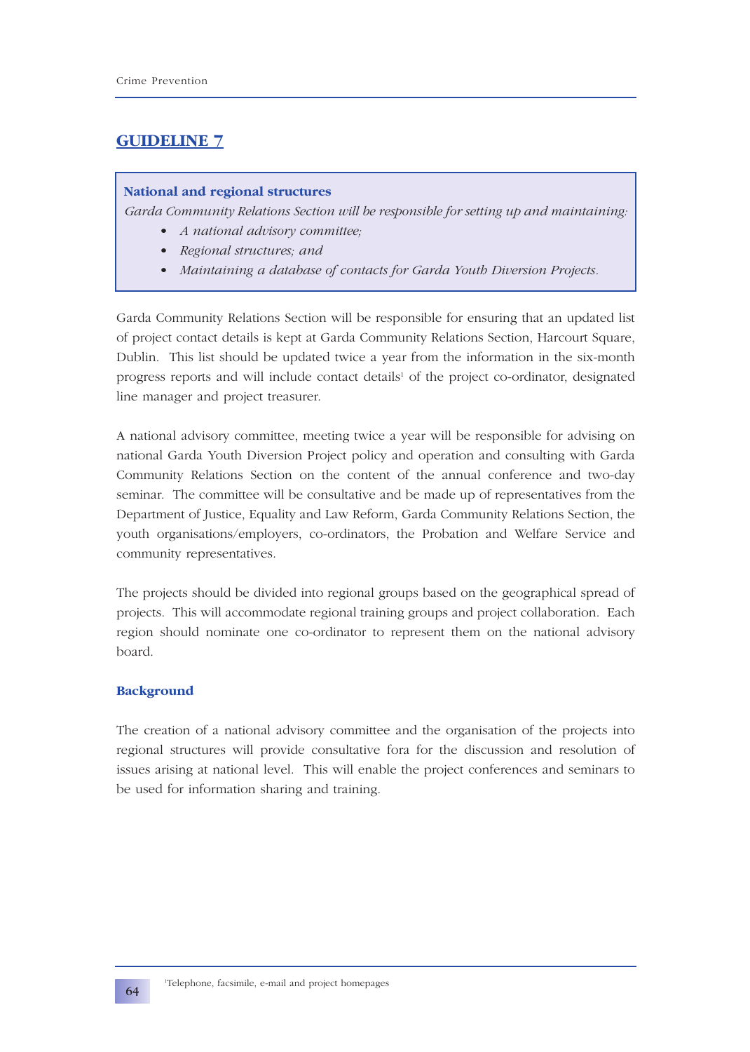## GUIDELINE 7

**National and regional structures**

*Garda Community Relations Section will be responsible for setting up and maintaining:*

- *A national advisory committee;*
- *Regional structures; and*
- *Maintaining a database of contacts for Garda Youth Diversion Projects.*

Garda Community Relations Section will be responsible for ensuring that an updated list of project contact details is kept at Garda Community Relations Section, Harcourt Square, Dublin. This list should be updated twice a year from the information in the six-month progress reports and will include contact details[1] of the project co-ordinator, designated line manager and project treasurer.

A national advisory committee, meeting twice a year will be responsible for advising on national Garda Youth Diversion Project policy and operation and consulting with Garda Community Relations Section on the content of the annual conference and two-day seminar. The committee will be consultative and be made up of representatives from the Department of Justice, Equality and Law Reform, Garda Community Relations Section, the youth organisations/employers, co-ordinators, the Probation and Welfare Service and community representatives.

The projects should be divided into regional groups based on the geographical spread of projects. This will accommodate regional training groups and project collaboration. Each region should nominate one co-ordinator to represent them on the national advisory board.

### Background

The creation of a national advisory committee and the organisation of the projects into regional structures will provide consultative fora for the discussion and resolution of issues arising at national level. This will enable the project conferences and seminars to be used for information sharing and training.

[1] Telephone, facsimile, e-mail and project homepages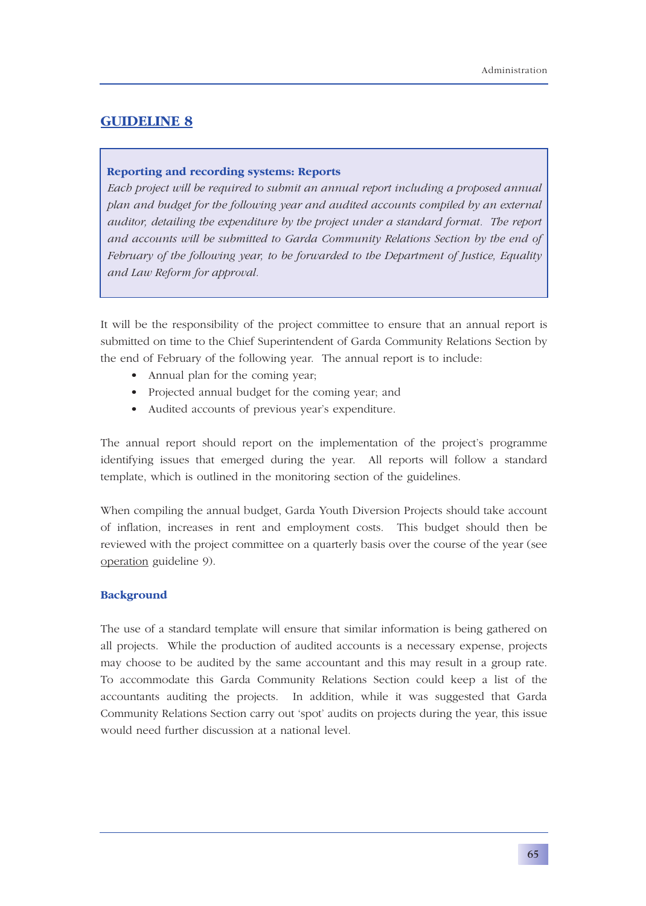## GUIDELINE 8

**Reporting and recording systems: Reports**

*Each project will be required to submit an annual report including a proposed annual plan and budget for the following year and audited accounts compiled by an external auditor, detailing the expenditure by the project under a standard format. The report and accounts will be submitted to Garda Community Relations Section by the end of February of the following year, to be forwarded to the Department of Justice, Equality and Law Reform for approval.*

It will be the responsibility of the project committee to ensure that an annual report is submitted on time to the Chief Superintendent of Garda Community Relations Section by the end of February of the following year. The annual report is to include:

- Annual plan for the coming year;
- Projected annual budget for the coming year; and
- Audited accounts of previous year's expenditure.

The annual report should report on the implementation of the project's programme identifying issues that emerged during the year. All reports will follow a standard template, which is outlined in the monitoring section of the guidelines.

When compiling the annual budget, Garda Youth Diversion Projects should take account of inflation, increases in rent and employment costs. This budget should then be reviewed with the project committee on a quarterly basis over the course of the year (see operation guideline 9).

### Background

The use of a standard template will ensure that similar information is being gathered on all projects. While the production of audited accounts is a necessary expense, projects may choose to be audited by the same accountant and this may result in a group rate. To accommodate this Garda Community Relations Section could keep a list of the accountants auditing the projects. In addition, while it was suggested that Garda Community Relations Section carry out 'spot' audits on projects during the year, this issue would need further discussion at a national level.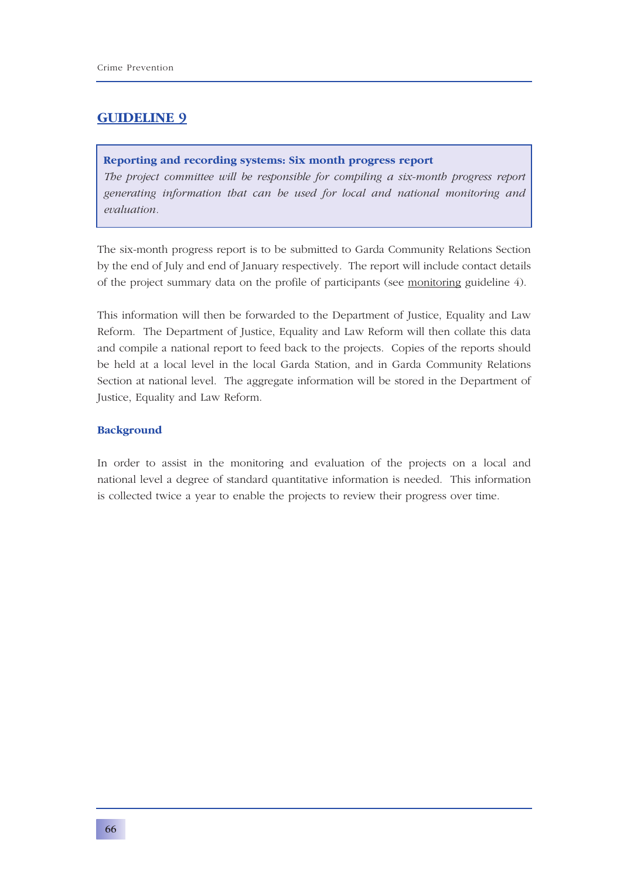## GUIDELINE 9

**Reporting and recording systems: Six month progress report**
*The project committee will be responsible for compiling a six-month progress report generating information that can be used for local and national monitoring and evaluation.*

The six-month progress report is to be submitted to Garda Community Relations Section by the end of July and end of January respectively. The report will include contact details of the project summary data on the profile of participants (see monitoring guideline 4).

This information will then be forwarded to the Department of Justice, Equality and Law Reform. The Department of Justice, Equality and Law Reform will then collate this data and compile a national report to feed back to the projects. Copies of the reports should be held at a local level in the local Garda Station, and in Garda Community Relations Section at national level. The aggregate information will be stored in the Department of Justice, Equality and Law Reform.

### Background

In order to assist in the monitoring and evaluation of the projects on a local and national level a degree of standard quantitative information is needed. This information is collected twice a year to enable the projects to review their progress over time.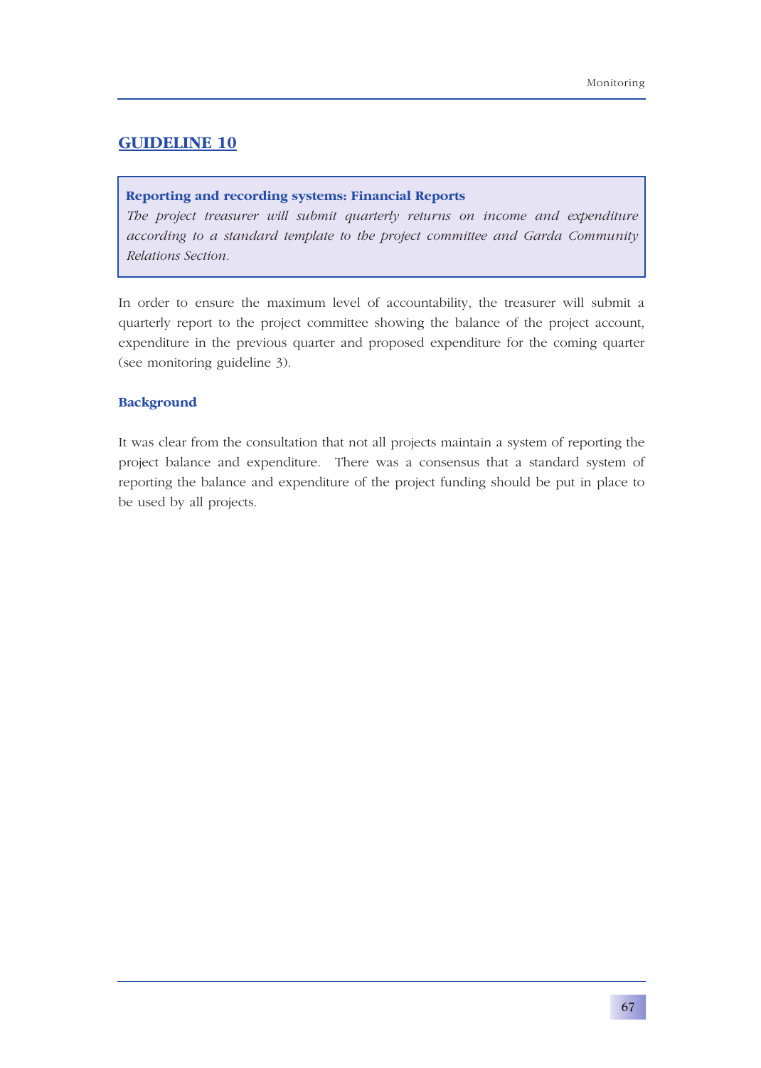## GUIDELINE 10

**Reporting and recording systems: Financial Reports**
*The project treasurer will submit quarterly returns on income and expenditure according to a standard template to the project committee and Garda Community Relations Section.*

In order to ensure the maximum level of accountability, the treasurer will submit a quarterly report to the project committee showing the balance of the project account, expenditure in the previous quarter and proposed expenditure for the coming quarter (see monitoring guideline 3).

### Background

It was clear from the consultation that not all projects maintain a system of reporting the project balance and expenditure. There was a consensus that a standard system of reporting the balance and expenditure of the project funding should be put in place to be used by all projects.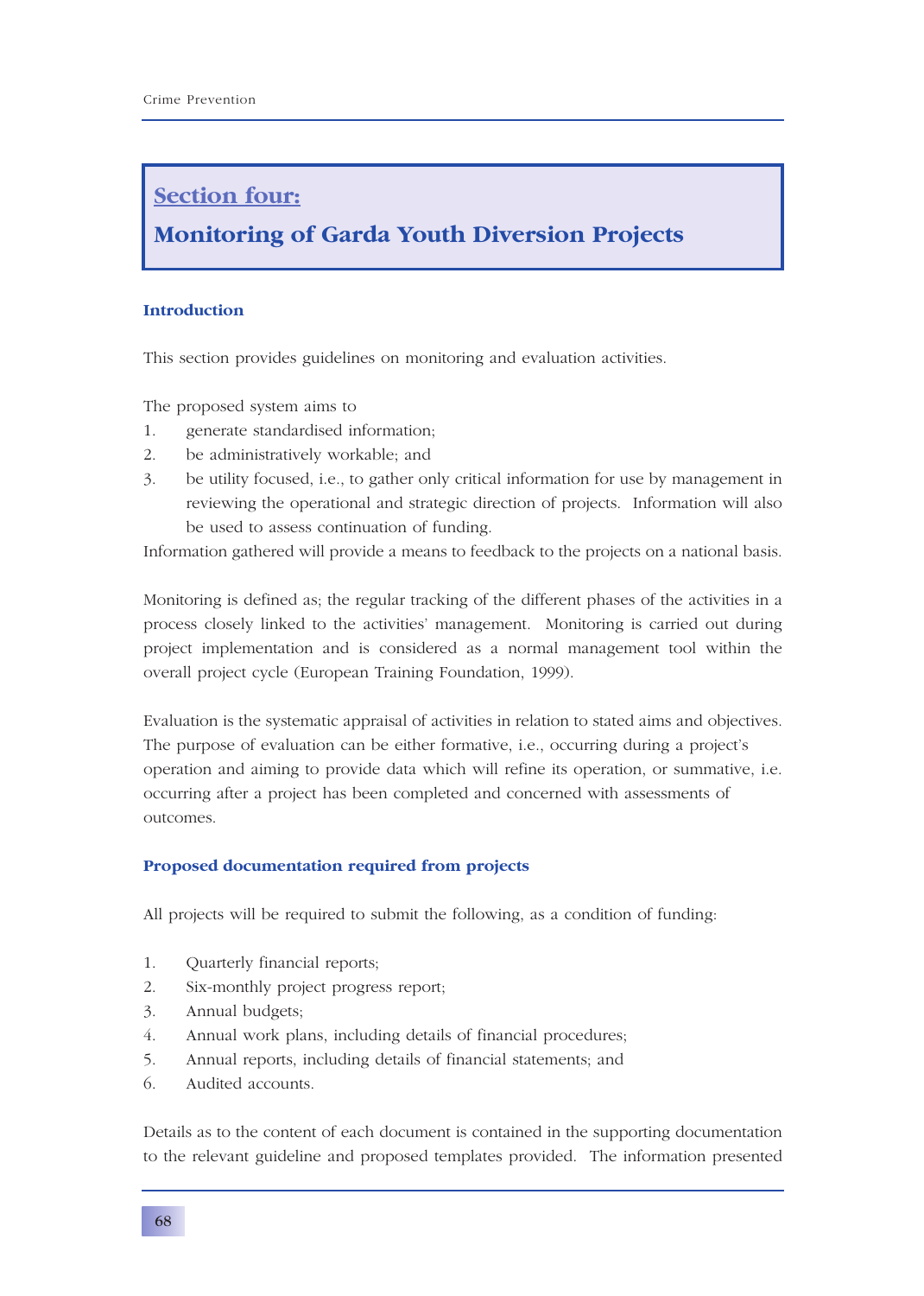## Section four:

## Monitoring of Garda Youth Diversion Projects

### Introduction

This section provides guidelines on monitoring and evaluation activities.

The proposed system aims to
1. generate standardised information;
2. be administratively workable; and
3. be utility focused, i.e., to gather only critical information for use by management in reviewing the operational and strategic direction of projects. Information will also be used to assess continuation of funding.

Information gathered will provide a means to feedback to the projects on a national basis.

Monitoring is defined as; the regular tracking of the different phases of the activities in a process closely linked to the activities' management. Monitoring is carried out during project implementation and is considered as a normal management tool within the overall project cycle (European Training Foundation, 1999).

Evaluation is the systematic appraisal of activities in relation to stated aims and objectives. The purpose of evaluation can be either formative, i.e., occurring during a project's operation and aiming to provide data which will refine its operation, or summative, i.e. occurring after a project has been completed and concerned with assessments of outcomes.

### Proposed documentation required from projects

All projects will be required to submit the following, as a condition of funding:

1. Quarterly financial reports;
2. Six-monthly project progress report;
3. Annual budgets;
4. Annual work plans, including details of financial procedures;
5. Annual reports, including details of financial statements; and
6. Audited accounts.

Details as to the content of each document is contained in the supporting documentation to the relevant guideline and proposed templates provided. The information presented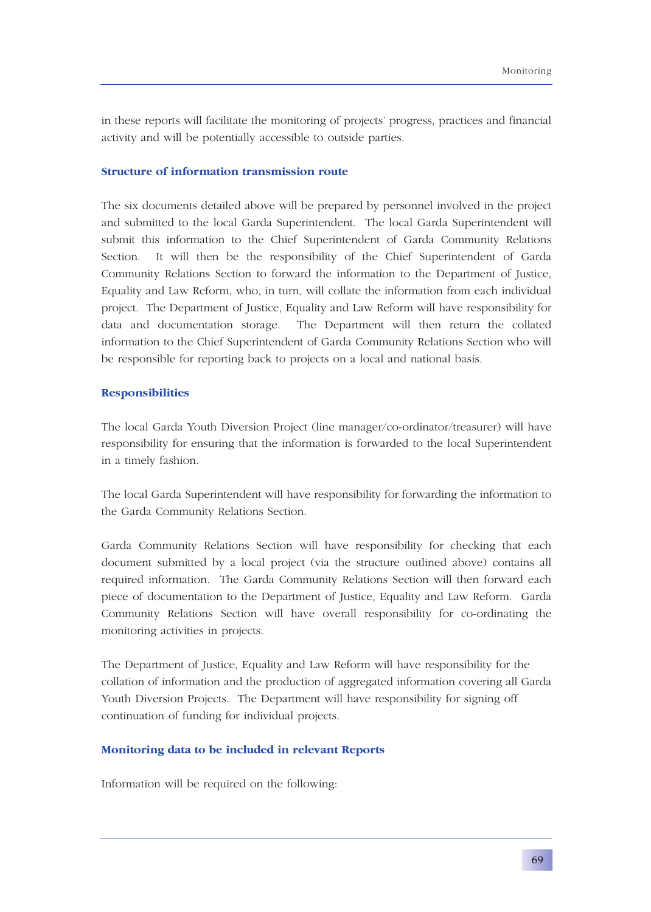in these reports will facilitate the monitoring of projects' progress, practices and financial activity and will be potentially accessible to outside parties.

### Structure of information transmission route

The six documents detailed above will be prepared by personnel involved in the project and submitted to the local Garda Superintendent. The local Garda Superintendent will submit this information to the Chief Superintendent of Garda Community Relations Section. It will then be the responsibility of the Chief Superintendent of Garda Community Relations Section to forward the information to the Department of Justice, Equality and Law Reform, who, in turn, will collate the information from each individual project. The Department of Justice, Equality and Law Reform will have responsibility for data and documentation storage. The Department will then return the collated information to the Chief Superintendent of Garda Community Relations Section who will be responsible for reporting back to projects on a local and national basis.

### Responsibilities

The local Garda Youth Diversion Project (line manager/co-ordinator/treasurer) will have responsibility for ensuring that the information is forwarded to the local Superintendent in a timely fashion.

The local Garda Superintendent will have responsibility for forwarding the information to the Garda Community Relations Section.

Garda Community Relations Section will have responsibility for checking that each document submitted by a local project (via the structure outlined above) contains all required information. The Garda Community Relations Section will then forward each piece of documentation to the Department of Justice, Equality and Law Reform. Garda Community Relations Section will have overall responsibility for co-ordinating the monitoring activities in projects.

The Department of Justice, Equality and Law Reform will have responsibility for the collation of information and the production of aggregated information covering all Garda Youth Diversion Projects. The Department will have responsibility for signing off continuation of funding for individual projects.

### Monitoring data to be included in relevant Reports

Information will be required on the following: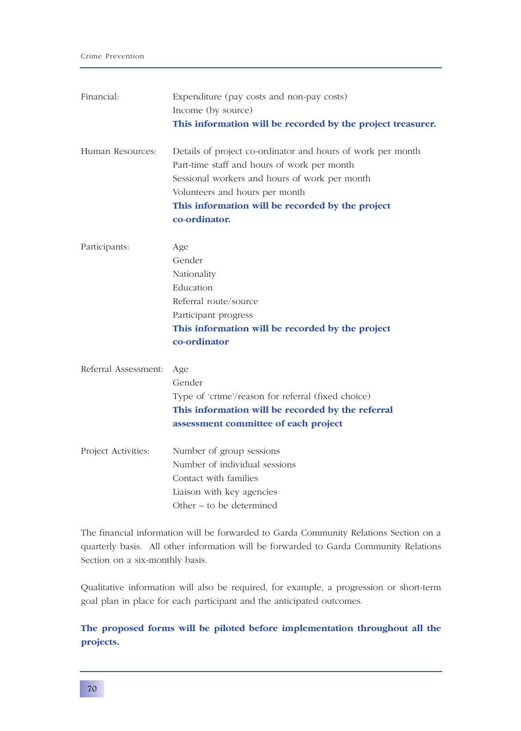| | |
|---|---|
| Financial: | Expenditure (pay costs and non-pay costs)<br>Income (by source)<br>**This information will be recorded by the project treasurer.** |
| Human Resources: | Details of project co-ordinator and hours of work per month<br>Part-time staff and hours of work per month<br>Sessional workers and hours of work per month<br>Volunteers and hours per month<br>**This information will be recorded by the project co-ordinator.** |
| Participants: | Age<br>Gender<br>Nationality<br>Education<br>Referral route/source<br>Participant progress<br>**This information will be recorded by the project co-ordinator** |
| Referral Assessment: | Age<br>Gender<br>Type of 'crime'/reason for referral (fixed choice)<br>**This information will be recorded by the referral assessment committee of each project** |
| Project Activities: | Number of group sessions<br>Number of individual sessions<br>Contact with families<br>Liaison with key agencies<br>Other – to be determined |

The financial information will be forwarded to Garda Community Relations Section on a quarterly basis. All other information will be forwarded to Garda Community Relations Section on a six-monthly basis.

Qualitative information will also be required, for example, a progression or short-term goal plan in place for each participant and the anticipated outcomes.

**The proposed forms will be piloted before implementation throughout all the projects.**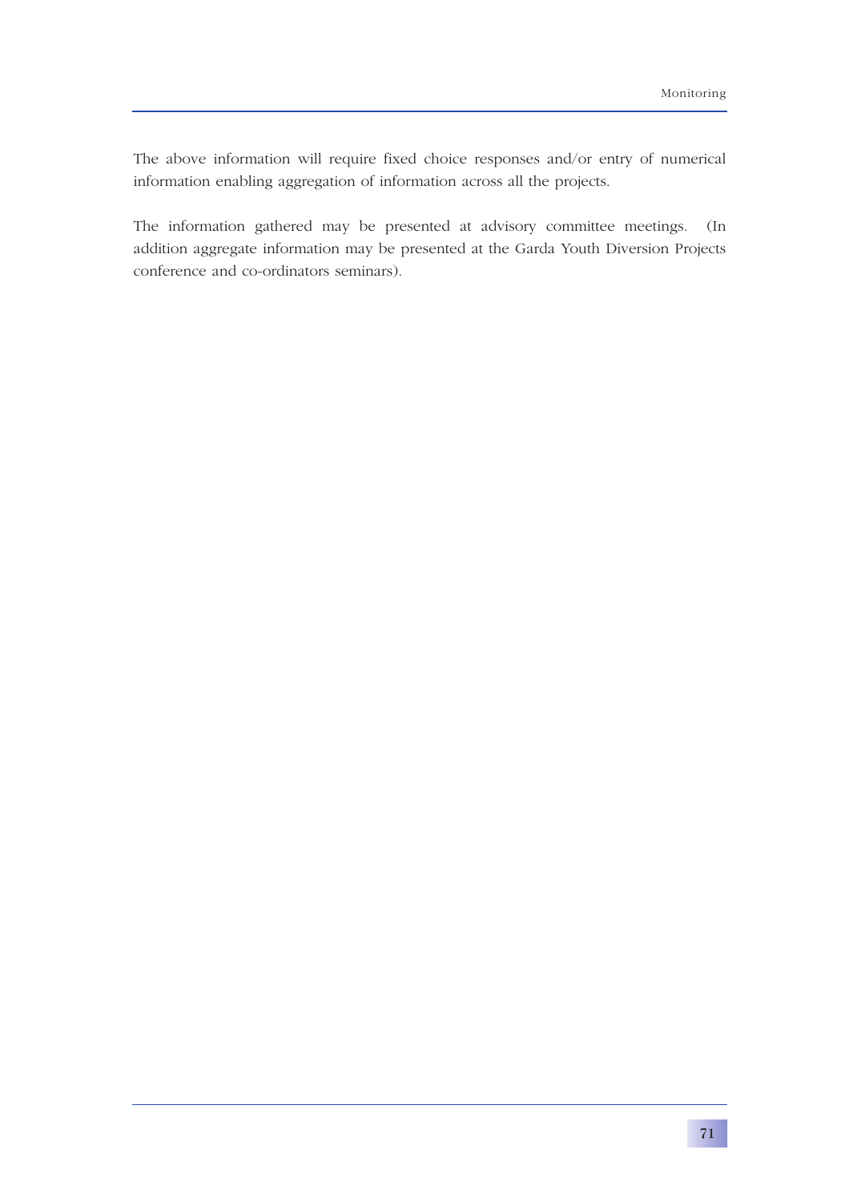The above information will require fixed choice responses and/or entry of numerical information enabling aggregation of information across all the projects.

The information gathered may be presented at advisory committee meetings. (In addition aggregate information may be presented at the Garda Youth Diversion Projects conference and co-ordinators seminars).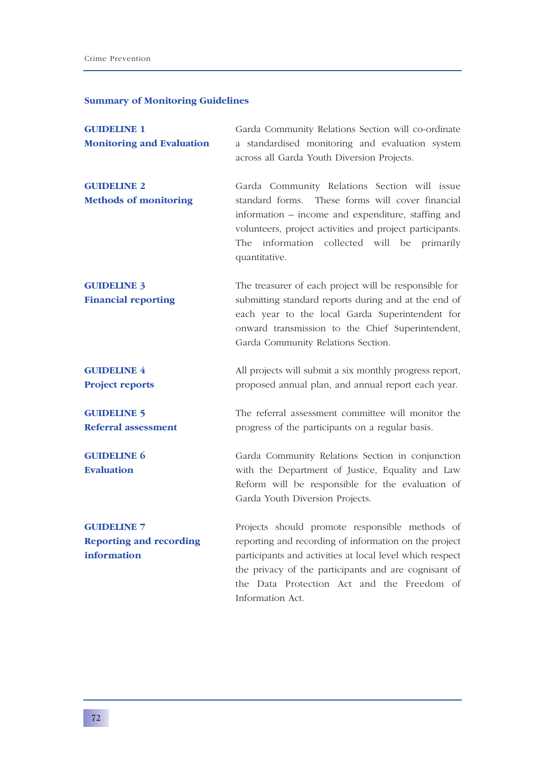## Summary of Monitoring Guidelines

**GUIDELINE 1**
**Monitoring and Evaluation**

Garda Community Relations Section will co-ordinate a standardised monitoring and evaluation system across all Garda Youth Diversion Projects.

**GUIDELINE 2**
**Methods of monitoring**

Garda Community Relations Section will issue standard forms. These forms will cover financial information – income and expenditure, staffing and volunteers, project activities and project participants. The information collected will be primarily quantitative.

**GUIDELINE 3**
**Financial reporting**

The treasurer of each project will be responsible for submitting standard reports during and at the end of each year to the local Garda Superintendent for onward transmission to the Chief Superintendent, Garda Community Relations Section.

**GUIDELINE 4**
**Project reports**

All projects will submit a six monthly progress report, proposed annual plan, and annual report each year.

**GUIDELINE 5**
**Referral assessment**

The referral assessment committee will monitor the progress of the participants on a regular basis.

**GUIDELINE 6**
**Evaluation**

Garda Community Relations Section in conjunction with the Department of Justice, Equality and Law Reform will be responsible for the evaluation of Garda Youth Diversion Projects.

**GUIDELINE 7**
**Reporting and recording information**

Projects should promote responsible methods of reporting and recording of information on the project participants and activities at local level which respect the privacy of the participants and are cognisant of the Data Protection Act and the Freedom of Information Act.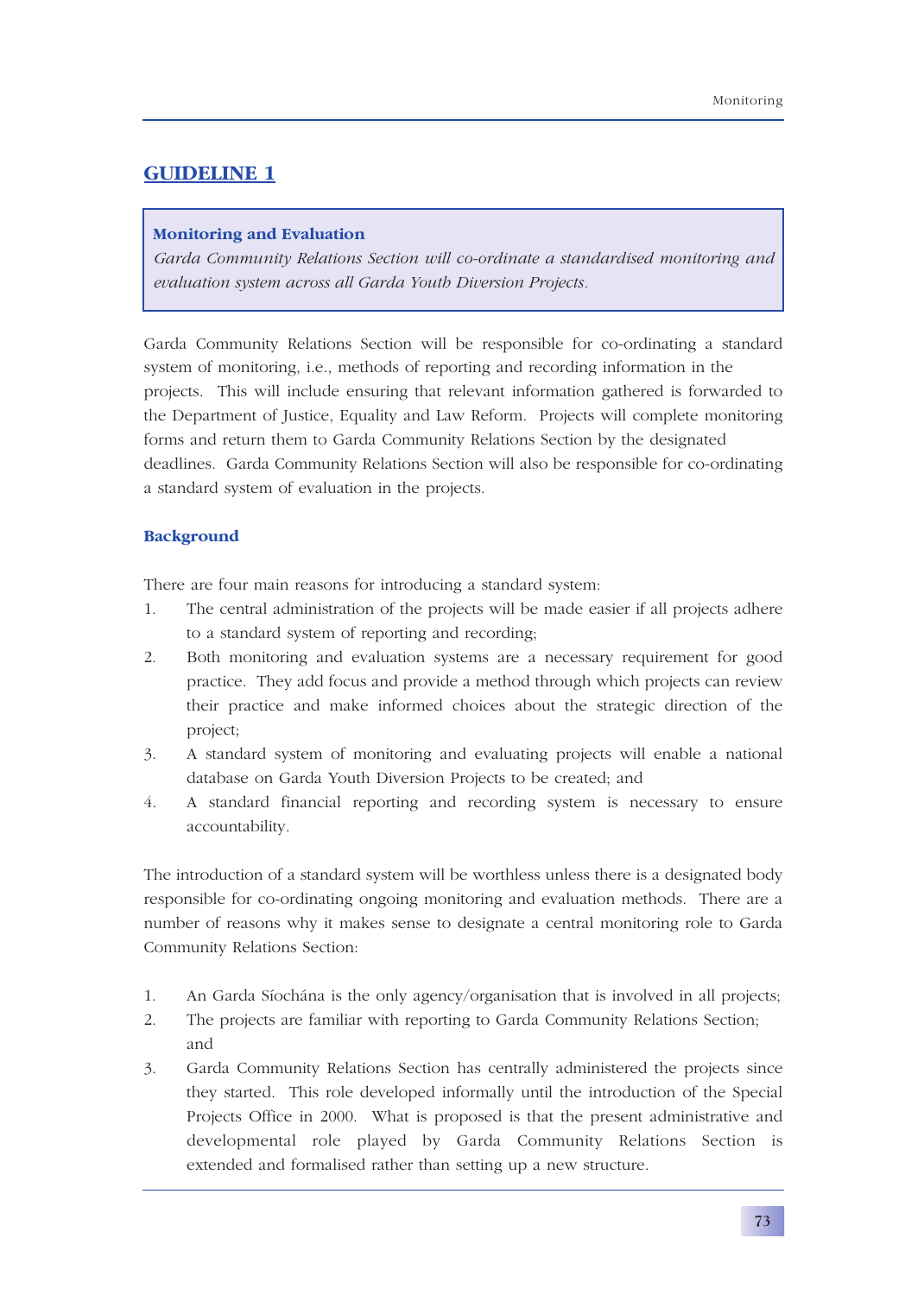## GUIDELINE 1

> **Monitoring and Evaluation**
>
> *Garda Community Relations Section will co-ordinate a standardised monitoring and evaluation system across all Garda Youth Diversion Projects.*

Garda Community Relations Section will be responsible for co-ordinating a standard system of monitoring, i.e., methods of reporting and recording information in the projects. This will include ensuring that relevant information gathered is forwarded to the Department of Justice, Equality and Law Reform. Projects will complete monitoring forms and return them to Garda Community Relations Section by the designated deadlines. Garda Community Relations Section will also be responsible for co-ordinating a standard system of evaluation in the projects.

### Background

There are four main reasons for introducing a standard system:

1. The central administration of the projects will be made easier if all projects adhere to a standard system of reporting and recording;
2. Both monitoring and evaluation systems are a necessary requirement for good practice. They add focus and provide a method through which projects can review their practice and make informed choices about the strategic direction of the project;
3. A standard system of monitoring and evaluating projects will enable a national database on Garda Youth Diversion Projects to be created; and
4. A standard financial reporting and recording system is necessary to ensure accountability.

The introduction of a standard system will be worthless unless there is a designated body responsible for co-ordinating ongoing monitoring and evaluation methods. There are a number of reasons why it makes sense to designate a central monitoring role to Garda Community Relations Section:

1. An Garda Síochána is the only agency/organisation that is involved in all projects;
2. The projects are familiar with reporting to Garda Community Relations Section; and
3. Garda Community Relations Section has centrally administered the projects since they started. This role developed informally until the introduction of the Special Projects Office in 2000. What is proposed is that the present administrative and developmental role played by Garda Community Relations Section is extended and formalised rather than setting up a new structure.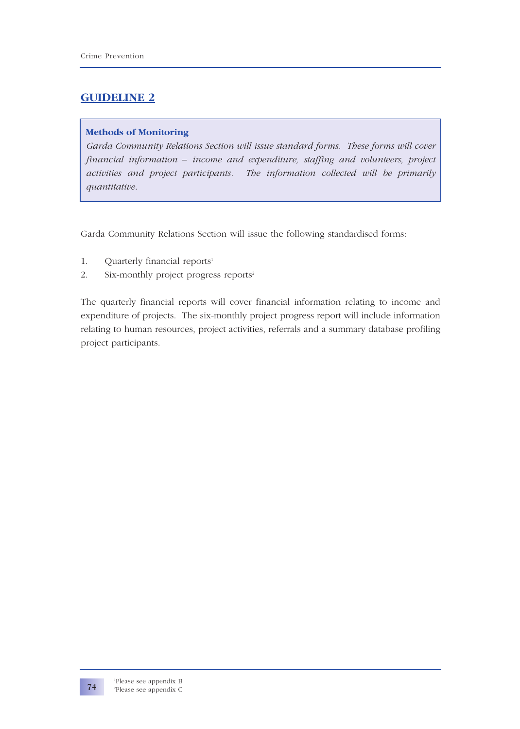## GUIDELINE 2

**Methods of Monitoring**

*Garda Community Relations Section will issue standard forms. These forms will cover financial information – income and expenditure, staffing and volunteers, project activities and project participants. The information collected will be primarily quantitative.*

Garda Community Relations Section will issue the following standardised forms:

1. Quarterly financial reports[1]
2. Six-monthly project progress reports[2]

The quarterly financial reports will cover financial information relating to income and expenditure of projects. The six-monthly project progress report will include information relating to human resources, project activities, referrals and a summary database profiling project participants.

[1]Please see appendix B
[2]Please see appendix C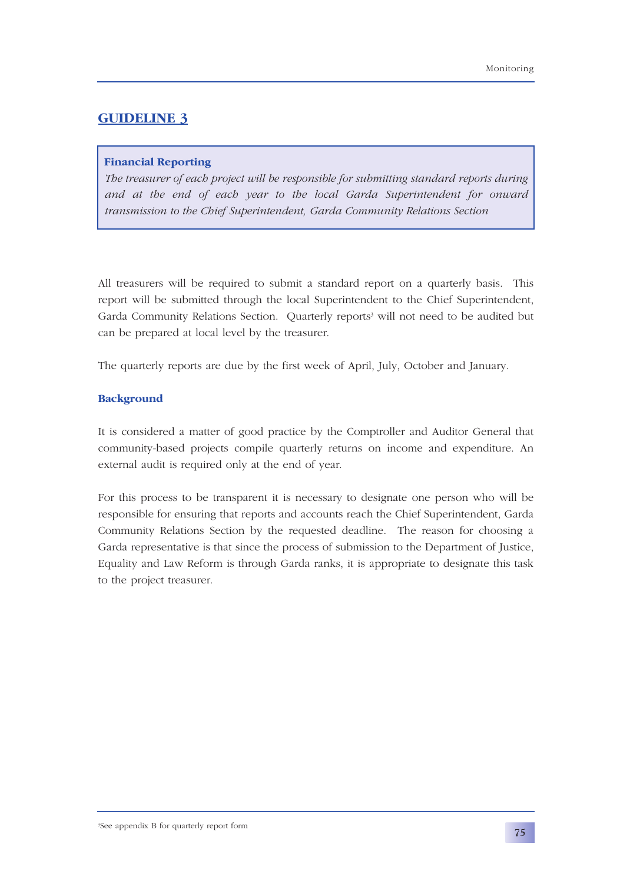## GUIDELINE 3

**Financial Reporting**

*The treasurer of each project will be responsible for submitting standard reports during and at the end of each year to the local Garda Superintendent for onward transmission to the Chief Superintendent, Garda Community Relations Section*

All treasurers will be required to submit a standard report on a quarterly basis. This report will be submitted through the local Superintendent to the Chief Superintendent, Garda Community Relations Section. Quarterly reports[3] will not need to be audited but can be prepared at local level by the treasurer.

The quarterly reports are due by the first week of April, July, October and January.

### Background

It is considered a matter of good practice by the Comptroller and Auditor General that community-based projects compile quarterly returns on income and expenditure. An external audit is required only at the end of year.

For this process to be transparent it is necessary to designate one person who will be responsible for ensuring that reports and accounts reach the Chief Superintendent, Garda Community Relations Section by the requested deadline. The reason for choosing a Garda representative is that since the process of submission to the Department of Justice, Equality and Law Reform is through Garda ranks, it is appropriate to designate this task to the project treasurer.

[3] See appendix B for quarterly report form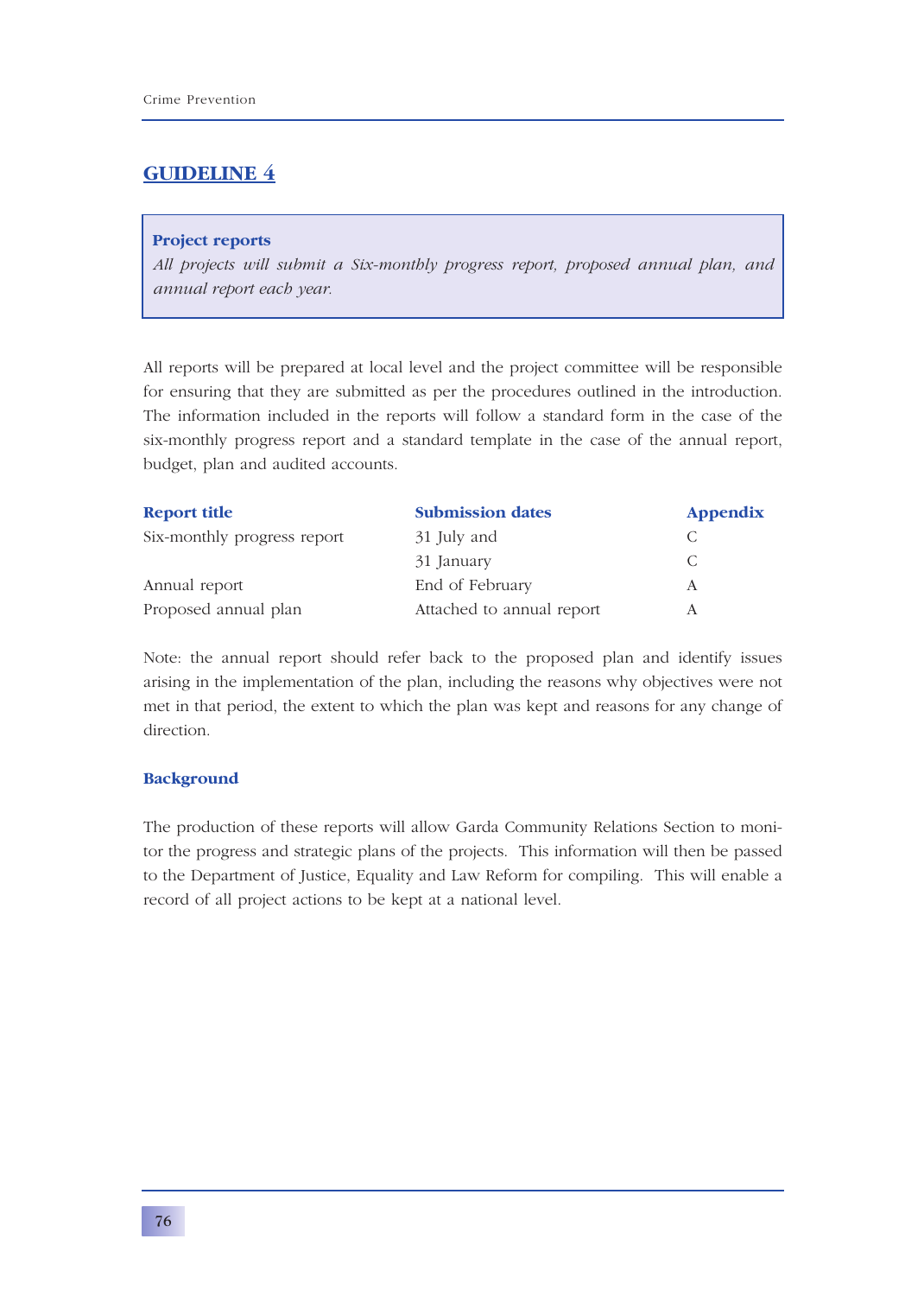## GUIDELINE 4

**Project reports**

*All projects will submit a Six-monthly progress report, proposed annual plan, and annual report each year.*

All reports will be prepared at local level and the project committee will be responsible for ensuring that they are submitted as per the procedures outlined in the introduction. The information included in the reports will follow a standard form in the case of the six-monthly progress report and a standard template in the case of the annual report, budget, plan and audited accounts.

| Report title | Submission dates | Appendix |
|---|---|---|
| Six-monthly progress report | 31 July and | C |
| | 31 January | C |
| Annual report | End of February | A |
| Proposed annual plan | Attached to annual report | A |

Note: the annual report should refer back to the proposed plan and identify issues arising in the implementation of the plan, including the reasons why objectives were not met in that period, the extent to which the plan was kept and reasons for any change of direction.

### Background

The production of these reports will allow Garda Community Relations Section to monitor the progress and strategic plans of the projects. This information will then be passed to the Department of Justice, Equality and Law Reform for compiling. This will enable a record of all project actions to be kept at a national level.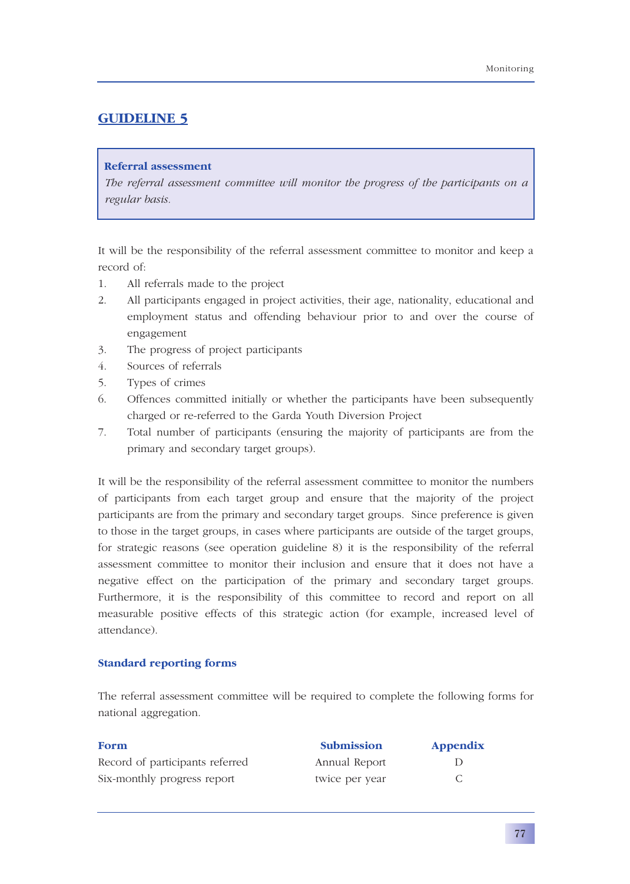## GUIDELINE 5

**Referral assessment**

*The referral assessment committee will monitor the progress of the participants on a regular basis.*

It will be the responsibility of the referral assessment committee to monitor and keep a record of:

1. All referrals made to the project
2. All participants engaged in project activities, their age, nationality, educational and employment status and offending behaviour prior to and over the course of engagement
3. The progress of project participants
4. Sources of referrals
5. Types of crimes
6. Offences committed initially or whether the participants have been subsequently charged or re-referred to the Garda Youth Diversion Project
7. Total number of participants (ensuring the majority of participants are from the primary and secondary target groups).

It will be the responsibility of the referral assessment committee to monitor the numbers of participants from each target group and ensure that the majority of the project participants are from the primary and secondary target groups. Since preference is given to those in the target groups, in cases where participants are outside of the target groups, for strategic reasons (see operation guideline 8) it is the responsibility of the referral assessment committee to monitor their inclusion and ensure that it does not have a negative effect on the participation of the primary and secondary target groups. Furthermore, it is the responsibility of this committee to record and report on all measurable positive effects of this strategic action (for example, increased level of attendance).

### Standard reporting forms

The referral assessment committee will be required to complete the following forms for national aggregation.

| Form | Submission | Appendix |
|---|---|---|
| Record of participants referred | Annual Report | D |
| Six-monthly progress report | twice per year | C |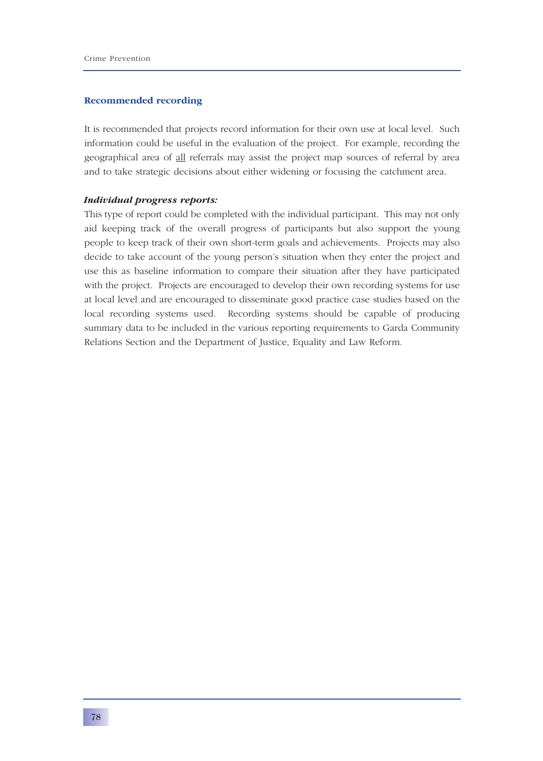### Recommended recording

It is recommended that projects record information for their own use at local level. Such information could be useful in the evaluation of the project. For example, recording the geographical area of <u>all</u> referrals may assist the project map sources of referral by area and to take strategic decisions about either widening or focusing the catchment area.

***Individual progress reports:***

This type of report could be completed with the individual participant. This may not only aid keeping track of the overall progress of participants but also support the young people to keep track of their own short-term goals and achievements. Projects may also decide to take account of the young person's situation when they enter the project and use this as baseline information to compare their situation after they have participated with the project. Projects are encouraged to develop their own recording systems for use at local level and are encouraged to disseminate good practice case studies based on the local recording systems used. Recording systems should be capable of producing summary data to be included in the various reporting requirements to Garda Community Relations Section and the Department of Justice, Equality and Law Reform.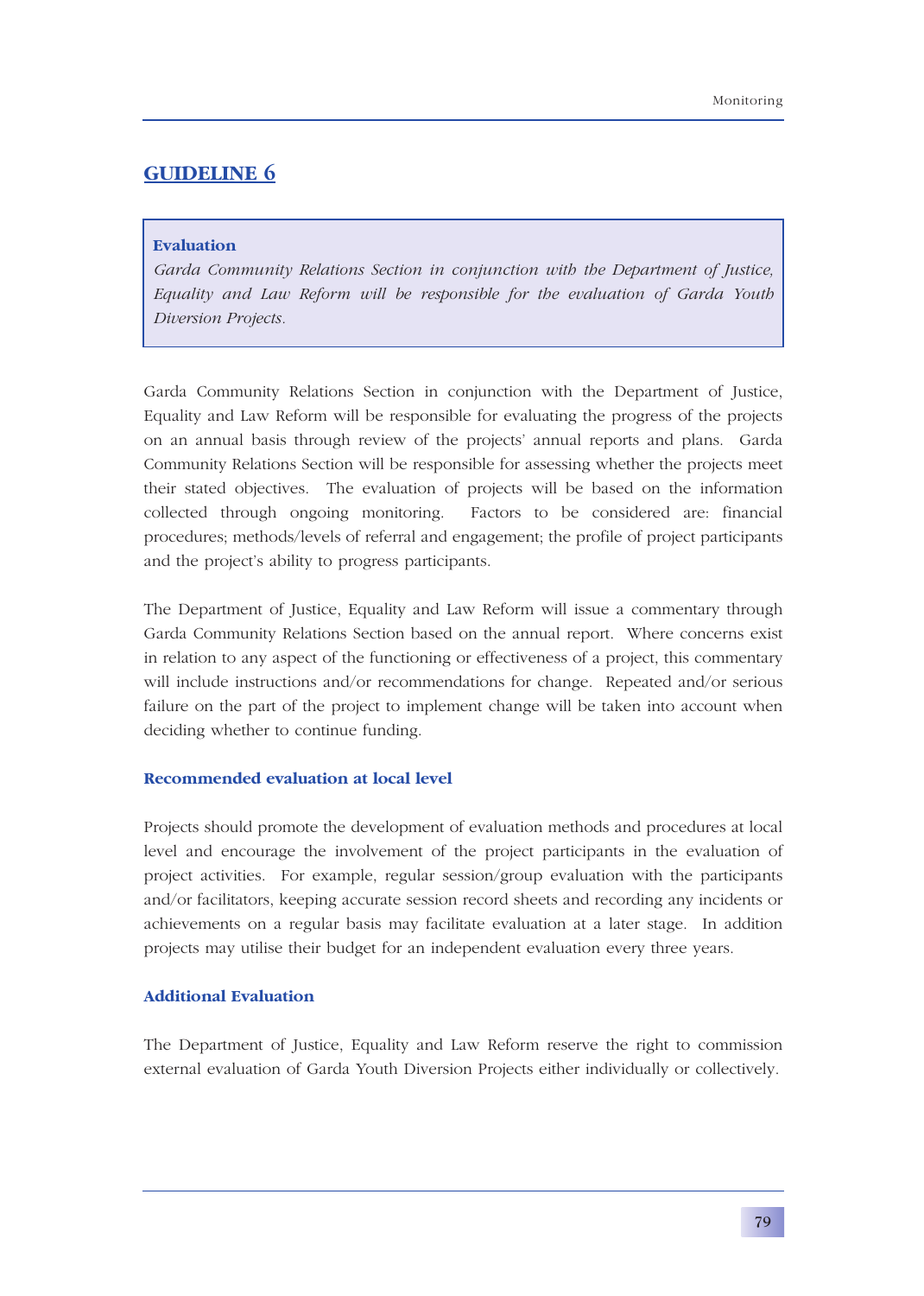## GUIDELINE 6

> **Evaluation**
> *Garda Community Relations Section in conjunction with the Department of Justice, Equality and Law Reform will be responsible for the evaluation of Garda Youth Diversion Projects.*

Garda Community Relations Section in conjunction with the Department of Justice, Equality and Law Reform will be responsible for evaluating the progress of the projects on an annual basis through review of the projects' annual reports and plans. Garda Community Relations Section will be responsible for assessing whether the projects meet their stated objectives. The evaluation of projects will be based on the information collected through ongoing monitoring. Factors to be considered are: financial procedures; methods/levels of referral and engagement; the profile of project participants and the project's ability to progress participants.

The Department of Justice, Equality and Law Reform will issue a commentary through Garda Community Relations Section based on the annual report. Where concerns exist in relation to any aspect of the functioning or effectiveness of a project, this commentary will include instructions and/or recommendations for change. Repeated and/or serious failure on the part of the project to implement change will be taken into account when deciding whether to continue funding.

### Recommended evaluation at local level

Projects should promote the development of evaluation methods and procedures at local level and encourage the involvement of the project participants in the evaluation of project activities. For example, regular session/group evaluation with the participants and/or facilitators, keeping accurate session record sheets and recording any incidents or achievements on a regular basis may facilitate evaluation at a later stage. In addition projects may utilise their budget for an independent evaluation every three years.

### Additional Evaluation

The Department of Justice, Equality and Law Reform reserve the right to commission external evaluation of Garda Youth Diversion Projects either individually or collectively.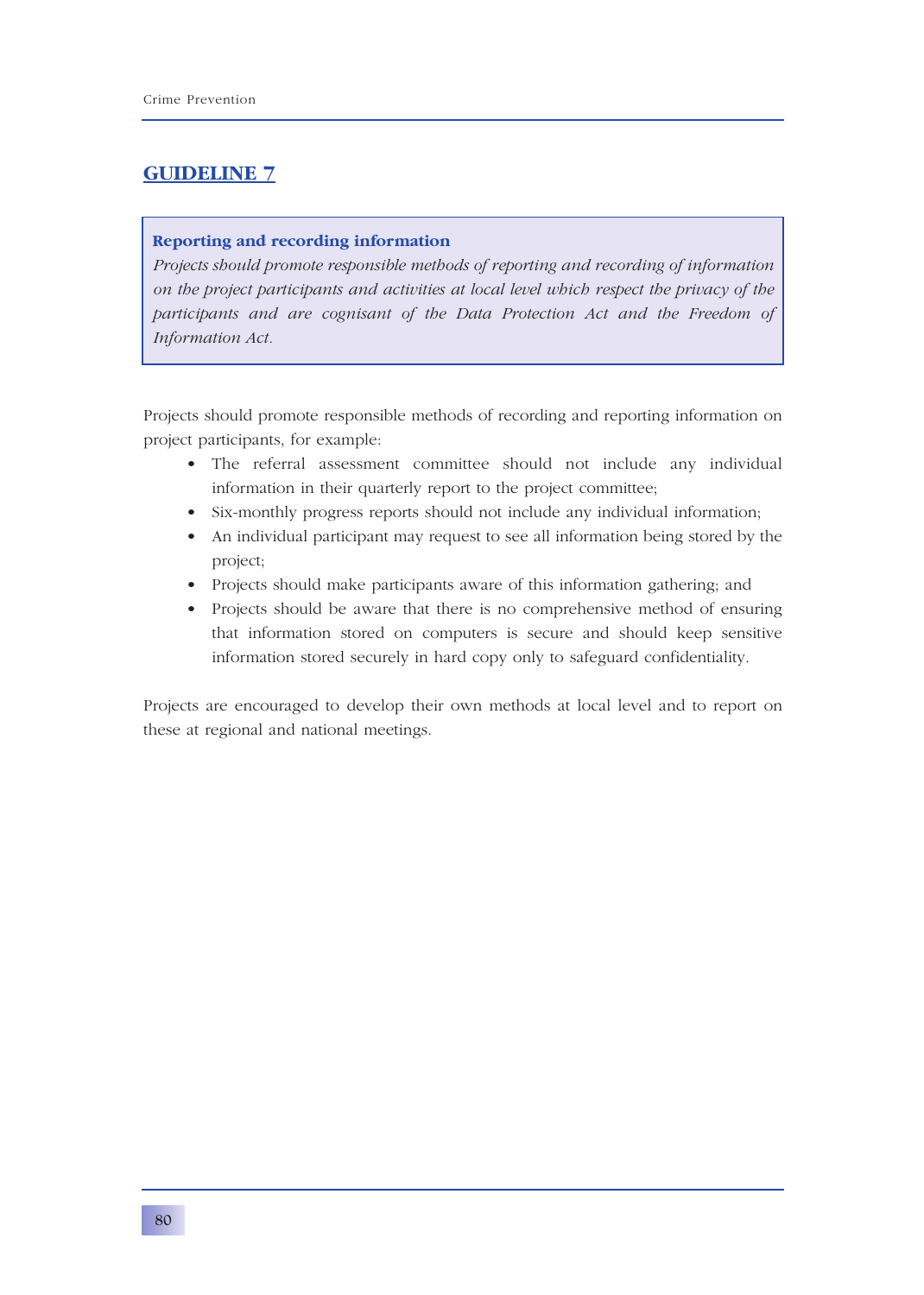## GUIDELINE 7

**Reporting and recording information**

*Projects should promote responsible methods of reporting and recording of information on the project participants and activities at local level which respect the privacy of the participants and are cognisant of the Data Protection Act and the Freedom of Information Act.*

Projects should promote responsible methods of recording and reporting information on project participants, for example:

- The referral assessment committee should not include any individual information in their quarterly report to the project committee;
- Six-monthly progress reports should not include any individual information;
- An individual participant may request to see all information being stored by the project;
- Projects should make participants aware of this information gathering; and
- Projects should be aware that there is no comprehensive method of ensuring that information stored on computers is secure and should keep sensitive information stored securely in hard copy only to safeguard confidentiality.

Projects are encouraged to develop their own methods at local level and to report on these at regional and national meetings.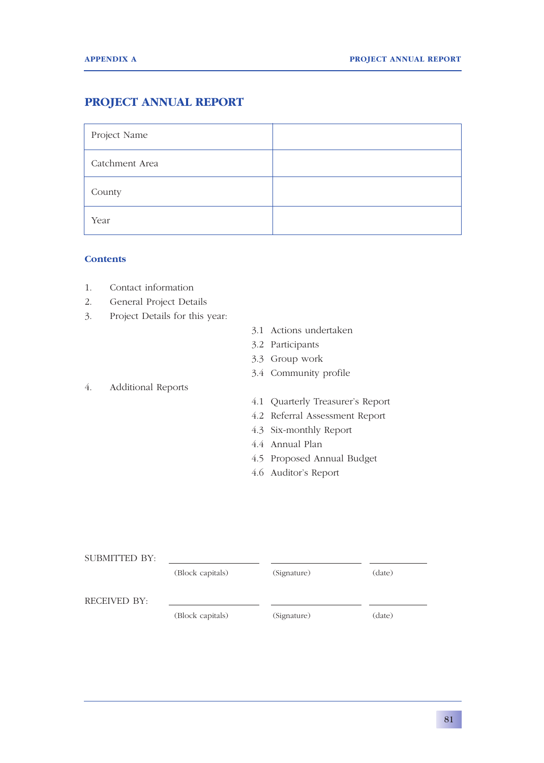# PROJECT ANNUAL REPORT

| Project Name | |
|---|---|
| Catchment Area | |
| County | |
| Year | |

### Contents

1. Contact information
2. General Project Details
3. Project Details for this year:
   - 3.1 Actions undertaken
   - 3.2 Participants
   - 3.3 Group work
   - 3.4 Community profile
4. Additional Reports
   - 4.1 Quarterly Treasurer's Report
   - 4.2 Referral Assessment Report
   - 4.3 Six-monthly Report
   - 4.4 Annual Plan
   - 4.5 Proposed Annual Budget
   - 4.6 Auditor's Report

SUBMITTED BY: ____________________ ____________________ ____________
(Block capitals) (Signature) (date)

RECEIVED BY: ____________________ ____________________ ____________
(Block capitals) (Signature) (date)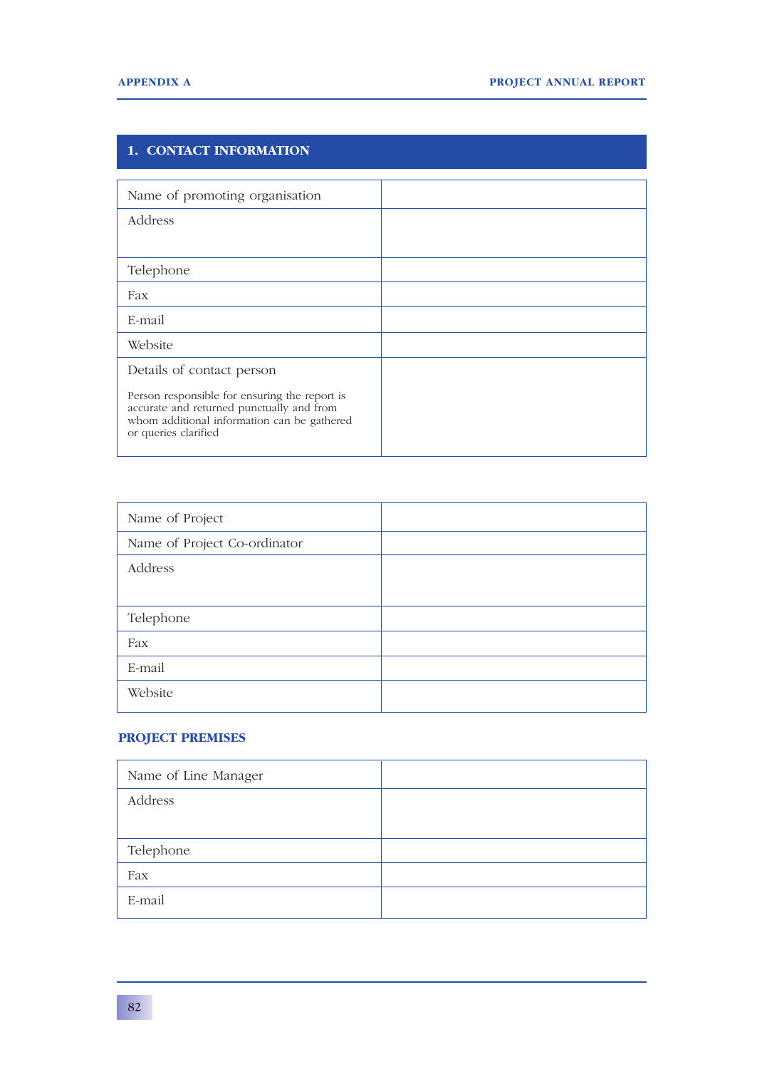## 1. CONTACT INFORMATION

| Name of promoting organisation | |
|---|---|
| Address | |
| Telephone | |
| Fax | |
| E-mail | |
| Website | |
| Details of contact person<br><br>Person responsible for ensuring the report is accurate and returned punctually and from whom additional information can be gathered or queries clarified | |

| Name of Project | |
|---|---|
| Name of Project Co-ordinator | |
| Address | |
| Telephone | |
| Fax | |
| E-mail | |
| Website | |

### PROJECT PREMISES

| Name of Line Manager | |
|---|---|
| Address | |
| Telephone | |
| Fax | |
| E-mail | |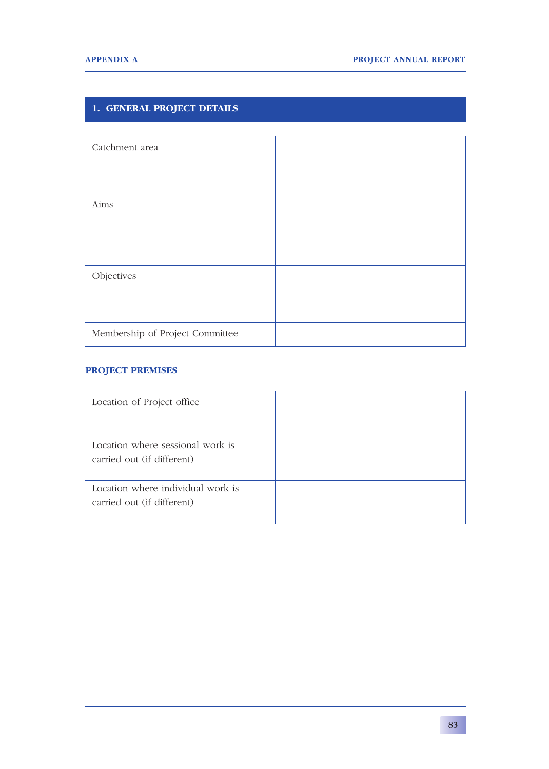## 1. GENERAL PROJECT DETAILS

| | |
|---|---|
| Catchment area | |
| Aims | |
| Objectives | |
| Membership of Project Committee | |

### PROJECT PREMISES

| | |
|---|---|
| Location of Project office | |
| Location where sessional work is carried out (if different) | |
| Location where individual work is carried out (if different) | |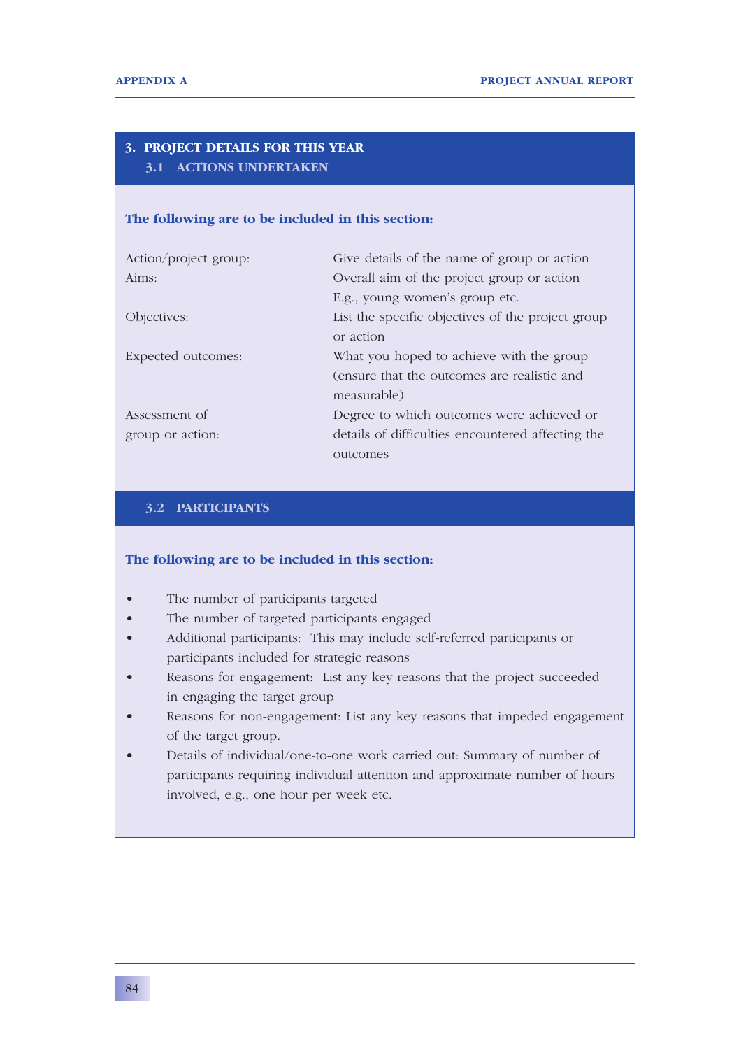## 3. PROJECT DETAILS FOR THIS YEAR

### 3.1 ACTIONS UNDERTAKEN

**The following are to be included in this section:**

| | |
|---|---|
| Action/project group: | Give details of the name of group or action |
| Aims: | Overall aim of the project group or action E.g., young women's group etc. |
| Objectives: | List the specific objectives of the project group or action |
| Expected outcomes: | What you hoped to achieve with the group (ensure that the outcomes are realistic and measurable) |
| Assessment of group or action: | Degree to which outcomes were achieved or details of difficulties encountered affecting the outcomes |

### 3.2 PARTICIPANTS

**The following are to be included in this section:**

- The number of participants targeted
- The number of targeted participants engaged
- Additional participants: This may include self-referred participants or participants included for strategic reasons
- Reasons for engagement: List any key reasons that the project succeeded in engaging the target group
- Reasons for non-engagement: List any key reasons that impeded engagement of the target group.
- Details of individual/one-to-one work carried out: Summary of number of participants requiring individual attention and approximate number of hours involved, e.g., one hour per week etc.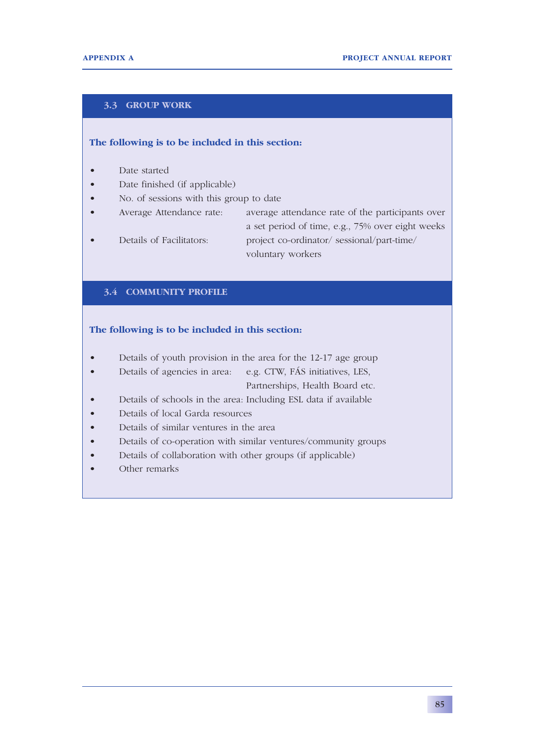## 3.3 GROUP WORK

**The following is to be included in this section:**

- Date started
- Date finished (if applicable)
- No. of sessions with this group to date
- Average Attendance rate: average attendance rate of the participants over a set period of time, e.g., 75% over eight weeks
- Details of Facilitators: project co-ordinator/ sessional/part-time/ voluntary workers

## 3.4 COMMUNITY PROFILE

**The following is to be included in this section:**

- Details of youth provision in the area for the 12-17 age group
- Details of agencies in area: e.g. CTW, FÁS initiatives, LES, Partnerships, Health Board etc.
- Details of schools in the area: Including ESL data if available
- Details of local Garda resources
- Details of similar ventures in the area
- Details of co-operation with similar ventures/community groups
- Details of collaboration with other groups (if applicable)
- Other remarks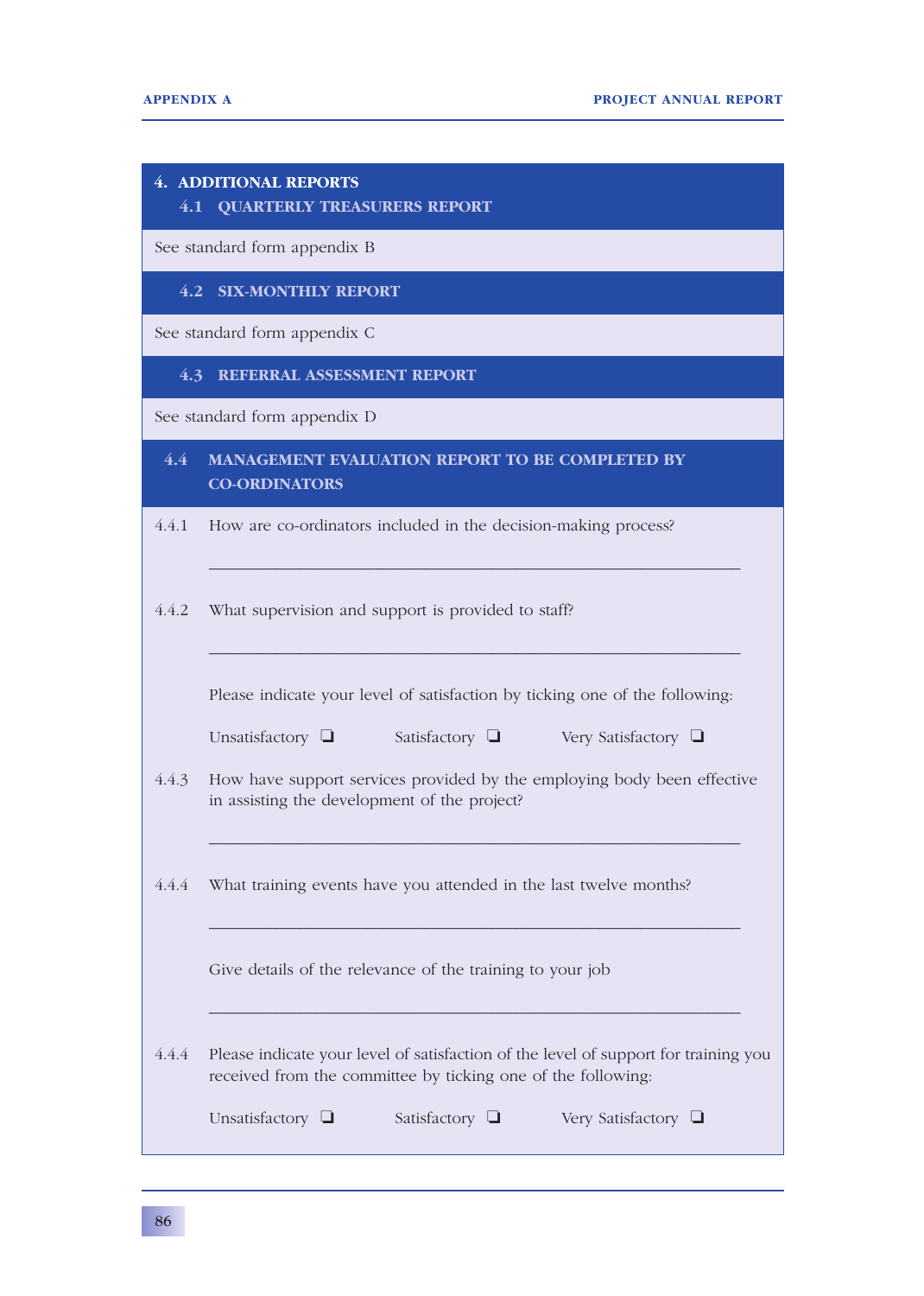## 4. ADDITIONAL REPORTS

### 4.1 QUARTERLY TREASURERS REPORT

See standard form appendix B

### 4.2 SIX-MONTHLY REPORT

See standard form appendix C

### 4.3 REFERRAL ASSESSMENT REPORT

See standard form appendix D

### 4.4 MANAGEMENT EVALUATION REPORT TO BE COMPLETED BY CO-ORDINATORS

4.4.1 How are co-ordinators included in the decision-making process?

_______________________________________________________________

4.4.2 What supervision and support is provided to staff?

_______________________________________________________________

Please indicate your level of satisfaction by ticking one of the following:

Unsatisfactory ❏ Satisfactory ❏ Very Satisfactory ❏

4.4.3 How have support services provided by the employing body been effective in assisting the development of the project?

_______________________________________________________________

4.4.4 What training events have you attended in the last twelve months?

_______________________________________________________________

Give details of the relevance of the training to your job

_______________________________________________________________

4.4.4 Please indicate your level of satisfaction of the level of support for training you received from the committee by ticking one of the following:

Unsatisfactory ❏ Satisfactory ❏ Very Satisfactory ❏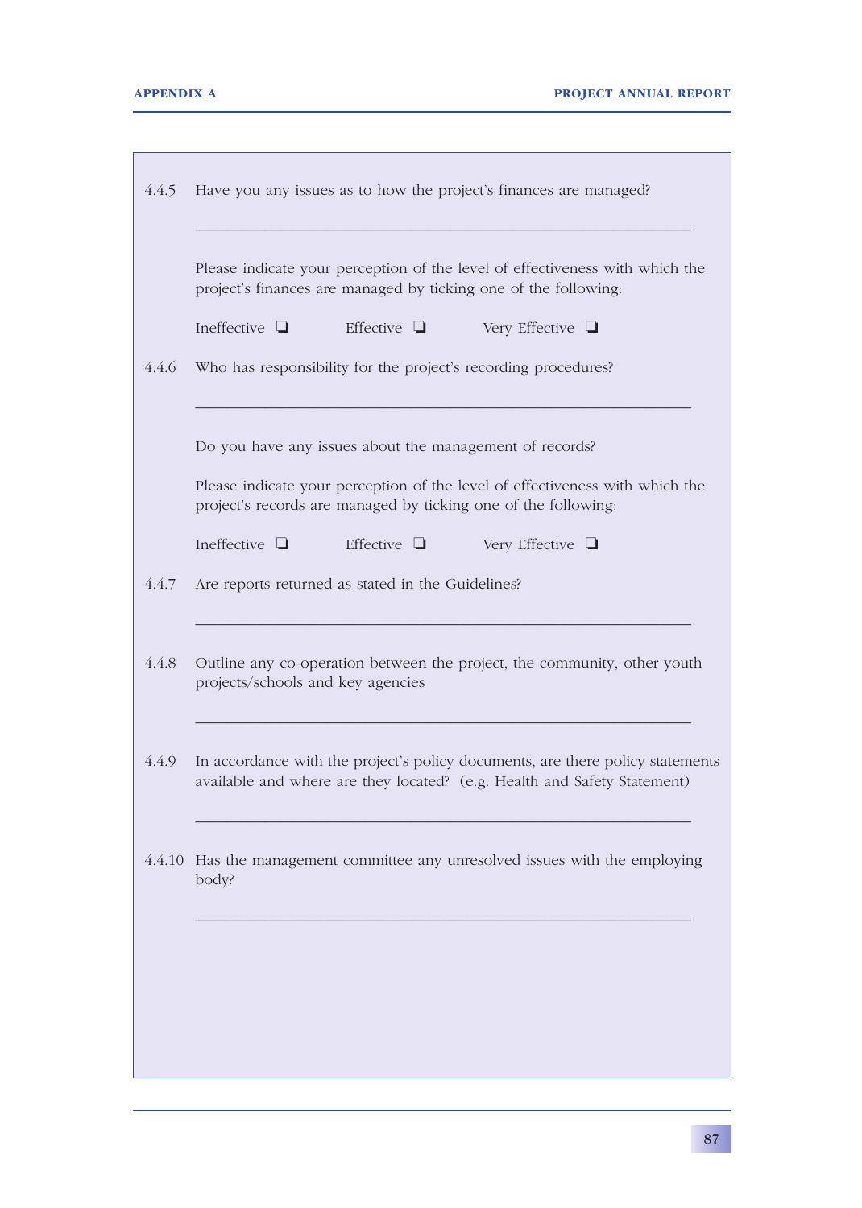4.4.5 Have you any issues as to how the project's finances are managed?

\_\_\_\_\_\_\_\_\_\_\_\_\_\_\_\_\_\_\_\_\_\_\_\_\_\_\_\_\_\_\_\_\_\_\_\_\_\_\_\_\_\_\_\_\_\_\_\_\_\_\_\_\_\_\_\_

Please indicate your perception of the level of effectiveness with which the project's finances are managed by ticking one of the following:

Ineffective ❑ Effective ❑ Very Effective ❑

4.4.6 Who has responsibility for the project's recording procedures?

\_\_\_\_\_\_\_\_\_\_\_\_\_\_\_\_\_\_\_\_\_\_\_\_\_\_\_\_\_\_\_\_\_\_\_\_\_\_\_\_\_\_\_\_\_\_\_\_\_\_\_\_\_\_\_\_

Do you have any issues about the management of records?

Please indicate your perception of the level of effectiveness with which the project's records are managed by ticking one of the following:

Ineffective ❑ Effective ❑ Very Effective ❑

4.4.7 Are reports returned as stated in the Guidelines?

\_\_\_\_\_\_\_\_\_\_\_\_\_\_\_\_\_\_\_\_\_\_\_\_\_\_\_\_\_\_\_\_\_\_\_\_\_\_\_\_\_\_\_\_\_\_\_\_\_\_\_\_\_\_\_\_

4.4.8 Outline any co-operation between the project, the community, other youth projects/schools and key agencies

\_\_\_\_\_\_\_\_\_\_\_\_\_\_\_\_\_\_\_\_\_\_\_\_\_\_\_\_\_\_\_\_\_\_\_\_\_\_\_\_\_\_\_\_\_\_\_\_\_\_\_\_\_\_\_\_

4.4.9 In accordance with the project's policy documents, are there policy statements available and where are they located? (e.g. Health and Safety Statement)

\_\_\_\_\_\_\_\_\_\_\_\_\_\_\_\_\_\_\_\_\_\_\_\_\_\_\_\_\_\_\_\_\_\_\_\_\_\_\_\_\_\_\_\_\_\_\_\_\_\_\_\_\_\_\_\_

4.4.10 Has the management committee any unresolved issues with the employing body?

\_\_\_\_\_\_\_\_\_\_\_\_\_\_\_\_\_\_\_\_\_\_\_\_\_\_\_\_\_\_\_\_\_\_\_\_\_\_\_\_\_\_\_\_\_\_\_\_\_\_\_\_\_\_\_\_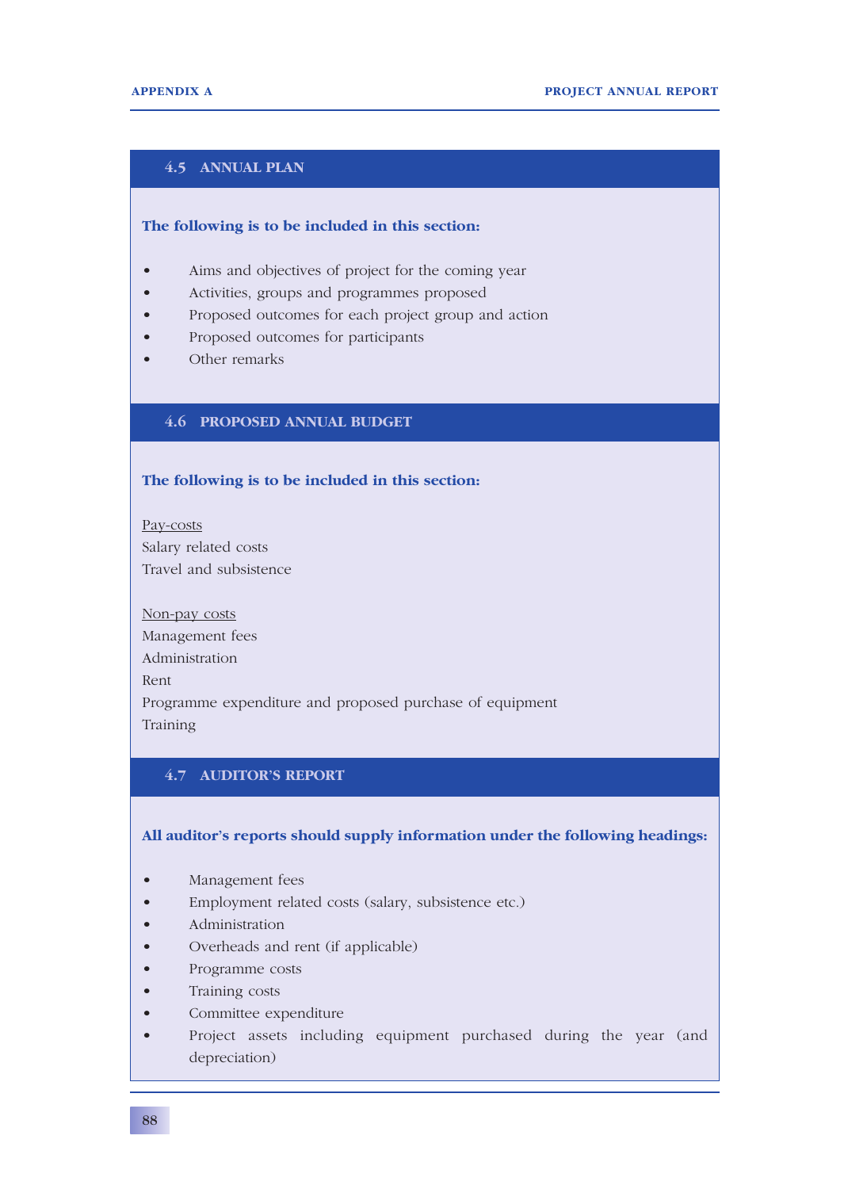## 4.5 ANNUAL PLAN

**The following is to be included in this section:**

- Aims and objectives of project for the coming year
- Activities, groups and programmes proposed
- Proposed outcomes for each project group and action
- Proposed outcomes for participants
- Other remarks

## 4.6 PROPOSED ANNUAL BUDGET

**The following is to be included in this section:**

<u>Pay-costs</u>
Salary related costs
Travel and subsistence

<u>Non-pay costs</u>
Management fees
Administration
Rent
Programme expenditure and proposed purchase of equipment
Training

## 4.7 AUDITOR'S REPORT

**All auditor's reports should supply information under the following headings:**

- Management fees
- Employment related costs (salary, subsistence etc.)
- Administration
- Overheads and rent (if applicable)
- Programme costs
- Training costs
- Committee expenditure
- Project assets including equipment purchased during the year (and depreciation)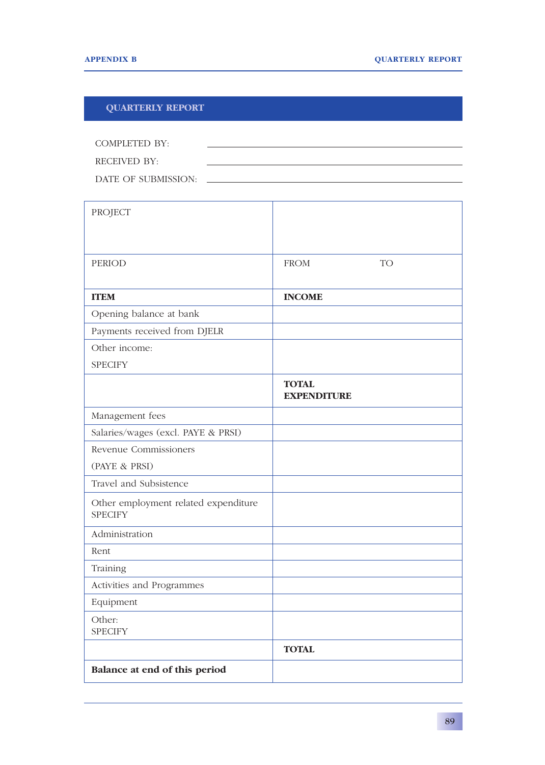## QUARTERLY REPORT

COMPLETED BY: \_\_\_\_\_\_\_\_\_\_\_\_\_\_\_\_\_\_\_\_\_\_\_\_\_\_\_\_\_\_\_\_\_\_\_\_\_\_\_\_

RECEIVED BY: \_\_\_\_\_\_\_\_\_\_\_\_\_\_\_\_\_\_\_\_\_\_\_\_\_\_\_\_\_\_\_\_\_\_\_\_\_\_\_\_

DATE OF SUBMISSION: \_\_\_\_\_\_\_\_\_\_\_\_\_\_\_\_\_\_\_\_\_\_\_\_\_\_\_\_\_\_\_\_\_\_\_\_\_\_\_\_

| PROJECT | |
|---|---|
| PERIOD | FROM TO |
| **ITEM** | **INCOME** |
| Opening balance at bank | |
| Payments received from DJELR | |
| Other income:<br>SPECIFY | |
| | **TOTAL EXPENDITURE** |
| Management fees | |
| Salaries/wages (excl. PAYE & PRSI) | |
| Revenue Commissioners<br>(PAYE & PRSI) | |
| Travel and Subsistence | |
| Other employment related expenditure SPECIFY | |
| Administration | |
| Rent | |
| Training | |
| Activities and Programmes | |
| Equipment | |
| Other:<br>SPECIFY | |
| | **TOTAL** |
| **Balance at end of this period** | |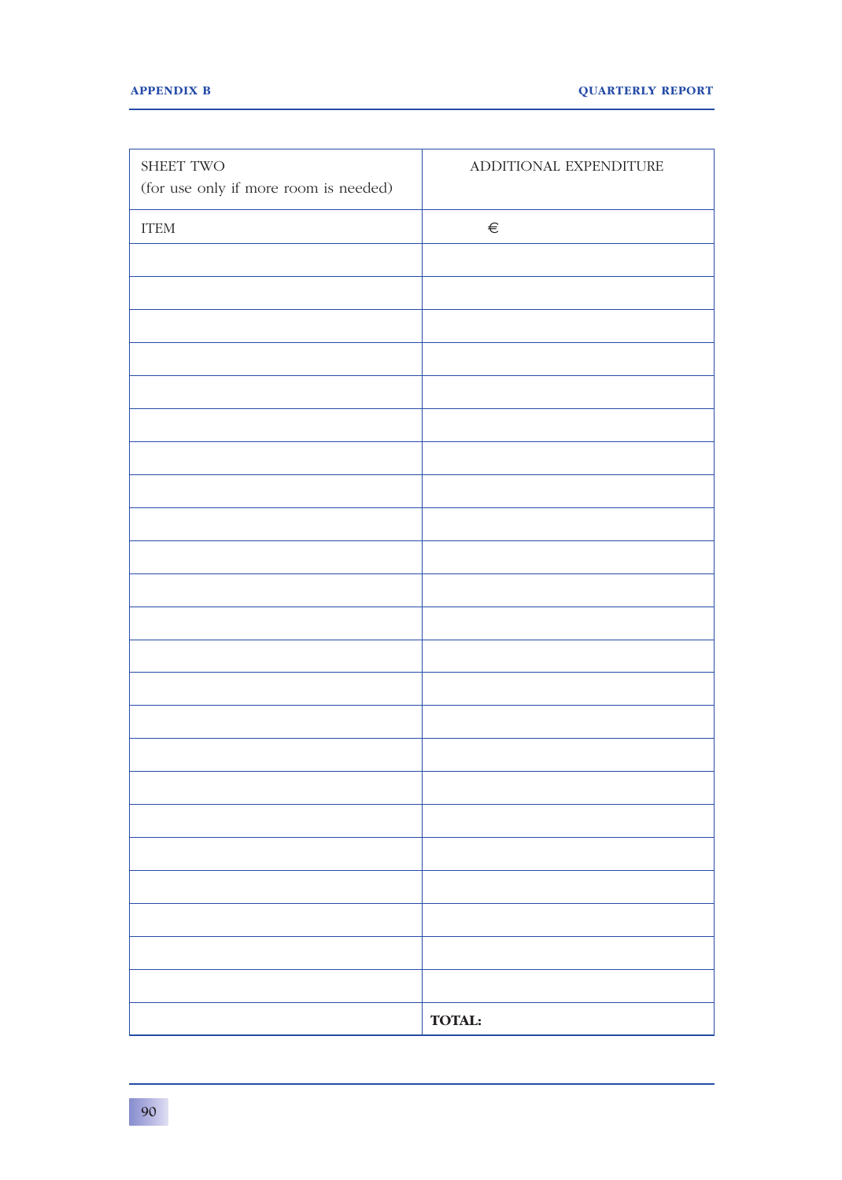| SHEET TWO<br>(for use only if more room is needed) | ADDITIONAL EXPENDITURE |
|---|---|
| ITEM | € |
| | |
| | |
| | |
| | |
| | |
| | |
| | |
| | |
| | |
| | |
| | |
| | |
| | |
| | |
| | |
| | |
| | |
| | |
| | |
| | |
| | |
| | |
| | **TOTAL:** |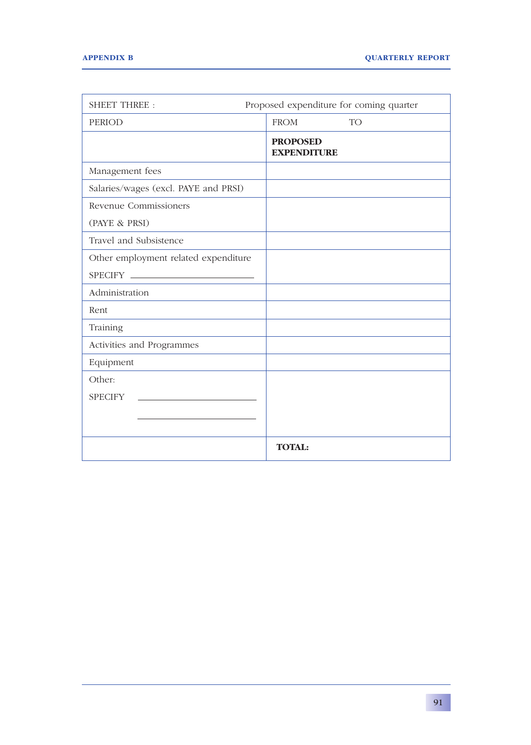| SHEET THREE : | Proposed expenditure for coming quarter |
|---|---|
| PERIOD | FROM TO |
| | **PROPOSED EXPENDITURE** |
| Management fees | |
| Salaries/wages (excl. PAYE and PRSI) | |
| Revenue Commissioners (PAYE & PRSI) | |
| Travel and Subsistence | |
| Other employment related expenditure SPECIFY ______________ | |
| Administration | |
| Rent | |
| Training | |
| Activities and Programmes | |
| Equipment | |
| Other: SPECIFY ______________ ______________ | |
| | **TOTAL:** |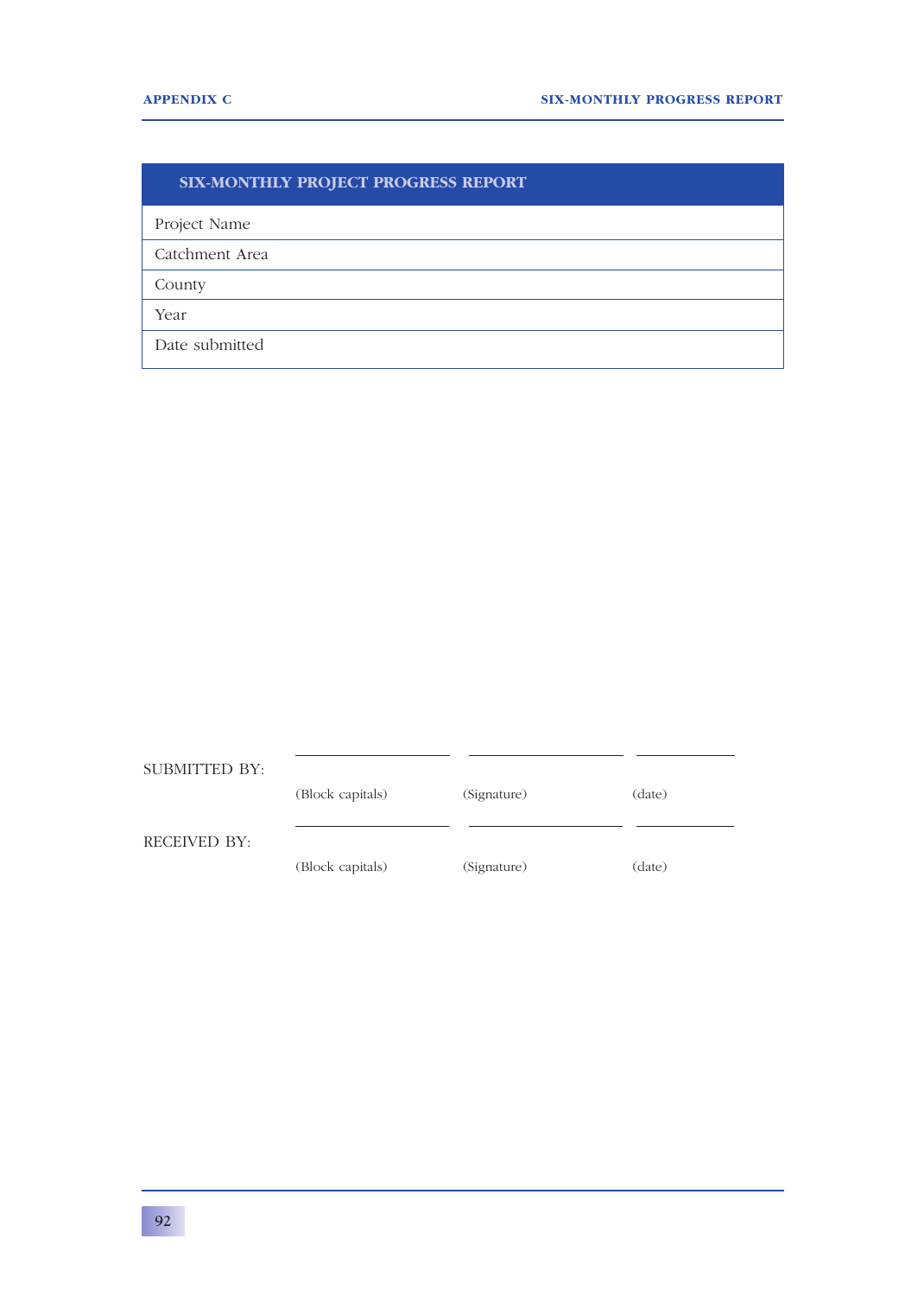| SIX-MONTHLY PROJECT PROGRESS REPORT |
|---|
| Project Name |
| Catchment Area |
| County |
| Year |
| Date submitted |

| | | | |
|---|---|---|---|
| SUBMITTED BY: | ____________________ | ____________________ | ____________ |
| | (Block capitals) | (Signature) | (date) |
| RECEIVED BY: | ____________________ | ____________________ | ____________ |
| | (Block capitals) | (Signature) | (date) |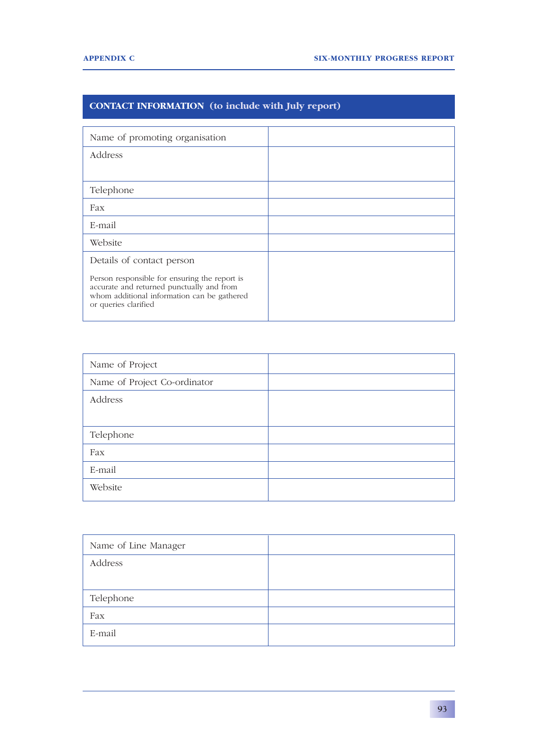## CONTACT INFORMATION (to include with July report)

| | |
|---|---|
| Name of promoting organisation | |
| Address | |
| Telephone | |
| Fax | |
| E-mail | |
| Website | |
| Details of contact person<br><br>Person responsible for ensuring the report is accurate and returned punctually and from whom additional information can be gathered or queries clarified | |

| | |
|---|---|
| Name of Project | |
| Name of Project Co-ordinator | |
| Address | |
| Telephone | |
| Fax | |
| E-mail | |
| Website | |

| | |
|---|---|
| Name of Line Manager | |
| Address | |
| Telephone | |
| Fax | |
| E-mail | |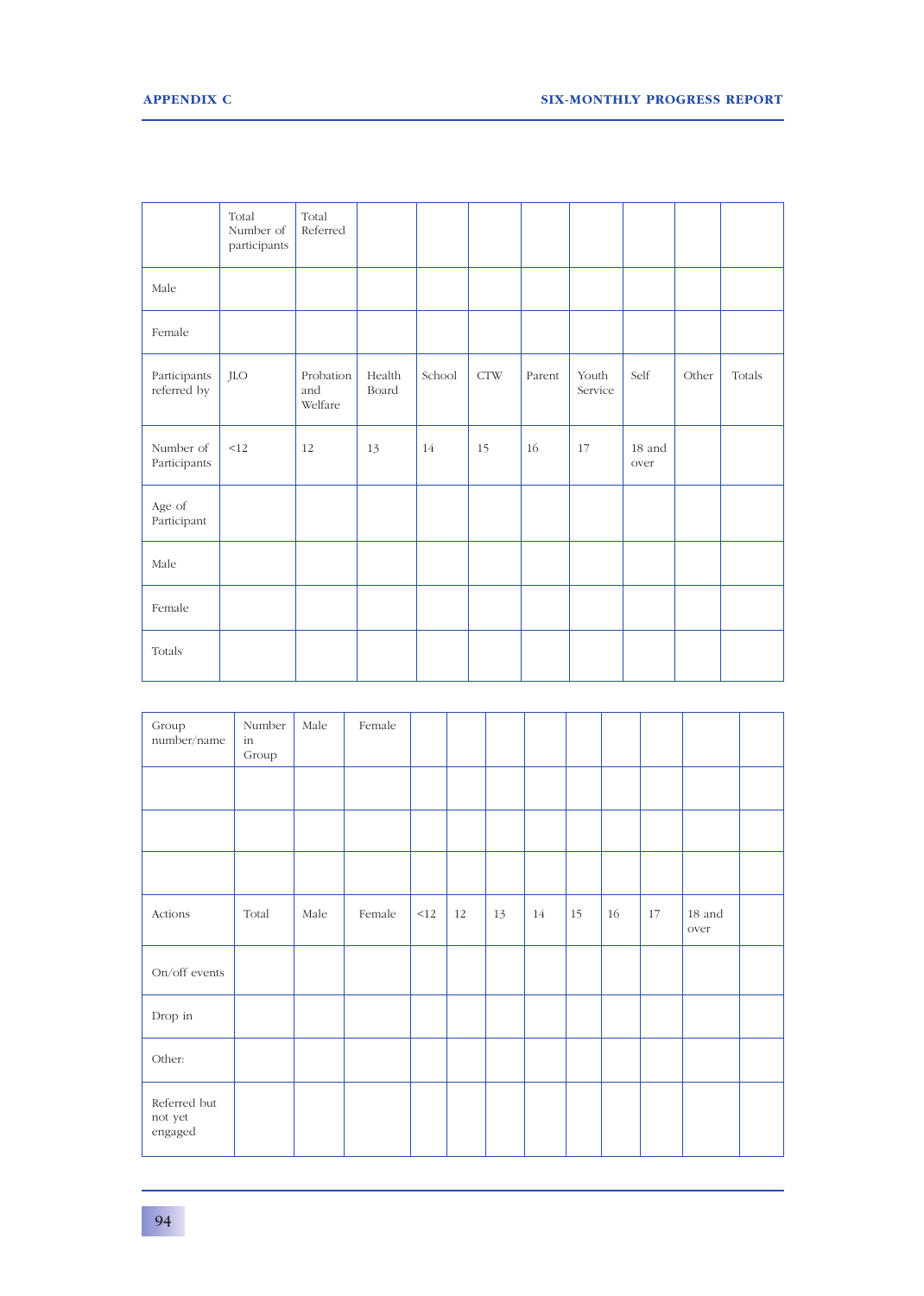| | Total Number of participants | Total Referred | | | | | | | | |
|---|---|---|---|---|---|---|---|---|---|---|
| Male | | | | | | | | | | |
| Female | | | | | | | | | | |
| Participants referred by | JLO | Probation and Welfare | Health Board | School | CTW | Parent | Youth Service | Self | Other | Totals |
| Number of Participants | <12 | 12 | 13 | 14 | 15 | 16 | 17 | 18 and over | | |
| Age of Participant | | | | | | | | | | |
| Male | | | | | | | | | | |
| Female | | | | | | | | | | |
| Totals | | | | | | | | | | |

| Group number/name | Number in Group | Male | Female | | | | | | | | | |
|---|---|---|---|---|---|---|---|---|---|---|---|---|
| | | | | | | | | | | | | |
| | | | | | | | | | | | | |
| | | | | | | | | | | | | |
| Actions | Total | Male | Female | <12 | 12 | 13 | 14 | 15 | 16 | 17 | 18 and over | |
| On/off events | | | | | | | | | | | | |
| Drop in | | | | | | | | | | | | |
| Other: | | | | | | | | | | | | |
| Referred but not yet engaged | | | | | | | | | | | | |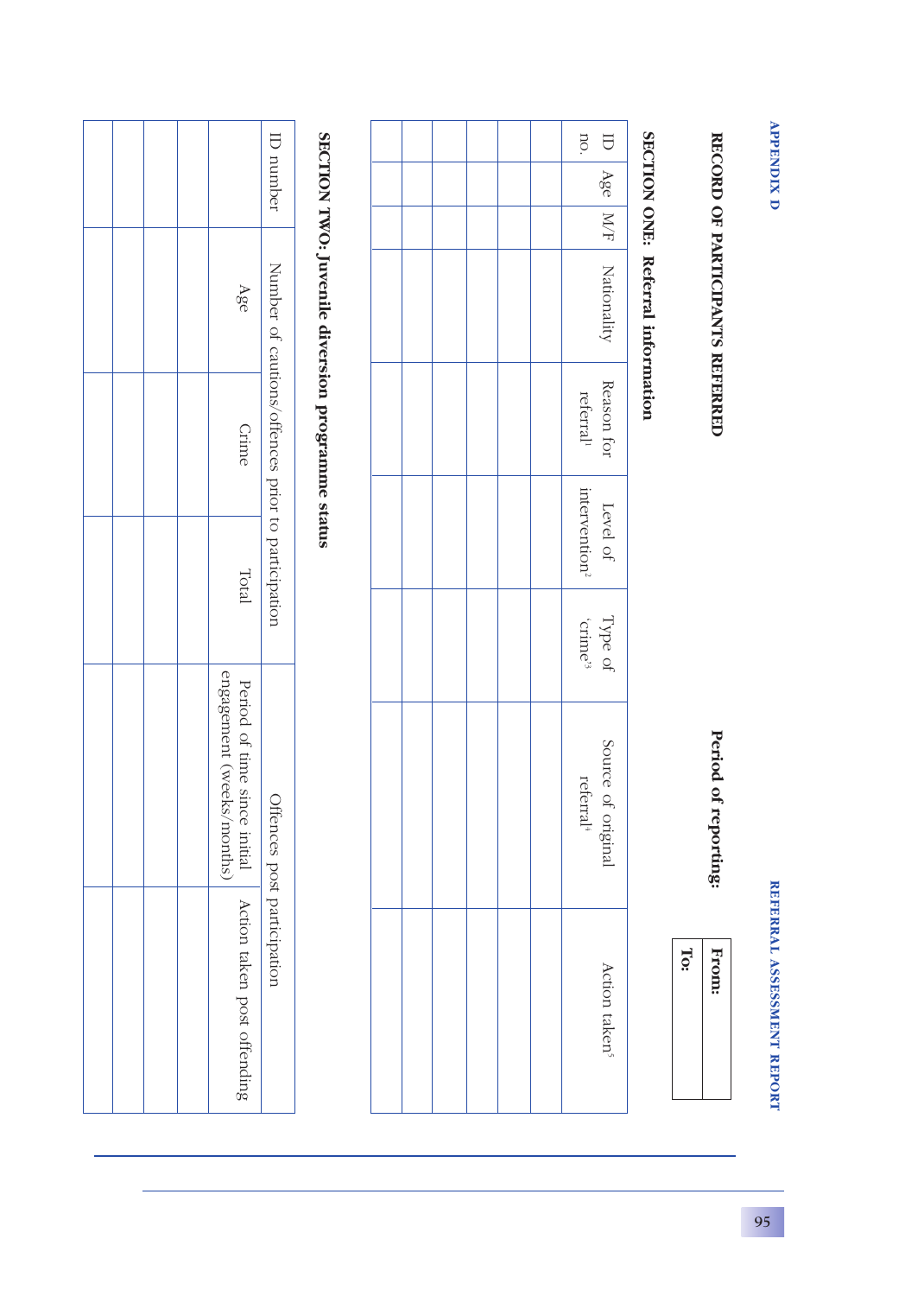APPENDIX D

## RECORD OF PARTICIPANTS REFERRED

**Period of reporting:**

| **From:** | |
|---|---|
| **To:** | |

### SECTION ONE: Referral information

| ID no. | Age | M/F | Nationality | Reason for referral[1] | Level of intervention[2] | Type of 'crime'[3] | Source of original referral[4] | Action taken[5] |
|---|---|---|---|---|---|---|---|---|
| | | | | | | | | |
| | | | | | | | | |
| | | | | | | | | |
| | | | | | | | | |
| | | | | | | | | |
| | | | | | | | | |

### SECTION TWO: Juvenile diversion programme status

| ID number | Number of cautions/offences prior to participation | | | Offences post participation | |
|---|---|---|---|---|---|
| | Age | Crime | Total | Period of time since initial engagement (weeks/months) | Action taken post offending |
| | | | | | |
| | | | | | |
| | | | | | |
| | | | | | |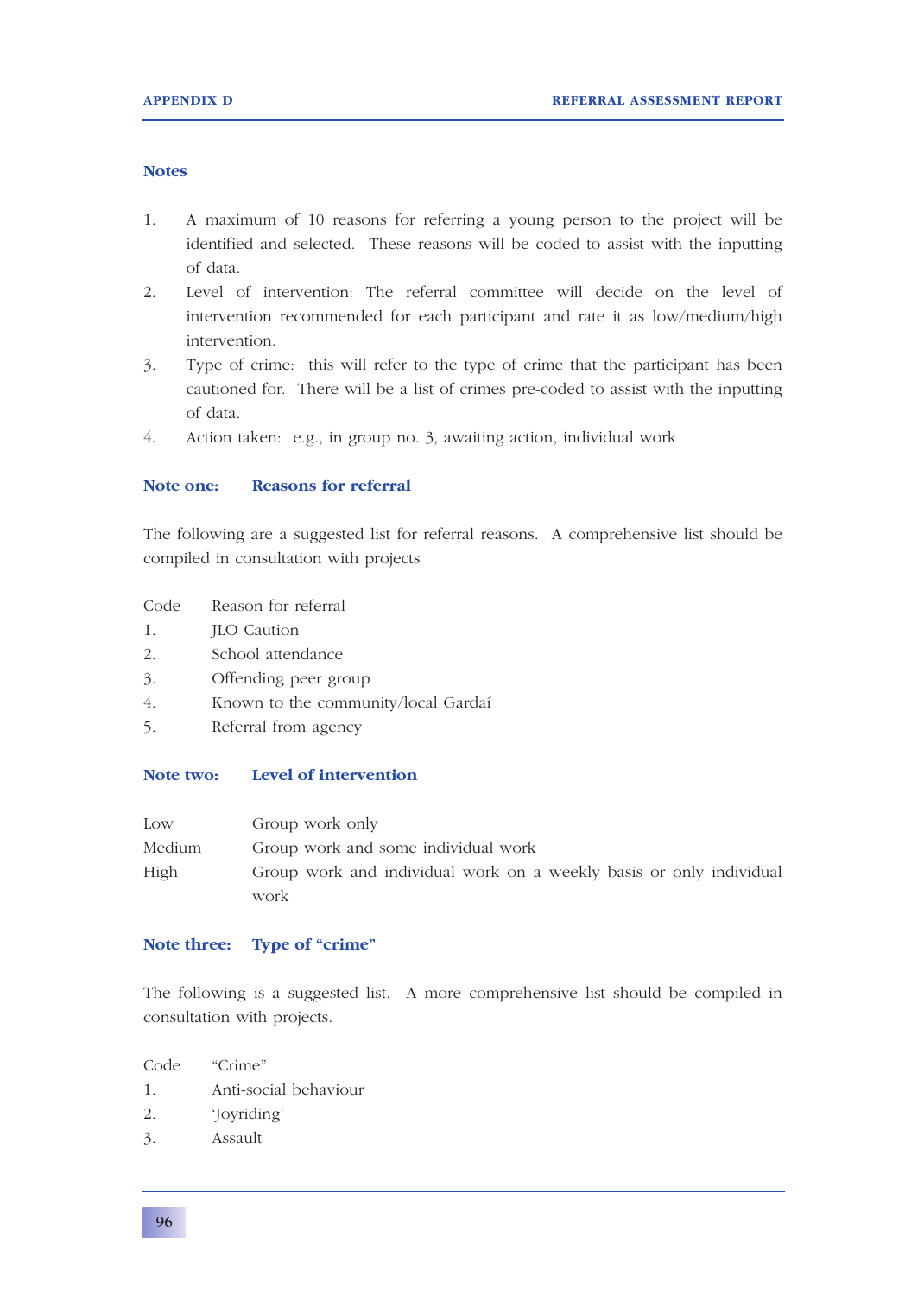### Notes

1. A maximum of 10 reasons for referring a young person to the project will be identified and selected. These reasons will be coded to assist with the inputting of data.
2. Level of intervention: The referral committee will decide on the level of intervention recommended for each participant and rate it as low/medium/high intervention.
3. Type of crime: this will refer to the type of crime that the participant has been cautioned for. There will be a list of crimes pre-coded to assist with the inputting of data.
4. Action taken: e.g., in group no. 3, awaiting action, individual work

### Note one: Reasons for referral

The following are a suggested list for referral reasons. A comprehensive list should be compiled in consultation with projects

| Code | Reason for referral |
|---|---|
| 1. | JLO Caution |
| 2. | School attendance |
| 3. | Offending peer group |
| 4. | Known to the community/local Gardaí |
| 5. | Referral from agency |

### Note two: Level of intervention

| | |
|---|---|
| Low | Group work only |
| Medium | Group work and some individual work |
| High | Group work and individual work on a weekly basis or only individual work |

### Note three: Type of "crime"

The following is a suggested list. A more comprehensive list should be compiled in consultation with projects.

| Code | "Crime" |
|---|---|
| 1. | Anti-social behaviour |
| 2. | 'Joyriding' |
| 3. | Assault |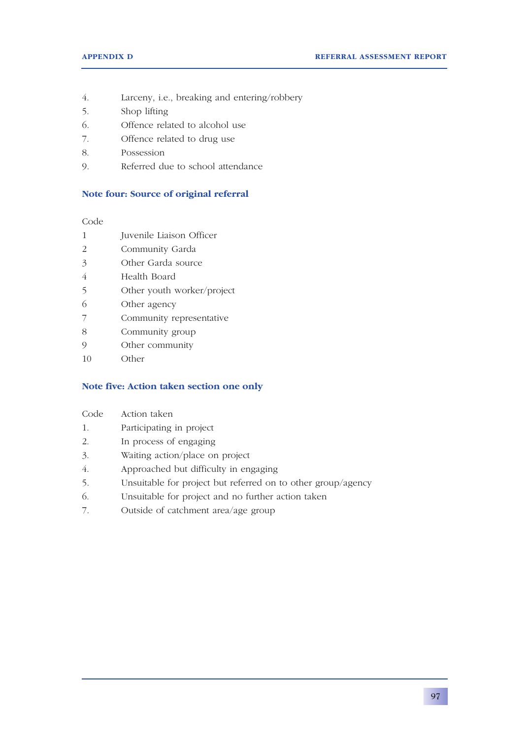4. Larceny, i.e., breaking and entering/robbery
5. Shop lifting
6. Offence related to alcohol use
7. Offence related to drug use
8. Possession
9. Referred due to school attendance

### Note four: Source of original referral

| Code | |
|---|---|
| 1 | Juvenile Liaison Officer |
| 2 | Community Garda |
| 3 | Other Garda source |
| 4 | Health Board |
| 5 | Other youth worker/project |
| 6 | Other agency |
| 7 | Community representative |
| 8 | Community group |
| 9 | Other community |
| 10 | Other |

### Note five: Action taken section one only

| Code | Action taken |
|---|---|
| 1. | Participating in project |
| 2. | In process of engaging |
| 3. | Waiting action/place on project |
| 4. | Approached but difficulty in engaging |
| 5. | Unsuitable for project but referred on to other group/agency |
| 6. | Unsuitable for project and no further action taken |
| 7. | Outside of catchment area/age group |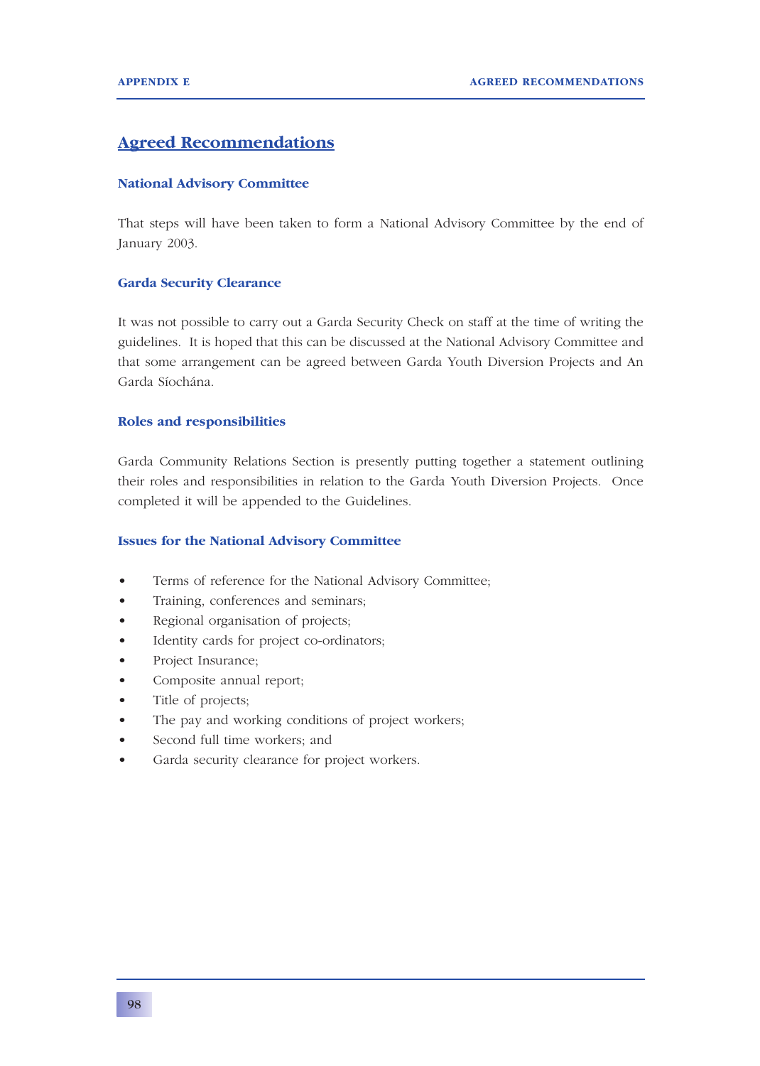# Agreed Recommendations

### National Advisory Committee

That steps will have been taken to form a National Advisory Committee by the end of January 2003.

### Garda Security Clearance

It was not possible to carry out a Garda Security Check on staff at the time of writing the guidelines. It is hoped that this can be discussed at the National Advisory Committee and that some arrangement can be agreed between Garda Youth Diversion Projects and An Garda Síochána.

### Roles and responsibilities

Garda Community Relations Section is presently putting together a statement outlining their roles and responsibilities in relation to the Garda Youth Diversion Projects. Once completed it will be appended to the Guidelines.

### Issues for the National Advisory Committee

- Terms of reference for the National Advisory Committee;
- Training, conferences and seminars;
- Regional organisation of projects;
- Identity cards for project co-ordinators;
- Project Insurance;
- Composite annual report;
- Title of projects;
- The pay and working conditions of project workers;
- Second full time workers; and
- Garda security clearance for project workers.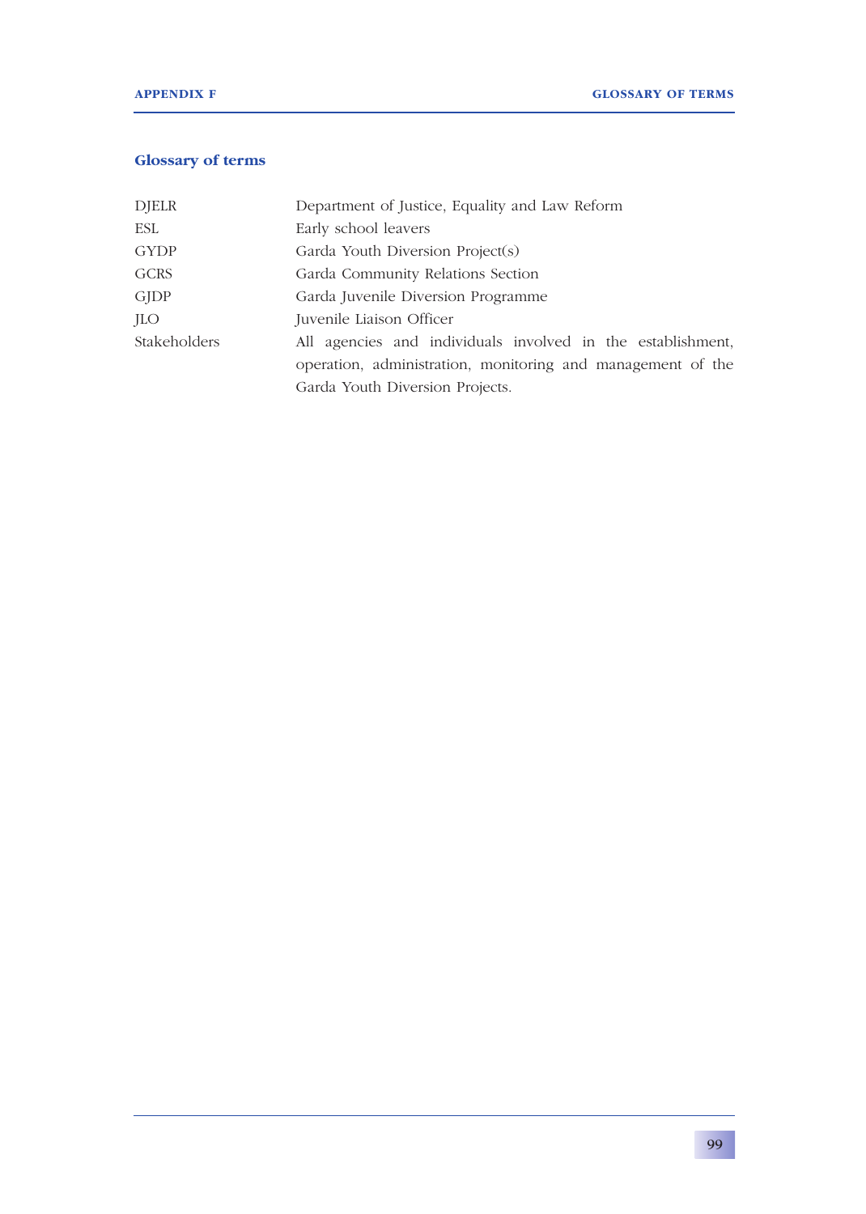## Glossary of terms

| | |
|---|---|
| DJELR | Department of Justice, Equality and Law Reform |
| ESL | Early school leavers |
| GYDP | Garda Youth Diversion Project(s) |
| GCRS | Garda Community Relations Section |
| GJDP | Garda Juvenile Diversion Programme |
| JLO | Juvenile Liaison Officer |
| Stakeholders | All agencies and individuals involved in the establishment, operation, administration, monitoring and management of the Garda Youth Diversion Projects. |